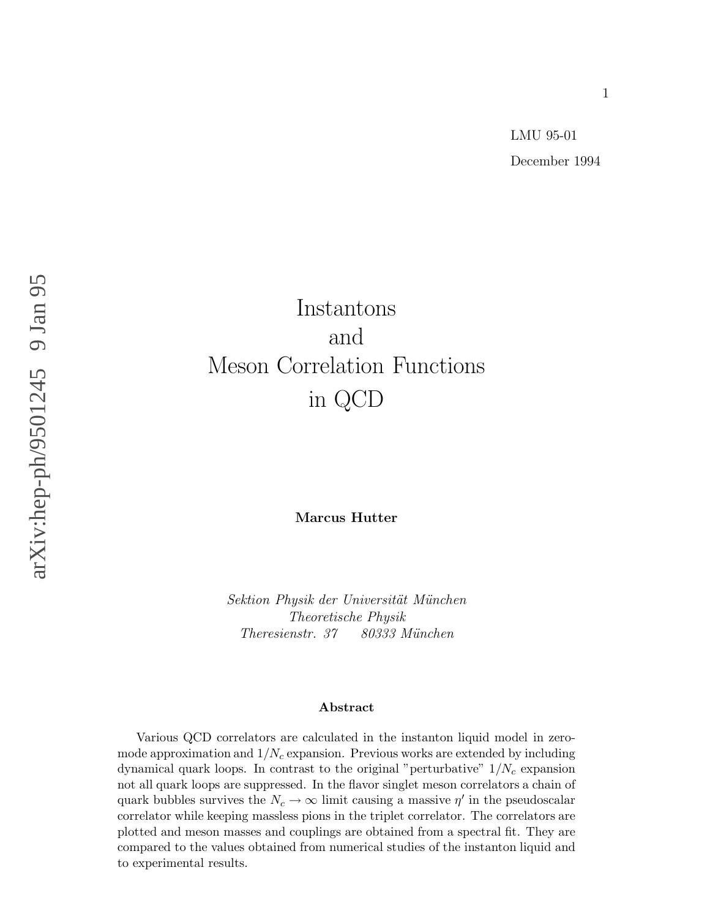LMU 95-01

December 1994

# Instantons and Meson Correlation Functions in QCD

**Marcus Hutter**

*Sektion Physik der Universität München*
*Theoretische Physik*
*Theresienstr. 37 80333 München*

### Abstract

Various QCD correlators are calculated in the instanton liquid model in zero-mode approximation and $1/N_c$ expansion. Previous works are extended by including dynamical quark loops. In contrast to the original "perturbative" $1/N_c$ expansion not all quark loops are suppressed. In the flavor singlet meson correlators a chain of quark bubbles survives the $N_c \to \infty$ limit causing a massive $\eta'$ in the pseudoscalar correlator while keeping massless pions in the triplet correlator. The correlators are plotted and meson masses and couplings are obtained from a spectral fit. They are compared to the values obtained from numerical studies of the instanton liquid and to experimental results.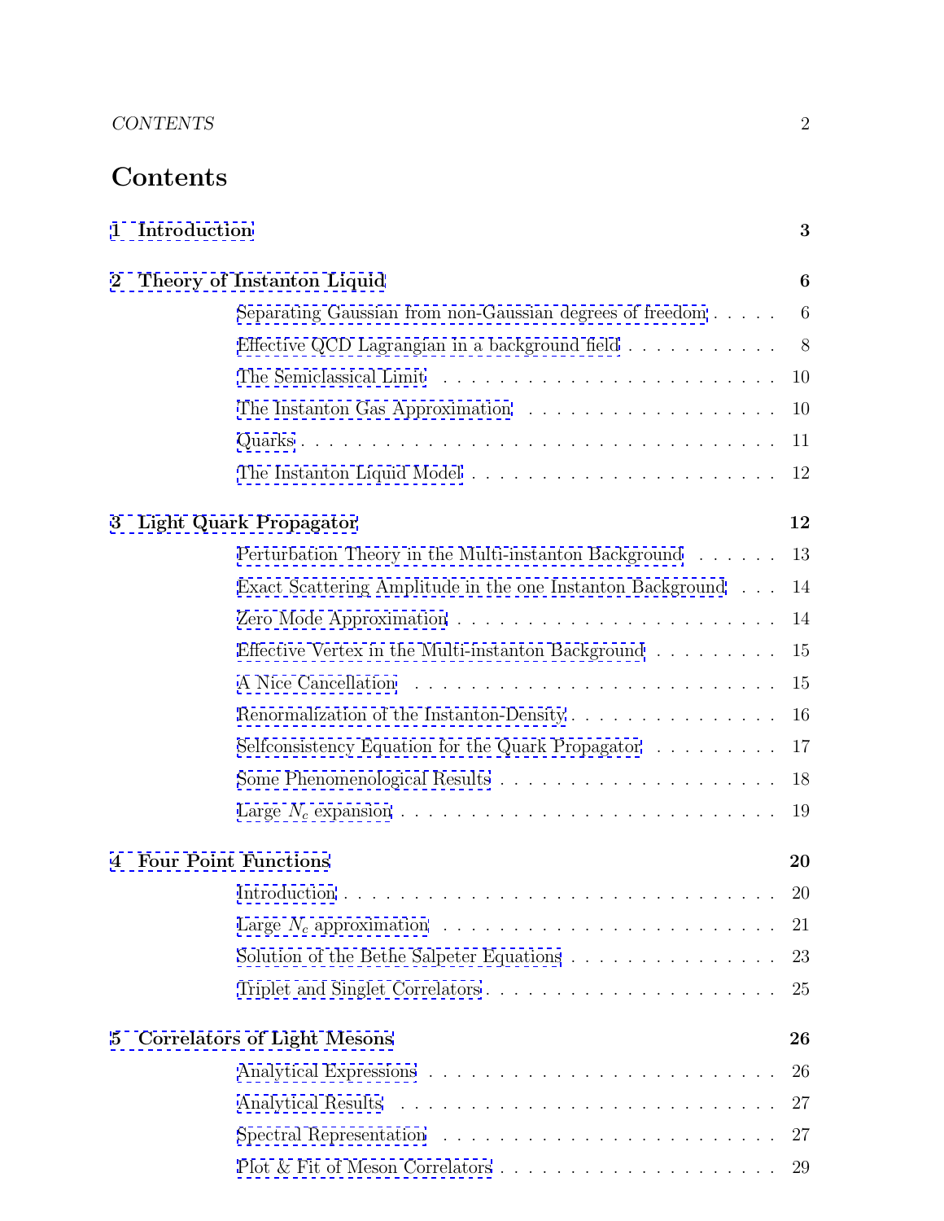# Contents

**1 Introduction** **3**

**2 Theory of Instanton Liquid** **6**

- Separating Gaussian from non-Gaussian degrees of freedom . . . . . 6
- Effective QCD Lagrangian in a background field . . . . . . . . . . . 8
- The Semiclassical Limit . . . . . . . . . . . . . . . . . . . . . . . . 10
- The Instanton Gas Approximation . . . . . . . . . . . . . . . . . . 10
- Quarks . . . . . . . . . . . . . . . . . . . . . . . . . . . . . . . . . 11
- The Instanton Liquid Model . . . . . . . . . . . . . . . . . . . . . . 12

**3 Light Quark Propagator** **12**

- Perturbation Theory in the Multi-instanton Background . . . . . . 13
- Exact Scattering Amplitude in the one Instanton Background . . . 14
- Zero Mode Approximation . . . . . . . . . . . . . . . . . . . . . . . 14
- Effective Vertex in the Multi-instanton Background . . . . . . . . . 15
- A Nice Cancellation . . . . . . . . . . . . . . . . . . . . . . . . . . 15
- Renormalization of the Instanton-Density . . . . . . . . . . . . . . . 16
- Selfconsistency Equation for the Quark Propagator . . . . . . . . . 17
- Some Phenomenological Results . . . . . . . . . . . . . . . . . . . . 18
- Large $N_c$ expansion . . . . . . . . . . . . . . . . . . . . . . . . . . 19

**4 Four Point Functions** **20**

- Introduction . . . . . . . . . . . . . . . . . . . . . . . . . . . . . . 20
- Large $N_c$ approximation . . . . . . . . . . . . . . . . . . . . . . . 21
- Solution of the Bethe Salpeter Equations . . . . . . . . . . . . . . . 23
- Triplet and Singlet Correlators . . . . . . . . . . . . . . . . . . . . 25

**5 Correlators of Light Mesons** **26**

- Analytical Expressions . . . . . . . . . . . . . . . . . . . . . . . . . 26
- Analytical Results . . . . . . . . . . . . . . . . . . . . . . . . . . . 27
- Spectral Representation . . . . . . . . . . . . . . . . . . . . . . . . 27
- Plot & Fit of Meson Correlators . . . . . . . . . . . . . . . . . . . . 29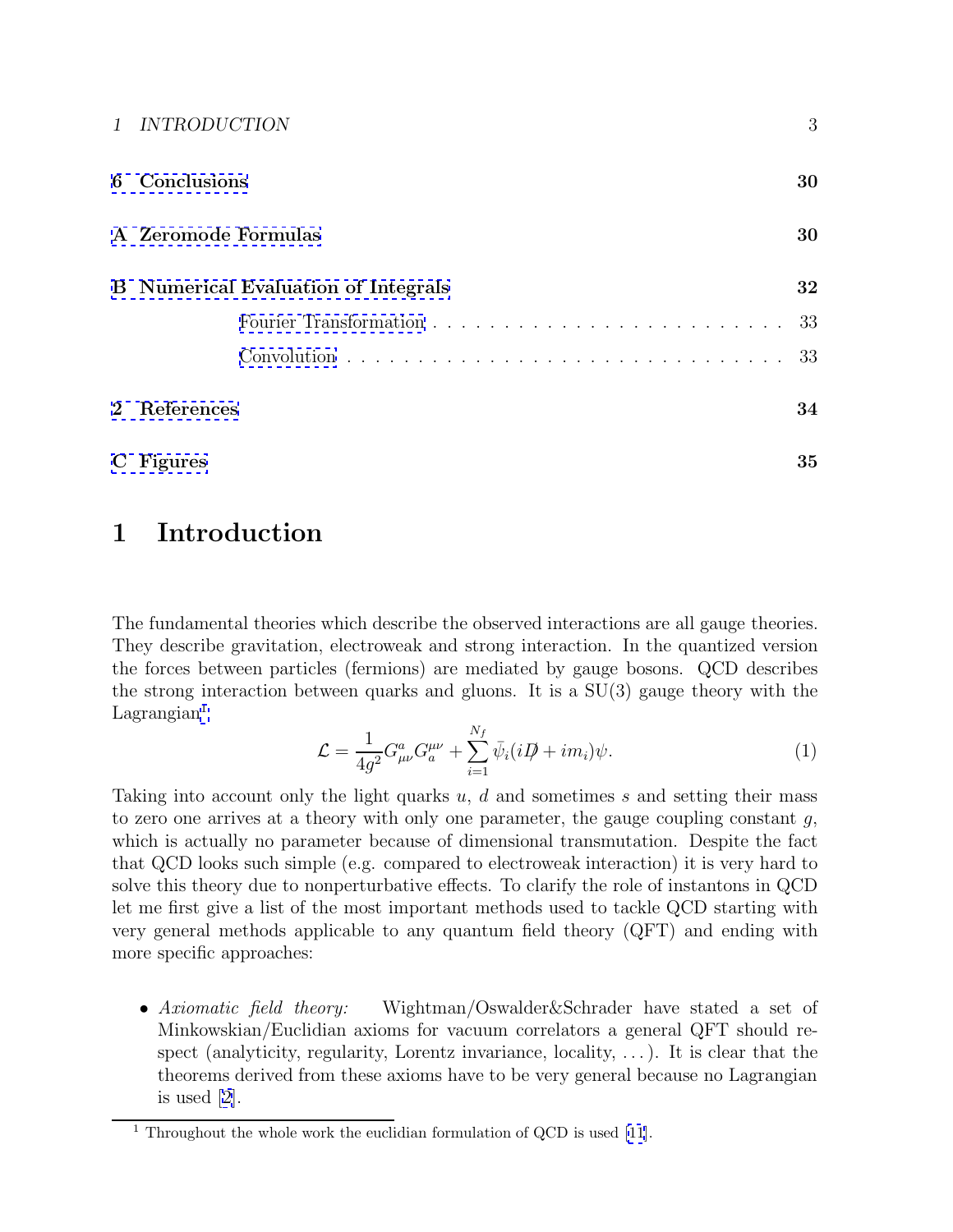6 Conclusions 30

A Zeromode Formulas 30

B Numerical Evaluation of Integrals 32

Fourier Transformation . . . . . . . . . . . . . . . . . . . . . . . . . 33

Convolution . . . . . . . . . . . . . . . . . . . . . . . . . . . . . . . 33

2 References 34

C Figures 35

# 1 Introduction

The fundamental theories which describe the observed interactions are all gauge theories. They describe gravitation, electroweak and strong interaction. In the quantized version the forces between particles (fermions) are mediated by gauge bosons. QCD describes the strong interaction between quarks and gluons. It is a SU(3) gauge theory with the Lagrangian[1]

$$\mathcal{L} = \frac{1}{4g^2} G^a_{\mu\nu} G^{\mu\nu}_a + \sum_{i=1}^{N_f} \bar{\psi}_i (i\not{D} + im_i)\psi. \tag{1}$$

Taking into account only the light quarks $u$, $d$ and sometimes $s$ and setting their mass to zero one arrives at a theory with only one parameter, the gauge coupling constant $g$, which is actually no parameter because of dimensional transmutation. Despite the fact that QCD looks such simple (e.g. compared to electroweak interaction) it is very hard to solve this theory due to nonperturbative effects. To clarify the role of instantons in QCD let me first give a list of the most important methods used to tackle QCD starting with very general methods applicable to any quantum field theory (QFT) and ending with more specific approaches:

- *Axiomatic field theory:* Wightman/Oswalder&Schrader have stated a set of Minkowskian/Euclidian axioms for vacuum correlators a general QFT should respect (analyticity, regularity, Lorentz invariance, locality, ...). It is clear that the theorems derived from these axioms have to be very general because no Lagrangian is used [2].

[1] Throughout the whole work the euclidian formulation of QCD is used [11].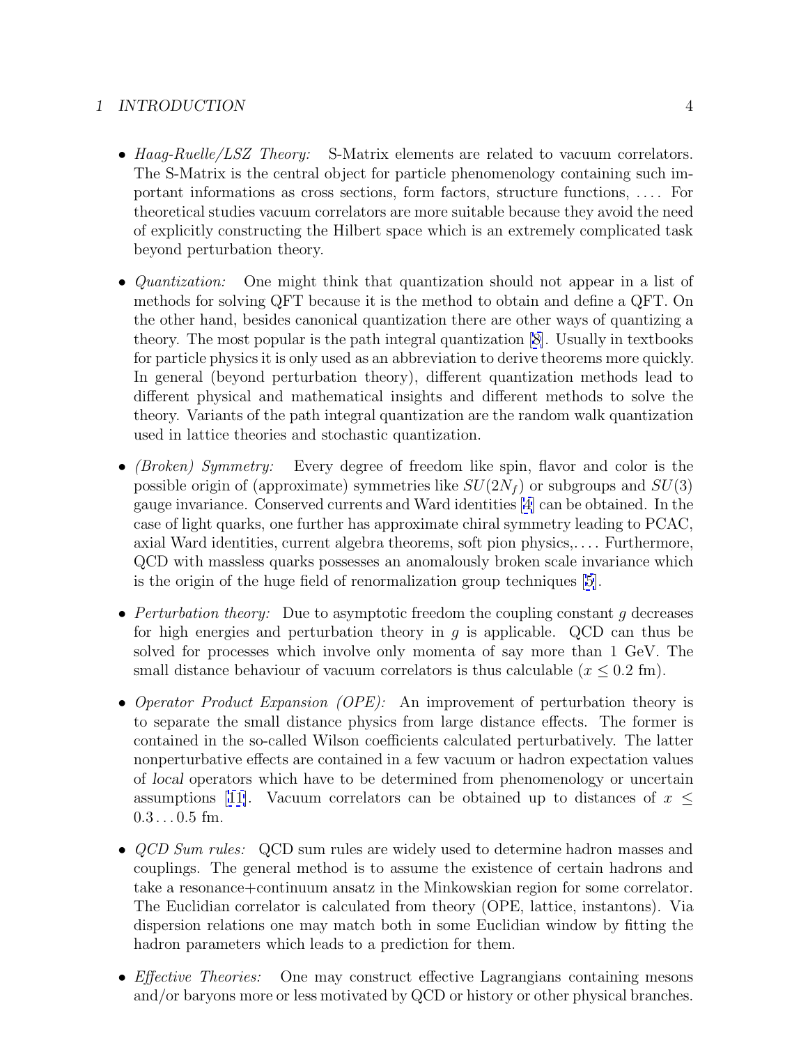- *Haag-Ruelle/LSZ Theory:* S-Matrix elements are related to vacuum correlators. The S-Matrix is the central object for particle phenomenology containing such important informations as cross sections, form factors, structure functions, .... For theoretical studies vacuum correlators are more suitable because they avoid the need of explicitly constructing the Hilbert space which is an extremely complicated task beyond perturbation theory.

- *Quantization:* One might think that quantization should not appear in a list of methods for solving QFT because it is the method to obtain and define a QFT. On the other hand, besides canonical quantization there are other ways of quantizing a theory. The most popular is the path integral quantization [8]. Usually in textbooks for particle physics it is only used as an abbreviation to derive theorems more quickly. In general (beyond perturbation theory), different quantization methods lead to different physical and mathematical insights and different methods to solve the theory. Variants of the path integral quantization are the random walk quantization used in lattice theories and stochastic quantization.

- *(Broken) Symmetry:* Every degree of freedom like spin, flavor and color is the possible origin of (approximate) symmetries like $SU(2N_f)$ or subgroups and $SU(3)$ gauge invariance. Conserved currents and Ward identities [4] can be obtained. In the case of light quarks, one further has approximate chiral symmetry leading to PCAC, axial Ward identities, current algebra theorems, soft pion physics,.... Furthermore, QCD with massless quarks possesses an anomalously broken scale invariance which is the origin of the huge field of renormalization group techniques [5].

- *Perturbation theory:* Due to asymptotic freedom the coupling constant $g$ decreases for high energies and perturbation theory in $g$ is applicable. QCD can thus be solved for processes which involve only momenta of say more than 1 GeV. The small distance behaviour of vacuum correlators is thus calculable ($x \leq 0.2$ fm).

- *Operator Product Expansion (OPE):* An improvement of perturbation theory is to separate the small distance physics from large distance effects. The former is contained in the so-called Wilson coefficients calculated perturbatively. The latter nonperturbative effects are contained in a few vacuum or hadron expectation values of *local* operators which have to be determined from phenomenology or uncertain assumptions [11]. Vacuum correlators can be obtained up to distances of $x \leq 0.3 \ldots 0.5$ fm.

- *QCD Sum rules:* QCD sum rules are widely used to determine hadron masses and couplings. The general method is to assume the existence of certain hadrons and take a resonance+continuum ansatz in the Minkowskian region for some correlator. The Euclidian correlator is calculated from theory (OPE, lattice, instantons). Via dispersion relations one may match both in some Euclidian window by fitting the hadron parameters which leads to a prediction for them.

- *Effective Theories:* One may construct effective Lagrangians containing mesons and/or baryons more or less motivated by QCD or history or other physical branches.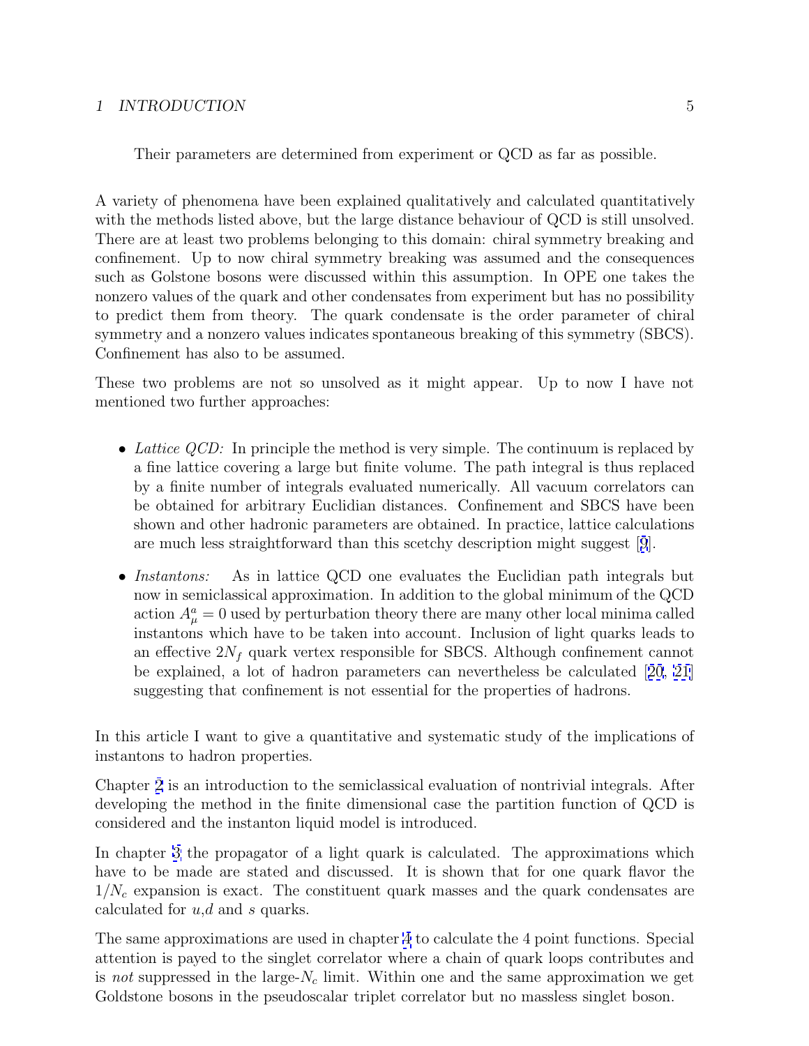Their parameters are determined from experiment or QCD as far as possible.

A variety of phenomena have been explained qualitatively and calculated quantitatively with the methods listed above, but the large distance behaviour of QCD is still unsolved. There are at least two problems belonging to this domain: chiral symmetry breaking and confinement. Up to now chiral symmetry breaking was assumed and the consequences such as Golstone bosons were discussed within this assumption. In OPE one takes the nonzero values of the quark and other condensates from experiment but has no possibility to predict them from theory. The quark condensate is the order parameter of chiral symmetry and a nonzero values indicates spontaneous breaking of this symmetry (SBCS). Confinement has also to be assumed.

These two problems are not so unsolved as it might appear. Up to now I have not mentioned two further approaches:

- *Lattice QCD:* In principle the method is very simple. The continuum is replaced by a fine lattice covering a large but finite volume. The path integral is thus replaced by a finite number of integrals evaluated numerically. All vacuum correlators can be obtained for arbitrary Euclidian distances. Confinement and SBCS have been shown and other hadronic parameters are obtained. In practice, lattice calculations are much less straightforward than this scetchy description might suggest [9].

- *Instantons:* As in lattice QCD one evaluates the Euclidian path integrals but now in semiclassical approximation. In addition to the global minimum of the QCD action $A^a_\mu = 0$ used by perturbation theory there are many other local minima called instantons which have to be taken into account. Inclusion of light quarks leads to an effective $2N_f$ quark vertex responsible for SBCS. Although confinement cannot be explained, a lot of hadron parameters can nevertheless be calculated [20, 21] suggesting that confinement is not essential for the properties of hadrons.

In this article I want to give a quantitative and systematic study of the implications of instantons to hadron properties.

Chapter 2 is an introduction to the semiclassical evaluation of nontrivial integrals. After developing the method in the finite dimensional case the partition function of QCD is considered and the instanton liquid model is introduced.

In chapter 3 the propagator of a light quark is calculated. The approximations which have to be made are stated and discussed. It is shown that for one quark flavor the $1/N_c$ expansion is exact. The constituent quark masses and the quark condensates are calculated for $u$,$d$ and $s$ quarks.

The same approximations are used in chapter 4 to calculate the 4 point functions. Special attention is payed to the singlet correlator where a chain of quark loops contributes and is *not* suppressed in the large-$N_c$ limit. Within one and the same approximation we get Goldstone bosons in the pseudoscalar triplet correlator but no massless singlet boson.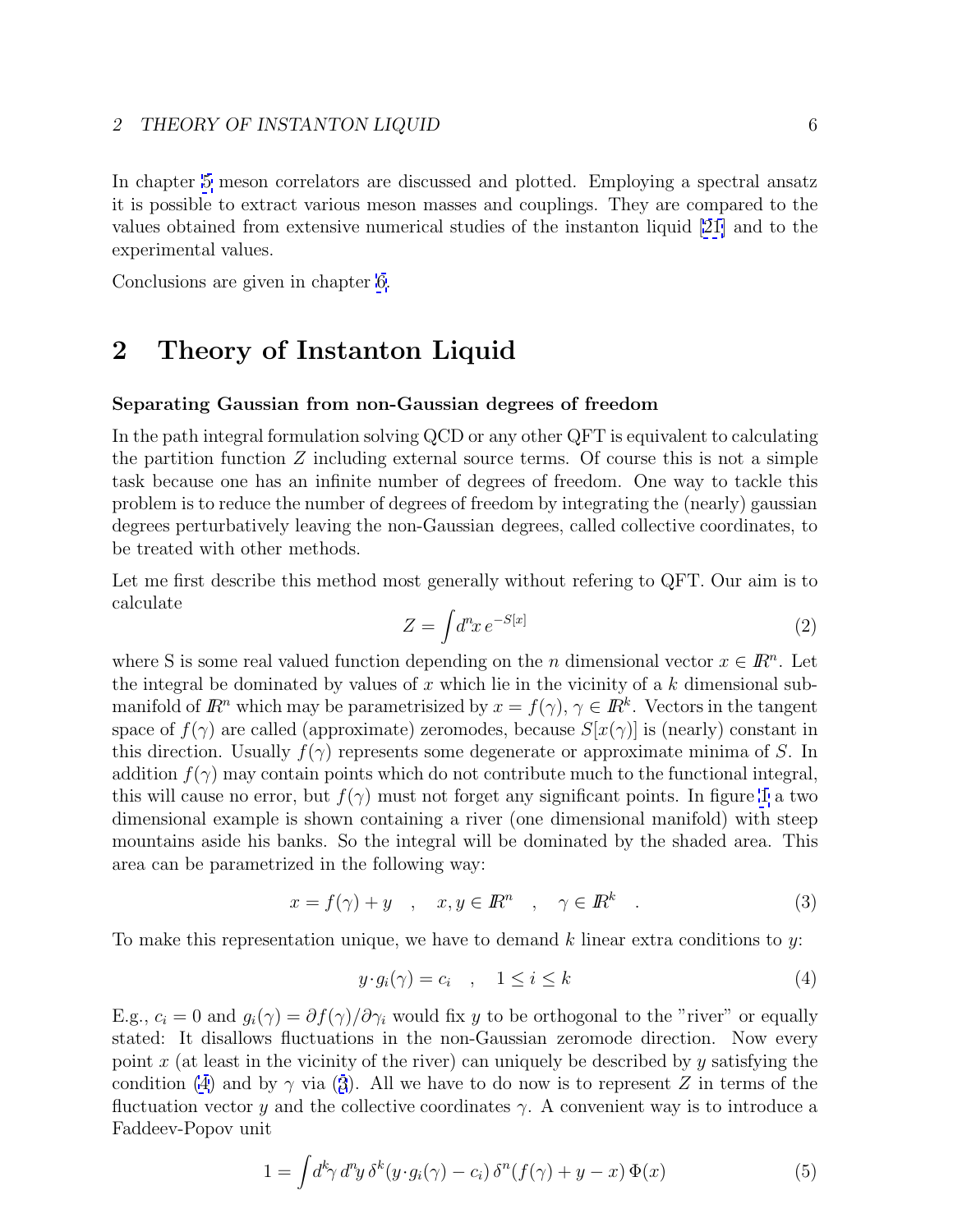In chapter 5 meson correlators are discussed and plotted. Employing a spectral ansatz it is possible to extract various meson masses and couplings. They are compared to the values obtained from extensive numerical studies of the instanton liquid [21] and to the experimental values.

Conclusions are given in chapter 6.

## 2 Theory of Instanton Liquid

### Separating Gaussian from non-Gaussian degrees of freedom

In the path integral formulation solving QCD or any other QFT is equivalent to calculating the partition function $Z$ including external source terms. Of course this is not a simple task because one has an infinite number of degrees of freedom. One way to tackle this problem is to reduce the number of degrees of freedom by integrating the (nearly) gaussian degrees perturbatively leaving the non-Gaussian degrees, called collective coordinates, to be treated with other methods.

Let me first describe this method most generally without refering to QFT. Our aim is to calculate

$$Z = \int d^n x \, e^{-S[x]} \tag{2}$$

where S is some real valued function depending on the $n$ dimensional vector $x \in I\!R^n$. Let the integral be dominated by values of $x$ which lie in the vicinity of a $k$ dimensional submanifold of $I\!R^n$ which may be parametrisized by $x = f(\gamma)$, $\gamma \in I\!R^k$. Vectors in the tangent space of $f(\gamma)$ are called (approximate) zeromodes, because $S[x(\gamma)]$ is (nearly) constant in this direction. Usually $f(\gamma)$ represents some degenerate or approximate minima of $S$. In addition $f(\gamma)$ may contain points which do not contribute much to the functional integral, this will cause no error, but $f(\gamma)$ must not forget any significant points. In figure 1 a two dimensional example is shown containing a river (one dimensional manifold) with steep mountains aside his banks. So the integral will be dominated by the shaded area. This area can be parametrized in the following way:

$$x = f(\gamma) + y \quad , \quad x, y \in I\!R^n \quad , \quad \gamma \in I\!R^k \quad . \tag{3}$$

To make this representation unique, we have to demand $k$ linear extra conditions to $y$:

$$y \cdot g_i(\gamma) = c_i \quad , \quad 1 \leq i \leq k \tag{4}$$

E.g., $c_i = 0$ and $g_i(\gamma) = \partial f(\gamma)/\partial \gamma_i$ would fix $y$ to be orthogonal to the "river" or equally stated: It disallows fluctuations in the non-Gaussian zeromode direction. Now every point $x$ (at least in the vicinity of the river) can uniquely be described by $y$ satisfying the condition (4) and by $\gamma$ via (3). All we have to do now is to represent $Z$ in terms of the fluctuation vector $y$ and the collective coordinates $\gamma$. A convenient way is to introduce a Faddeev-Popov unit

$$1 = \int d^k \gamma \, d^n y \, \delta^k(y \cdot g_i(\gamma) - c_i) \, \delta^n(f(\gamma) + y - x) \, \Phi(x) \tag{5}$$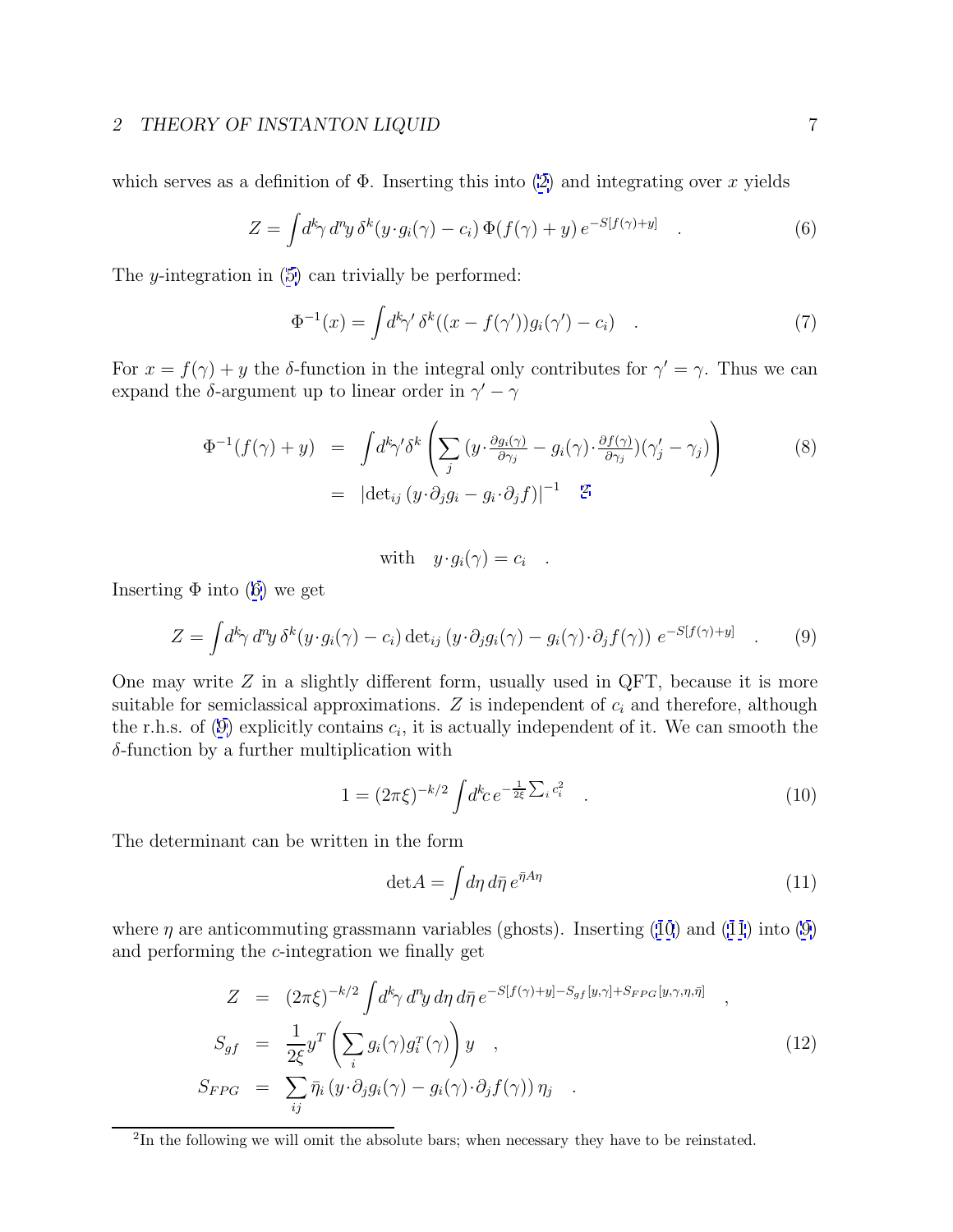which serves as a definition of $\Phi$. Inserting this into (2) and integrating over $x$ yields

$$Z = \int d^k\gamma \, d^n y \, \delta^k(y \cdot g_i(\gamma) - c_i) \, \Phi(f(\gamma) + y) \, e^{-S[f(\gamma)+y]} \quad . \tag{6}$$

The $y$-integration in (5) can trivially be performed:

$$\Phi^{-1}(x) = \int d^k\gamma' \, \delta^k((x - f(\gamma'))g_i(\gamma') - c_i) \quad . \tag{7}$$

For $x = f(\gamma) + y$ the $\delta$-function in the integral only contributes for $\gamma' = \gamma$. Thus we can expand the $\delta$-argument up to linear order in $\gamma' - \gamma$

$$\begin{aligned} \Phi^{-1}(f(\gamma) + y) &= \int d^k\gamma' \delta^k \left( \sum_j \left(y \cdot \tfrac{\partial g_i(\gamma)}{\partial \gamma_j} - g_i(\gamma) \cdot \tfrac{\partial f(\gamma)}{\partial \gamma_j}\right)(\gamma'_j - \gamma_j) \right) \\ &= \left|\det{}_{ij} \left(y \cdot \partial_j g_i - g_i \cdot \partial_j f\right)\right|^{-1} \quad [2] \end{aligned} \tag{8}$$

$$\text{with} \quad y \cdot g_i(\gamma) = c_i \quad .$$

Inserting $\Phi$ into (6) we get

$$Z = \int d^k\gamma \, d^n y \, \delta^k(y \cdot g_i(\gamma) - c_i) \det{}_{ij} \left(y \cdot \partial_j g_i(\gamma) - g_i(\gamma) \cdot \partial_j f(\gamma)\right) \, e^{-S[f(\gamma)+y]} \quad . \tag{9}$$

One may write $Z$ in a slightly different form, usually used in QFT, because it is more suitable for semiclassical approximations. $Z$ is independent of $c_i$ and therefore, although the r.h.s. of (9) explicitly contains $c_i$, it is actually independent of it. We can smooth the $\delta$-function by a further multiplication with

$$1 = (2\pi\xi)^{-k/2} \int d^k c \, e^{-\frac{1}{2\xi}\sum_i c_i^2} \quad . \tag{10}$$

The determinant can be written in the form

$$\det A = \int d\eta \, d\bar{\eta} \, e^{\bar{\eta} A \eta} \tag{11}$$

where $\eta$ are anticommuting grassmann variables (ghosts). Inserting (10) and (11) into (9) and performing the $c$-integration we finally get

$$\begin{aligned} Z &= (2\pi\xi)^{-k/2} \int d^k\gamma \, d^n y \, d\eta \, d\bar{\eta} \, e^{-S[f(\gamma)+y] - S_{gf}[y,\gamma] + S_{FPG}[y,\gamma,\eta,\bar{\eta}]} \quad , \\ S_{gf} &= \frac{1}{2\xi} y^T \left( \sum_i g_i(\gamma) g_i^T(\gamma) \right) y \quad , \\ S_{FPG} &= \sum_{ij} \bar{\eta}_i \left(y \cdot \partial_j g_i(\gamma) - g_i(\gamma) \cdot \partial_j f(\gamma)\right) \eta_j \quad . \end{aligned} \tag{12}$$

[2] In the following we will omit the absolute bars; when necessary they have to be reinstated.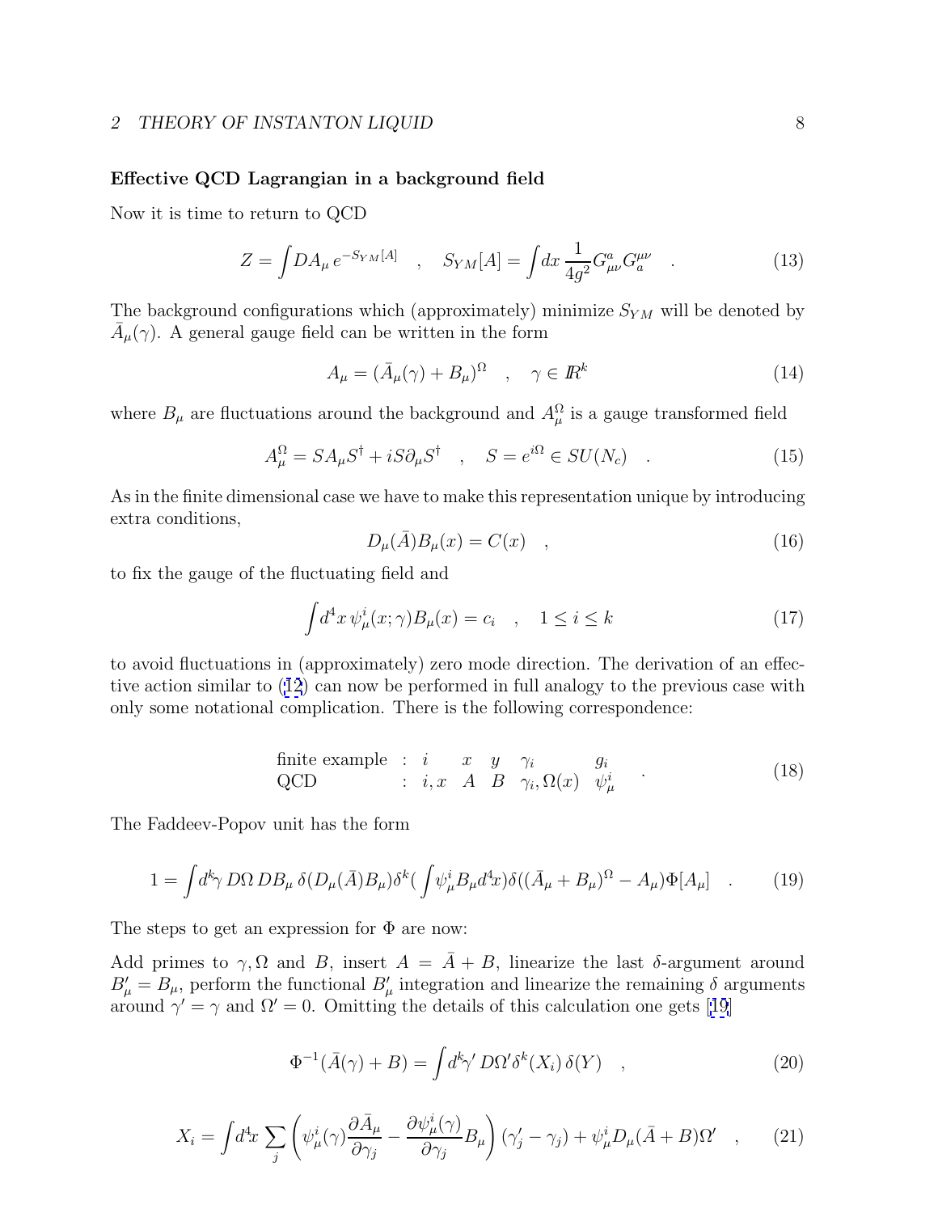**Effective QCD Lagrangian in a background field**

Now it is time to return to QCD

$$Z = \int DA_\mu \, e^{-S_{YM}[A]} \quad , \quad S_{YM}[A] = \int dx \, \frac{1}{4g^2} G^a_{\mu\nu} G^{\mu\nu}_a \quad . \tag{13}$$

The background configurations which (approximately) minimize $S_{YM}$ will be denoted by $\bar{A}_\mu(\gamma)$. A general gauge field can be written in the form

$$A_\mu = (\bar{A}_\mu(\gamma) + B_\mu)^\Omega \quad , \quad \gamma \in \mathbb{R}^k \tag{14}$$

where $B_\mu$ are fluctuations around the background and $A^\Omega_\mu$ is a gauge transformed field

$$A^\Omega_\mu = S A_\mu S^\dagger + i S \partial_\mu S^\dagger \quad , \quad S = e^{i\Omega} \in SU(N_c) \quad . \tag{15}$$

As in the finite dimensional case we have to make this representation unique by introducing extra conditions,

$$D_\mu(\bar{A}) B_\mu(x) = C(x) \quad , \tag{16}$$

to fix the gauge of the fluctuating field and

$$\int d^4x \, \psi^i_\mu(x;\gamma) B_\mu(x) = c_i \quad , \quad 1 \le i \le k \tag{17}$$

to avoid fluctuations in (approximately) zero mode direction. The derivation of an effective action similar to (12) can now be performed in full analogy to the previous case with only some notational complication. There is the following correspondence:

$$\begin{array}{llllll} \text{finite example} & : & i & x & y & \gamma_i & g_i \\ \text{QCD} & : & i,x & A & B & \gamma_i, \Omega(x) & \psi^i_\mu \end{array} \quad . \tag{18}$$

The Faddeev-Popov unit has the form

$$1 = \int d^k\gamma \, D\Omega \, DB_\mu \, \delta(D_\mu(\bar{A})B_\mu) \delta^k(\int \psi^i_\mu B_\mu d^4x) \delta((\bar{A}_\mu + B_\mu)^\Omega - A_\mu) \Phi[A_\mu] \quad . \tag{19}$$

The steps to get an expression for $\Phi$ are now:

Add primes to $\gamma, \Omega$ and $B$, insert $A = \bar{A} + B$, linearize the last $\delta$-argument around $B'_\mu = B_\mu$, perform the functional $B'_\mu$ integration and linearize the remaining $\delta$ arguments around $\gamma' = \gamma$ and $\Omega' = 0$. Omitting the details of this calculation one gets [19]

$$\Phi^{-1}(\bar{A}(\gamma) + B) = \int d^k\gamma' \, D\Omega' \delta^k(X_i) \, \delta(Y) \quad , \tag{20}$$

$$X_i = \int d^4x \, \sum_j \left( \psi^i_\mu(\gamma) \frac{\partial \bar{A}_\mu}{\partial \gamma_j} - \frac{\partial \psi^i_\mu(\gamma)}{\partial \gamma_j} B_\mu \right) (\gamma'_j - \gamma_j) + \psi^i_\mu D_\mu(\bar{A} + B)\Omega' \quad , \tag{21}$$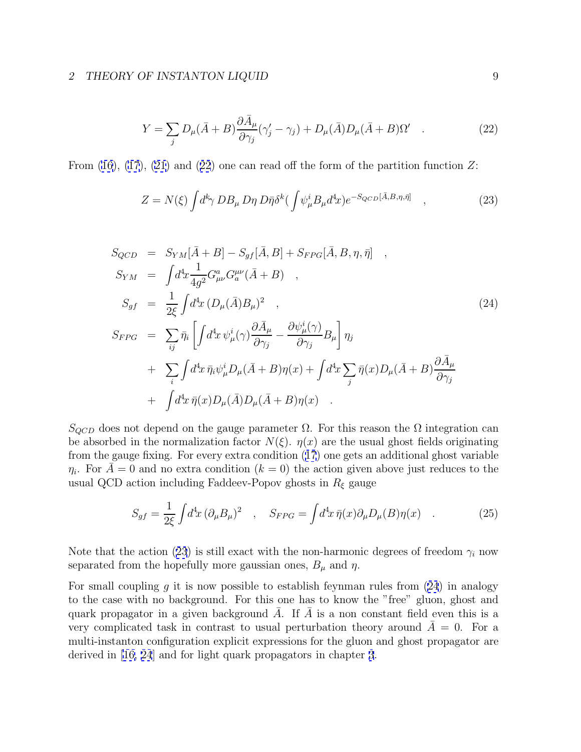$$Y = \sum_j D_\mu(\bar{A}+B)\frac{\partial \bar{A}_\mu}{\partial \gamma_j}(\gamma_j' - \gamma_j) + D_\mu(\bar{A})D_\mu(\bar{A}+B)\Omega' \quad . \tag{22}$$

From (16), (17), (21) and (22) one can read off the form of the partition function $Z$:

$$Z = N(\xi)\int d^k\gamma\, DB_\mu\, D\eta\, D\bar{\eta}\delta^k(\int \psi_\mu^i B_\mu d^4x) e^{-S_{QCD}[\bar{A},B,\eta,\bar{\eta}]} \quad , \tag{23}$$

$$\begin{aligned}
S_{QCD} &= S_{YM}[\bar{A}+B] - S_{gf}[\bar{A},B] + S_{FPG}[\bar{A},B,\eta,\bar{\eta}] \quad , \\
S_{YM} &= \int d^4x \frac{1}{4g^2} G_{\mu\nu}^a G_a^{\mu\nu}(\bar{A}+B) \quad , \\
S_{gf} &= \frac{1}{2\xi}\int d^4x\, (D_\mu(\bar{A})B_\mu)^2 \quad , \\
S_{FPG} &= \sum_{ij}\bar{\eta}_i\left[\int d^4x\, \psi_\mu^i(\gamma)\frac{\partial \bar{A}_\mu}{\partial \gamma_j} - \frac{\partial \psi_\mu^i(\gamma)}{\partial \gamma_j}B_\mu\right]\eta_j \\
&+ \sum_i \int d^4x\, \bar{\eta}_i \psi_\mu^i D_\mu(\bar{A}+B)\eta(x) + \int d^4x \sum_j \bar{\eta}(x) D_\mu(\bar{A}+B)\frac{\partial \bar{A}_\mu}{\partial \gamma_j} \\
&+ \int d^4x\, \bar{\eta}(x) D_\mu(\bar{A})D_\mu(\bar{A}+B)\eta(x) \quad .
\end{aligned} \tag{24}$$

$S_{QCD}$ does not depend on the gauge parameter $\Omega$. For this reason the $\Omega$ integration can be absorbed in the normalization factor $N(\xi)$. $\eta(x)$ are the usual ghost fields originating from the gauge fixing. For every extra condition (17) one gets an additional ghost variable $\eta_i$. For $\bar{A} = 0$ and no extra condition ($k = 0$) the action given above just reduces to the usual QCD action including Faddeev-Popov ghosts in $R_\xi$ gauge

$$S_{gf} = \frac{1}{2\xi}\int d^4x\, (\partial_\mu B_\mu)^2 \quad , \quad S_{FPG} = \int d^4x\, \bar{\eta}(x)\partial_\mu D_\mu(B)\eta(x) \quad . \tag{25}$$

Note that the action (23) is still exact with the non-harmonic degrees of freedom $\gamma_i$ now separated from the hopefully more gaussian ones, $B_\mu$ and $\eta$.

For small coupling $g$ it is now possible to establish feynman rules from (24) in analogy to the case with no background. For this one has to know the "free" gluon, ghost and quark propagator in a given background $\bar{A}$. If $\bar{A}$ is a non constant field even this is a very complicated task in contrast to usual perturbation theory around $\bar{A} = 0$. For a multi-instanton configuration explicit expressions for the gluon and ghost propagator are derived in [16, 24] and for light quark propagators in chapter 3.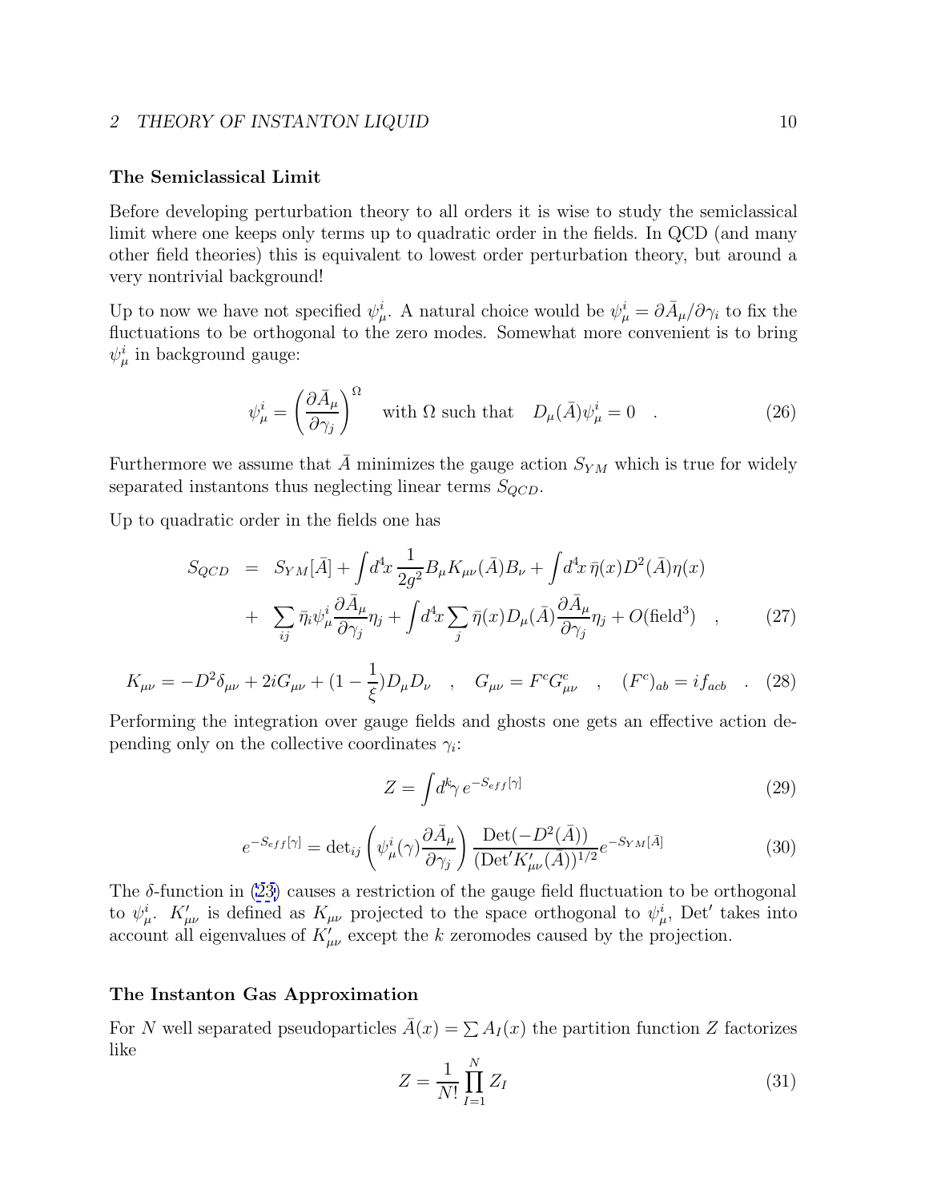### The Semiclassical Limit

Before developing perturbation theory to all orders it is wise to study the semiclassical limit where one keeps only terms up to quadratic order in the fields. In QCD (and many other field theories) this is equivalent to lowest order perturbation theory, but around a very nontrivial background!

Up to now we have not specified $\psi^i_\mu$. A natural choice would be $\psi^i_\mu = \partial \bar{A}_\mu / \partial \gamma_i$ to fix the fluctuations to be orthogonal to the zero modes. Somewhat more convenient is to bring $\psi^i_\mu$ in background gauge:

$$\psi^i_\mu = \left( \frac{\partial \bar{A}_\mu}{\partial \gamma_j} \right)^\Omega \quad \text{with } \Omega \text{ such that} \quad D_\mu(\bar{A}) \psi^i_\mu = 0 \quad . \tag{26}$$

Furthermore we assume that $\bar{A}$ minimizes the gauge action $S_{YM}$ which is true for widely separated instantons thus neglecting linear terms $S_{QCD}$.

Up to quadratic order in the fields one has

$$\begin{aligned} S_{QCD} &= S_{YM}[\bar{A}] + \int d^4x \, \frac{1}{2g^2} B_\mu K_{\mu\nu}(\bar{A}) B_\nu + \int d^4x \, \bar{\eta}(x) D^2(\bar{A}) \eta(x) \\ &+ \sum_{ij} \bar{\eta}_i \psi^i_\mu \frac{\partial \bar{A}_\mu}{\partial \gamma_j} \eta_j + \int d^4x \sum_j \bar{\eta}(x) D_\mu(\bar{A}) \frac{\partial \bar{A}_\mu}{\partial \gamma_j} \eta_j + O(\text{field}^3) \quad , \end{aligned} \tag{27}$$

$$K_{\mu\nu} = -D^2 \delta_{\mu\nu} + 2i G_{\mu\nu} + (1 - \frac{1}{\xi}) D_\mu D_\nu \quad , \quad G_{\mu\nu} = F^c G^c_{\mu\nu} \quad , \quad (F^c)_{ab} = i f_{acb} \quad . \tag{28}$$

Performing the integration over gauge fields and ghosts one gets an effective action depending only on the collective coordinates $\gamma_i$:

$$Z = \int d^k\gamma \, e^{-S_{eff}[\gamma]} \tag{29}$$

$$e^{-S_{eff}[\gamma]} = \det_{ij} \left( \psi^i_\mu(\gamma) \frac{\partial \bar{A}_\mu}{\partial \gamma_j} \right) \frac{\text{Det}(-D^2(\bar{A}))}{(\text{Det}' K'_{\mu\nu}(\bar{A}))^{1/2}} e^{-S_{YM}[\bar{A}]} \tag{30}$$

The $\delta$-function in (23) causes a restriction of the gauge field fluctuation to be orthogonal to $\psi^i_\mu$. $K'_{\mu\nu}$ is defined as $K_{\mu\nu}$ projected to the space orthogonal to $\psi^i_\mu$, Det$'$ takes into account all eigenvalues of $K'_{\mu\nu}$ except the $k$ zeromodes caused by the projection.

### The Instanton Gas Approximation

For $N$ well separated pseudoparticles $\bar{A}(x) = \sum A_I(x)$ the partition function $Z$ factorizes like

$$Z = \frac{1}{N!} \prod_{I=1}^{N} Z_I \tag{31}$$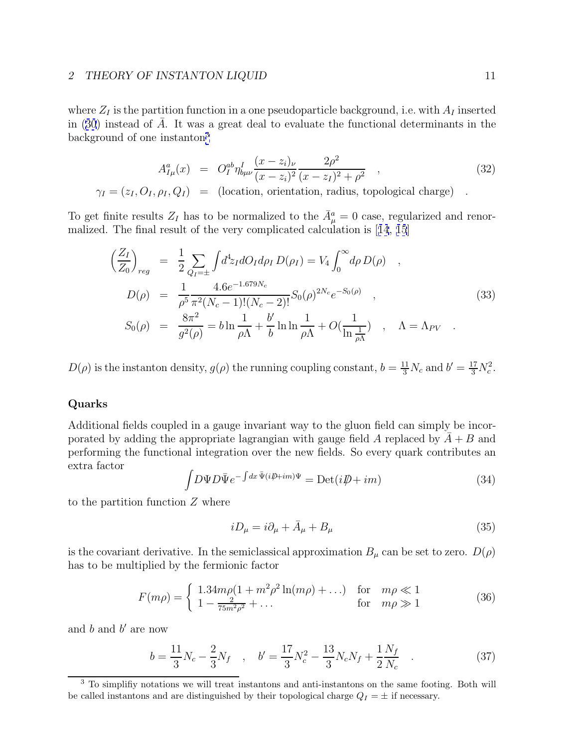where $Z_I$ is the partition function in a one pseudoparticle background, i.e. with $A_I$ inserted in (30) instead of $\bar{A}$. It was a great deal to evaluate the functional determinants in the background of one instanton[3]

$$
\begin{aligned}
A^a_{I\mu}(x) &= O^{ab}_I \eta^I_{b\mu\nu} \frac{(x-z_i)_\nu}{(x-z_i)^2} \frac{2\rho^2}{(x-z_I)^2+\rho^2} \quad , \\
\gamma_I = (z_I, O_I, \rho_I, Q_I) &= \text{(location, orientation, radius, topological charge)} \quad .
\end{aligned}
\tag{32}
$$

To get finite results $Z_I$ has to be normalized to the $\bar{A}^a_\mu = 0$ case, regularized and renormalized. The final result of the very complicated calculation is [14, 15]

$$
\begin{aligned}
\left(\frac{Z_I}{Z_0}\right)_{reg} &= \frac{1}{2}\sum_{Q_I=\pm}\int d^4 z_I dO_I d\rho_I \, D(\rho_I) = V_4 \int_0^\infty d\rho \, D(\rho) \quad , \\
D(\rho) &= \frac{1}{\rho^5}\frac{4.6 e^{-1.679 N_c}}{\pi^2 (N_c-1)!(N_c-2)!} S_0(\rho)^{2N_c} e^{-S_0(\rho)} \quad , \\
S_0(\rho) &= \frac{8\pi^2}{g^2(\rho)} = b \ln\frac{1}{\rho\Lambda} + \frac{b'}{b}\ln\ln\frac{1}{\rho\Lambda} + O\left(\frac{1}{\ln\frac{1}{\rho\Lambda}}\right) \quad , \quad \Lambda = \Lambda_{PV} \quad .
\end{aligned}
\tag{33}
$$

$D(\rho)$ is the instanton density, $g(\rho)$ the running coupling constant, $b = \frac{11}{3}N_c$ and $b' = \frac{17}{3}N_c^2$.

### Quarks

Additional fields coupled in a gauge invariant way to the gluon field can simply be incorporated by adding the appropriate lagrangian with gauge field $A$ replaced by $\bar{A} + B$ and performing the functional integration over the new fields. So every quark contributes an extra factor

$$
\int D\Psi D\bar{\Psi} e^{-\int dx \, \bar{\Psi}(i\not{D}+im)\Psi} = \mathrm{Det}(i\not{D}+im)
\tag{34}
$$

to the partition function $Z$ where

$$
iD_\mu = i\partial_\mu + \bar{A}_\mu + B_\mu
\tag{35}
$$

is the covariant derivative. In the semiclassical approximation $B_\mu$ can be set to zero. $D(\rho)$ has to be multiplied by the fermionic factor

$$
F(m\rho) = \begin{cases} 1.34 m\rho(1 + m^2\rho^2 \ln(m\rho) + \ldots) & \text{for} \quad m\rho \ll 1 \\ 1 - \frac{2}{75 m^2\rho^2} + \ldots & \text{for} \quad m\rho \gg 1 \end{cases}
\tag{36}
$$

and $b$ and $b'$ are now

$$
b = \frac{11}{3}N_c - \frac{2}{3}N_f \quad , \quad b' = \frac{17}{3}N_c^2 - \frac{13}{3}N_c N_f + \frac{1}{2}\frac{N_f}{N_c} \quad .
\tag{37}
$$

[3] To simplifiy notations we will treat instantons and anti-instantons on the same footing. Both will be called instantons and are distinguished by their topological charge $Q_I = \pm$ if necessary.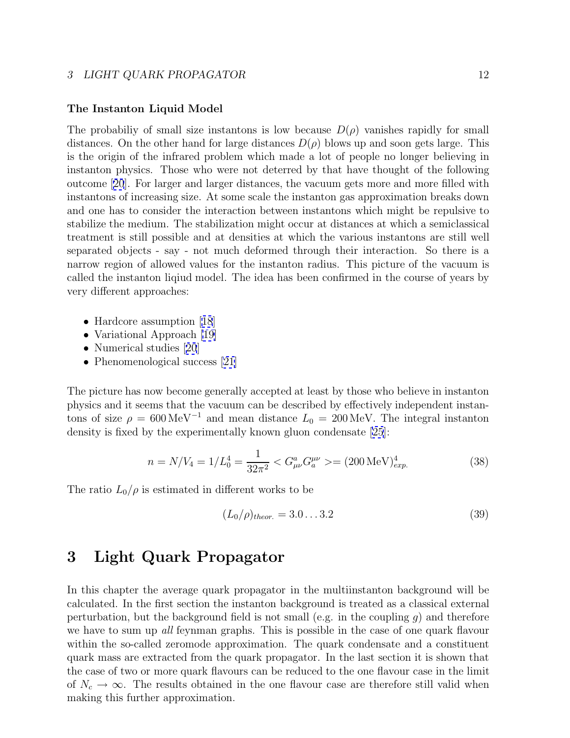### The Instanton Liquid Model

The probabiliy of small size instantons is low because $D(\rho)$ vanishes rapidly for small distances. On the other hand for large distances $D(\rho)$ blows up and soon gets large. This is the origin of the infrared problem which made a lot of people no longer believing in instanton physics. Those who were not deterred by that have thought of the following outcome [20]. For larger and larger distances, the vacuum gets more and more filled with instantons of increasing size. At some scale the instanton gas approximation breaks down and one has to consider the interaction between instantons which might be repulsive to stabilize the medium. The stabilization might occur at distances at which a semiclassical treatment is still possible and at densities at which the various instantons are still well separated objects - say - not much deformed through their interaction. So there is a narrow region of allowed values for the instanton radius. This picture of the vacuum is called the instanton liqiud model. The idea has been confirmed in the course of years by very different approaches:

- Hardcore assumption [18]
- Variational Approach [19]
- Numerical studies [20]
- Phenomenological success [21]

The picture has now become generally accepted at least by those who believe in instanton physics and it seems that the vacuum can be described by effectively independent instantons of size $\rho = 600\,\mathrm{MeV}^{-1}$ and mean distance $L_0 = 200\,\mathrm{MeV}$. The integral instanton density is fixed by the experimentally known gluon condensate [25]:

$$n = N/V_4 = 1/L_0^4 = \frac{1}{32\pi^2} < G^a_{\mu\nu} G^{\mu\nu}_a >= (200\,\mathrm{MeV})^4_{exp.} \tag{38}$$

The ratio $L_0/\rho$ is estimated in different works to be

$$(L_0/\rho)_{theor.} = 3.0 \ldots 3.2 \tag{39}$$

# 3 Light Quark Propagator

In this chapter the average quark propagator in the multiinstanton background will be calculated. In the first section the instanton background is treated as a classical external perturbation, but the background field is not small (e.g. in the coupling $g$) and therefore we have to sum up *all* feynman graphs. This is possible in the case of one quark flavour within the so-called zeromode approximation. The quark condensate and a constituent quark mass are extracted from the quark propagator. In the last section it is shown that the case of two or more quark flavours can be reduced to the one flavour case in the limit of $N_c \to \infty$. The results obtained in the one flavour case are therefore still valid when making this further approximation.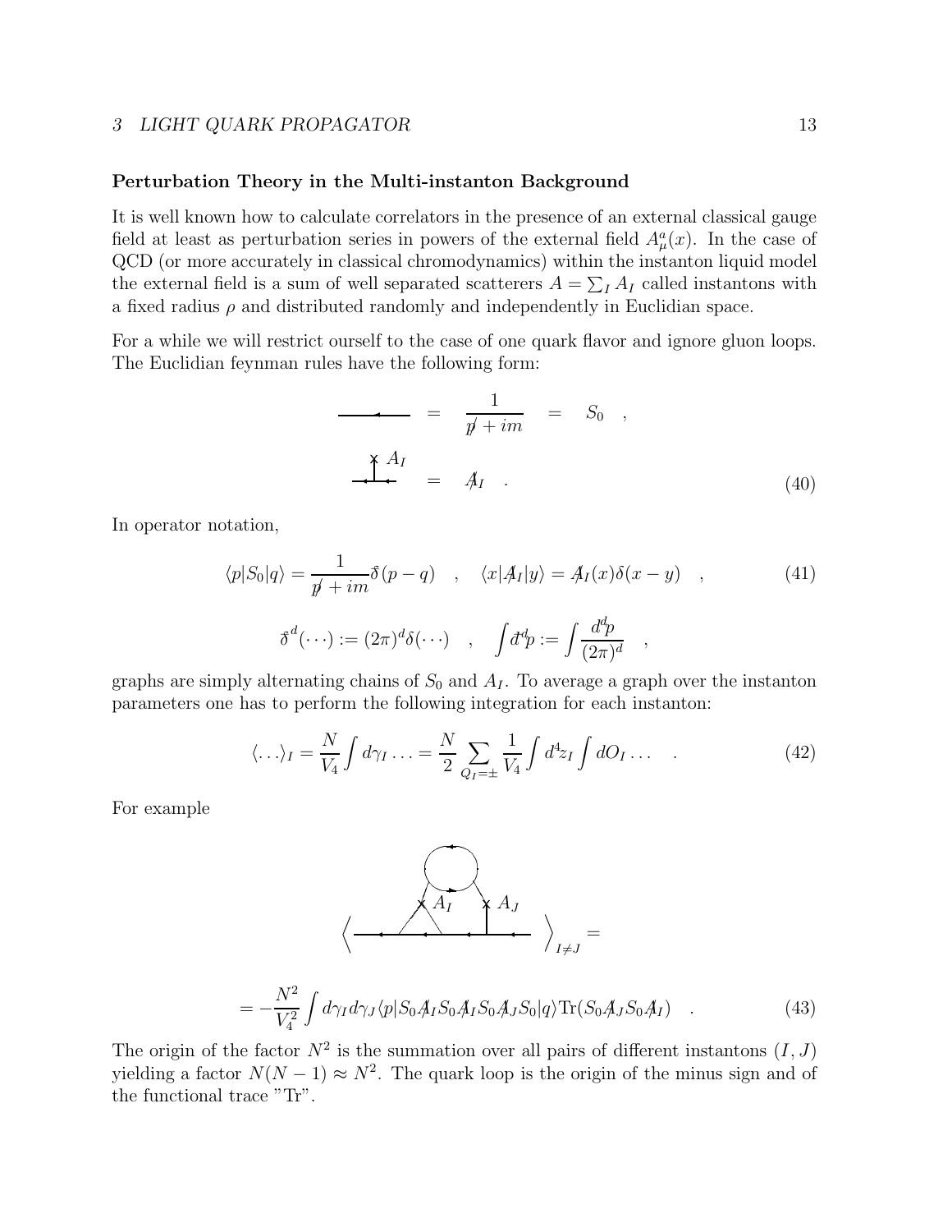### Perturbation Theory in the Multi-instanton Background

It is well known how to calculate correlators in the presence of an external classical gauge field at least as perturbation series in powers of the external field $A^a_\mu(x)$. In the case of QCD (or more accurately in classical chromodynamics) within the instanton liquid model the external field is a sum of well separated scatterers $A = \sum_I A_I$ called instantons with a fixed radius $\rho$ and distributed randomly and independently in Euclidian space.

For a while we will restrict ourself to the case of one quark flavor and ignore gluon loops. The Euclidian feynman rules have the following form:

$$\text{(line)} \quad = \quad \frac{1}{\not p + im} \quad = \quad S_0 \quad ,$$

$$\text{(vertex } A_I\text{)} \quad = \quad \not A_I \quad . \tag{40}$$

In operator notation,

$$\langle p|S_0|q\rangle = \frac{1}{\not p + im}\bar{\delta}(p-q) \quad , \quad \langle x|\not A_I|y\rangle = \not A_I(x)\delta(x-y) \quad , \tag{41}$$

$$\bar{\delta}^d(\cdots) := (2\pi)^d\delta(\cdots) \quad , \quad \int \bar{d}^d p := \int \frac{d^d p}{(2\pi)^d} \quad ,$$

graphs are simply alternating chains of $S_0$ and $A_I$. To average a graph over the instanton parameters one has to perform the following integration for each instanton:

$$\langle \ldots \rangle_I = \frac{N}{V_4}\int d\gamma_I \ldots = \frac{N}{2}\sum_{Q_I=\pm}\frac{1}{V_4}\int d^4 z_I \int dO_I \ldots \quad . \tag{42}$$

For example

$$\Big\langle \text{(diagram with } A_I, A_J\text{)} \Big\rangle_{I\neq J} =$$

$$= -\frac{N^2}{V_4^2}\int d\gamma_I d\gamma_J \langle p|S_0 \not A_I S_0 \not A_I S_0 \not A_J S_0|q\rangle \mathrm{Tr}(S_0 \not A_J S_0 \not A_I) \quad . \tag{43}$$

The origin of the factor $N^2$ is the summation over all pairs of different instantons $(I, J)$ yielding a factor $N(N-1) \approx N^2$. The quark loop is the origin of the minus sign and of the functional trace "Tr".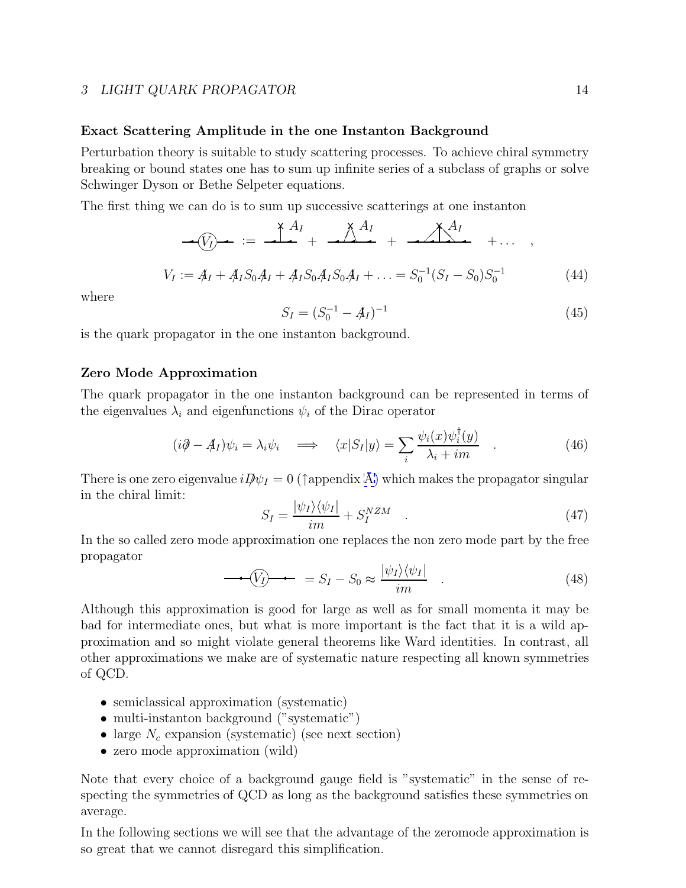**Exact Scattering Amplitude in the one Instanton Background**

Perturbation theory is suitable to study scattering processes. To achieve chiral symmetry breaking or bound states one has to sum up infinite series of a subclass of graphs or solve Schwinger Dyson or Bethe Selpeter equations.

The first thing we can do is to sum up successive scatterings at one instanton

$$V_I := \not{A}_I + \not{A}_I S_0 \not{A}_I + \not{A}_I S_0 \not{A}_I S_0 \not{A}_I + \ldots = S_0^{-1}(S_I - S_0)S_0^{-1} \tag{44}$$

where

$$S_I = (S_0^{-1} - \not{A}_I)^{-1} \tag{45}$$

is the quark propagator in the one instanton background.

**Zero Mode Approximation**

The quark propagator in the one instanton background can be represented in terms of the eigenvalues $\lambda_i$ and eigenfunctions $\psi_i$ of the Dirac operator

$$(i\not{\partial} - \not{A}_I)\psi_i = \lambda_i \psi_i \quad \Longrightarrow \quad \langle x|S_I|y\rangle = \sum_i \frac{\psi_i(x)\psi_i^\dagger(y)}{\lambda_i + im} \quad . \tag{46}$$

There is one zero eigenvalue $i\not{D}\psi_I = 0$ (↑appendix A) which makes the propagator singular in the chiral limit:

$$S_I = \frac{|\psi_I\rangle\langle\psi_I|}{im} + S_I^{NZM} \quad . \tag{47}$$

In the so called zero mode approximation one replaces the non zero mode part by the free propagator

$$= S_I - S_0 \approx \frac{|\psi_I\rangle\langle\psi_I|}{im} \quad . \tag{48}$$

Although this approximation is good for large as well as for small momenta it may be bad for intermediate ones, but what is more important is the fact that it is a wild approximation and so might violate general theorems like Ward identities. In contrast, all other approximations we make are of systematic nature respecting all known symmetries of QCD.

- semiclassical approximation (systematic)
- multi-instanton background ("systematic")
- large $N_c$ expansion (systematic) (see next section)
- zero mode approximation (wild)

Note that every choice of a background gauge field is "systematic" in the sense of respecting the symmetries of QCD as long as the background satisfies these symmetries on average.

In the following sections we will see that the advantage of the zeromode approximation is so great that we cannot disregard this simplification.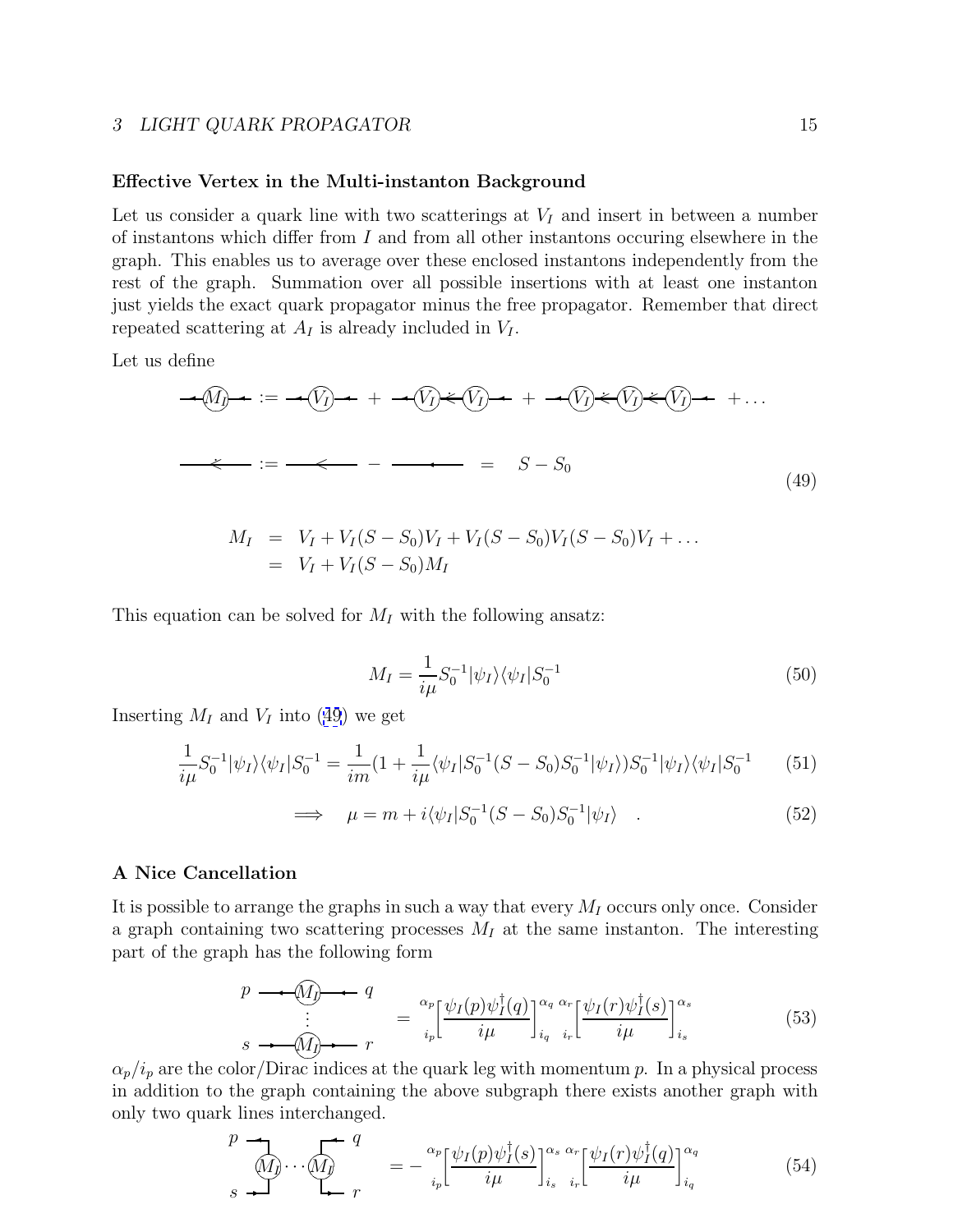**Effective Vertex in the Multi-instanton Background**

Let us consider a quark line with two scatterings at $V_I$ and insert in between a number of instantons which differ from $I$ and from all other instantons occuring elsewhere in the graph. This enables us to average over these enclosed instantons independently from the rest of the graph. Summation over all possible insertions with at least one instanton just yields the exact quark propagator minus the free propagator. Remember that direct repeated scattering at $A_I$ is already included in $V_I$.

Let us define

$$
\text{—}(M_I)\text{—} := \text{—}(V_I)\text{—} + \text{—}(V_I)\text{—}(V_I)\text{—} + \text{—}(V_I)\text{—}(V_I)\text{—}(V_I)\text{—} + \dots
$$

$$
\text{—}\!\!<\!\!\text{—} := \text{—}\!<\!\text{—} - \text{————} = S - S_0 \tag{49}
$$

$$
\begin{aligned}
M_I &= V_I + V_I(S - S_0)V_I + V_I(S - S_0)V_I(S - S_0)V_I + \dots \\
&= V_I + V_I(S - S_0)M_I
\end{aligned}
$$

This equation can be solved for $M_I$ with the following ansatz:

$$
M_I = \frac{1}{i\mu} S_0^{-1} |\psi_I\rangle\langle\psi_I| S_0^{-1} \tag{50}
$$

Inserting $M_I$ and $V_I$ into (49) we get

$$
\frac{1}{i\mu} S_0^{-1}|\psi_I\rangle\langle\psi_I|S_0^{-1} = \frac{1}{im}\left(1 + \frac{1}{i\mu}\langle\psi_I|S_0^{-1}(S - S_0)S_0^{-1}|\psi_I\rangle\right) S_0^{-1}|\psi_I\rangle\langle\psi_I|S_0^{-1} \tag{51}
$$

$$
\Longrightarrow \quad \mu = m + i\langle\psi_I|S_0^{-1}(S - S_0)S_0^{-1}|\psi_I\rangle \quad . \tag{52}
$$

**A Nice Cancellation**

It is possible to arrange the graphs in such a way that every $M_I$ occurs only once. Consider a graph containing two scattering processes $M_I$ at the same instanton. The interesting part of the graph has the following form

$$
\begin{array}{c} p \;\text{—}(M_I)\text{—}\; q \\ \vdots \\ s \;\text{—}(M_I)\text{—}\; r \end{array} \quad = \; {}^{\alpha_p}_{i_p}\!\left[\frac{\psi_I(p)\psi_I^\dagger(q)}{i\mu}\right]^{\alpha_q}_{i_q} \; {}^{\alpha_r}_{i_r}\!\left[\frac{\psi_I(r)\psi_I^\dagger(s)}{i\mu}\right]^{\alpha_s}_{i_s} \tag{53}
$$

$\alpha_p/i_p$ are the color/Dirac indices at the quark leg with momentum $p$. In a physical process in addition to the graph containing the above subgraph there exists another graph with only two quark lines interchanged.

$$
\begin{array}{c} p \qquad\qquad q \\ (M_I)\cdots(M_I) \\ s \qquad\qquad r \end{array} \quad = - \; {}^{\alpha_p}_{i_p}\!\left[\frac{\psi_I(p)\psi_I^\dagger(s)}{i\mu}\right]^{\alpha_s}_{i_s} \; {}^{\alpha_r}_{i_r}\!\left[\frac{\psi_I(r)\psi_I^\dagger(q)}{i\mu}\right]^{\alpha_q}_{i_q} \tag{54}
$$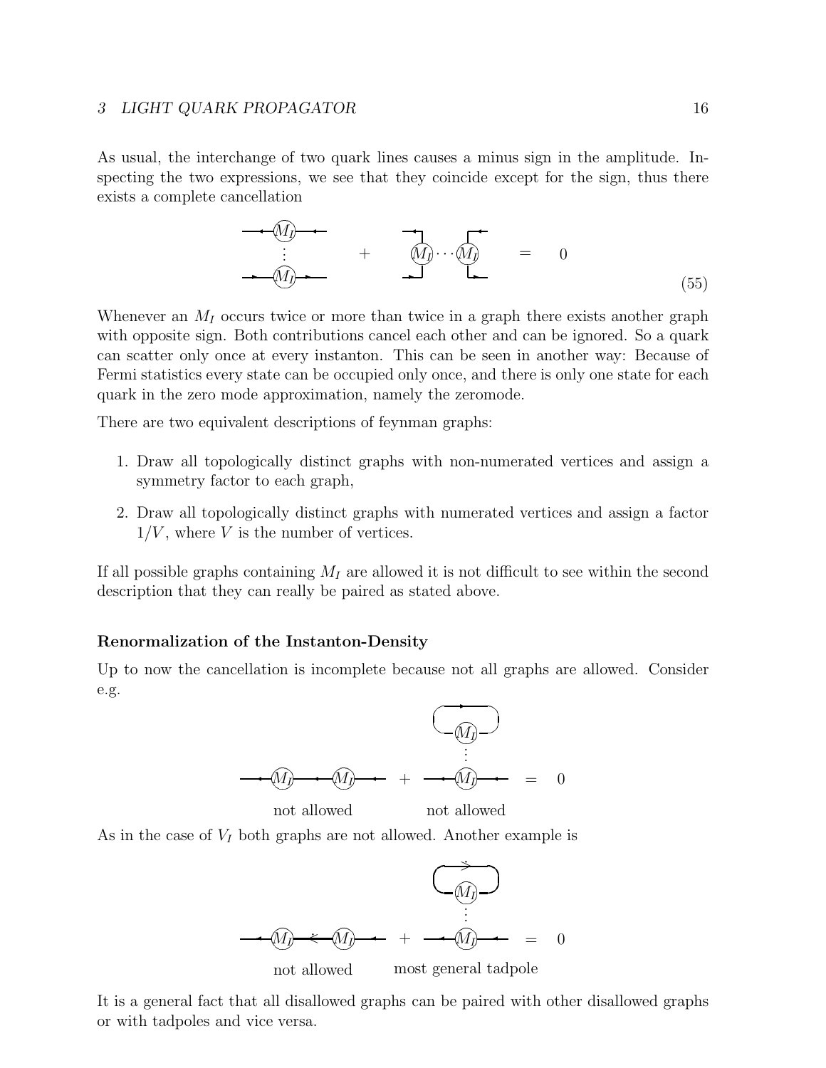As usual, the interchange of two quark lines causes a minus sign in the amplitude. Inspecting the two expressions, we see that they coincide except for the sign, thus there exists a complete cancellation

$$\text{(diagram)} + \text{(diagram)} = 0 \tag{55}$$

Whenever an $M_I$ occurs twice or more than twice in a graph there exists another graph with opposite sign. Both contributions cancel each other and can be ignored. So a quark can scatter only once at every instanton. This can be seen in another way: Because of Fermi statistics every state can be occupied only once, and there is only one state for each quark in the zero mode approximation, namely the zeromode.

There are two equivalent descriptions of feynman graphs:

1. Draw all topologically distinct graphs with non-numerated vertices and assign a symmetry factor to each graph,
2. Draw all topologically distinct graphs with numerated vertices and assign a factor $1/V$, where $V$ is the number of vertices.

If all possible graphs containing $M_I$ are allowed it is not difficult to see within the second description that they can really be paired as stated above.

**Renormalization of the Instanton-Density**

Up to now the cancellation is incomplete because not all graphs are allowed. Consider e.g.

$$\text{(diagram)} + \text{(diagram)} = 0$$

not allowed          not allowed

As in the case of $V_I$ both graphs are not allowed. Another example is

$$\text{(diagram)} + \text{(diagram)} = 0$$

not allowed          most general tadpole

It is a general fact that all disallowed graphs can be paired with other disallowed graphs or with tadpoles and vice versa.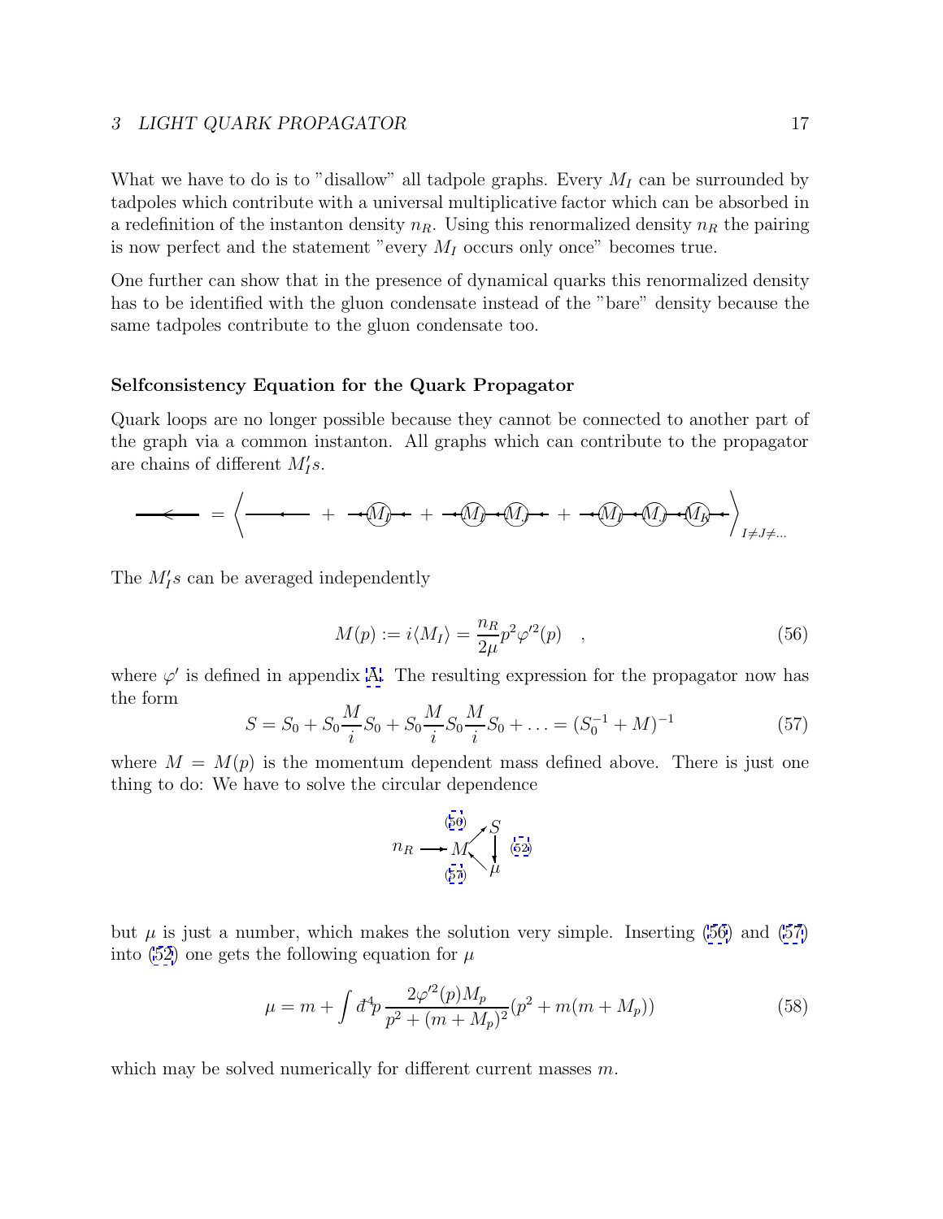What we have to do is to "disallow" all tadpole graphs. Every $M_I$ can be surrounded by tadpoles which contribute with a universal multiplicative factor which can be absorbed in a redefinition of the instanton density $n_R$. Using this renormalized density $n_R$ the pairing is now perfect and the statement "every $M_I$ occurs only once" becomes true.

One further can show that in the presence of dynamical quarks this renormalized density has to be identified with the gluon condensate instead of the "bare" density because the same tadpoles contribute to the gluon condensate too.

**Selfconsistency Equation for the Quark Propagator**

Quark loops are no longer possible because they cannot be connected to another part of the graph via a common instanton. All graphs which can contribute to the propagator are chains of different $M_I's$.

$$\longleftarrow \; = \left\langle \longleftarrow + \leftarrow\!(M_I)\!\leftarrow + \leftarrow\!(M_I)\!\leftarrow\!(M_J)\!\leftarrow + \leftarrow\!(M_I)\!\leftarrow\!(M_J)\!\leftarrow\!(M_K)\!\leftarrow \right\rangle_{I \neq J \neq \ldots}$$

The $M_I's$ can be averaged independently

$$M(p) := i\langle M_I \rangle = \frac{n_R}{2\mu} p^2 \varphi'^2(p) \quad , \tag{56}$$

where $\varphi'$ is defined in appendix A. The resulting expression for the propagator now has the form

$$S = S_0 + S_0 \frac{M}{i} S_0 + S_0 \frac{M}{i} S_0 \frac{M}{i} S_0 + \ldots = (S_0^{-1} + M)^{-1} \tag{57}$$

where $M = M(p)$ is the momentum dependent mass defined above. There is just one thing to do: We have to solve the circular dependence

$$n_R \longrightarrow M \overset{(56)}{\nearrow} S \overset{(52)}{\downarrow} \mu \overset{(57)}{\nwarrow} M$$

but $\mu$ is just a number, which makes the solution very simple. Inserting (56) and (57) into (52) one gets the following equation for $\mu$

$$\mu = m + \int d\!\!\!^{-4}p \, \frac{2\varphi'^2(p) M_p}{p^2 + (m + M_p)^2} (p^2 + m(m + M_p)) \tag{58}$$

which may be solved numerically for different current masses $m$.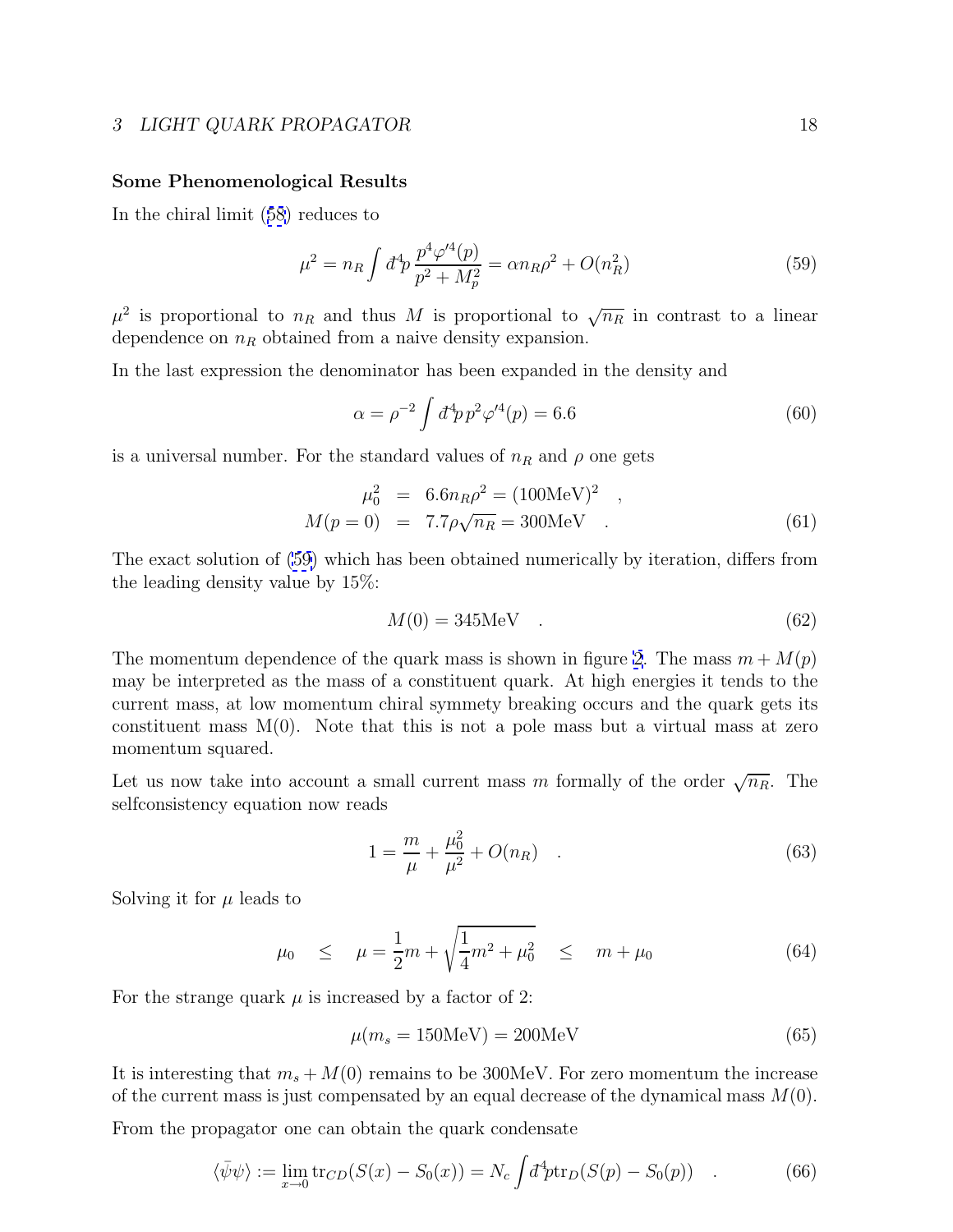**Some Phenomenological Results**

In the chiral limit (58) reduces to

$$\mu^2 = n_R \int d\!\!{}^-\!{}^4 p \, \frac{p^4 \varphi'^4(p)}{p^2 + M_p^2} = \alpha n_R \rho^2 + O(n_R^2) \tag{59}$$

$\mu^2$ is proportional to $n_R$ and thus $M$ is proportional to $\sqrt{n_R}$ in contrast to a linear dependence on $n_R$ obtained from a naive density expansion.

In the last expression the denominator has been expanded in the density and

$$\alpha = \rho^{-2} \int d\!\!{}^-\!{}^4 p \, p^2 \varphi'^4(p) = 6.6 \tag{60}$$

is a universal number. For the standard values of $n_R$ and $\rho$ one gets

$$\begin{aligned} \mu_0^2 &= 6.6 n_R \rho^2 = (100\text{MeV})^2 \quad , \\ M(p=0) &= 7.7 \rho \sqrt{n_R} = 300\text{MeV} \quad . \end{aligned} \tag{61}$$

The exact solution of (59) which has been obtained numerically by iteration, differs from the leading density value by 15%:

$$M(0) = 345\text{MeV} \quad . \tag{62}$$

The momentum dependence of the quark mass is shown in figure 2. The mass $m + M(p)$ may be interpreted as the mass of a constituent quark. At high energies it tends to the current mass, at low momentum chiral symmety breaking occurs and the quark gets its constituent mass M(0). Note that this is not a pole mass but a virtual mass at zero momentum squared.

Let us now take into account a small current mass $m$ formally of the order $\sqrt{n_R}$. The selfconsistency equation now reads

$$1 = \frac{m}{\mu} + \frac{\mu_0^2}{\mu^2} + O(n_R) \quad . \tag{63}$$

Solving it for $\mu$ leads to

$$\mu_0 \quad \leq \quad \mu = \frac{1}{2} m + \sqrt{\frac{1}{4} m^2 + \mu_0^2} \quad \leq \quad m + \mu_0 \tag{64}$$

For the strange quark $\mu$ is increased by a factor of 2:

$$\mu(m_s = 150\text{MeV}) = 200\text{MeV} \tag{65}$$

It is interesting that $m_s + M(0)$ remains to be 300MeV. For zero momentum the increase of the current mass is just compensated by an equal decrease of the dynamical mass $M(0)$.

From the propagator one can obtain the quark condensate

$$\langle \bar{\psi} \psi \rangle := \lim_{x \to 0} \text{tr}_{CD}(S(x) - S_0(x)) = N_c \int d\!\!{}^-\!{}^4 p \, \text{tr}_D(S(p) - S_0(p)) \quad . \tag{66}$$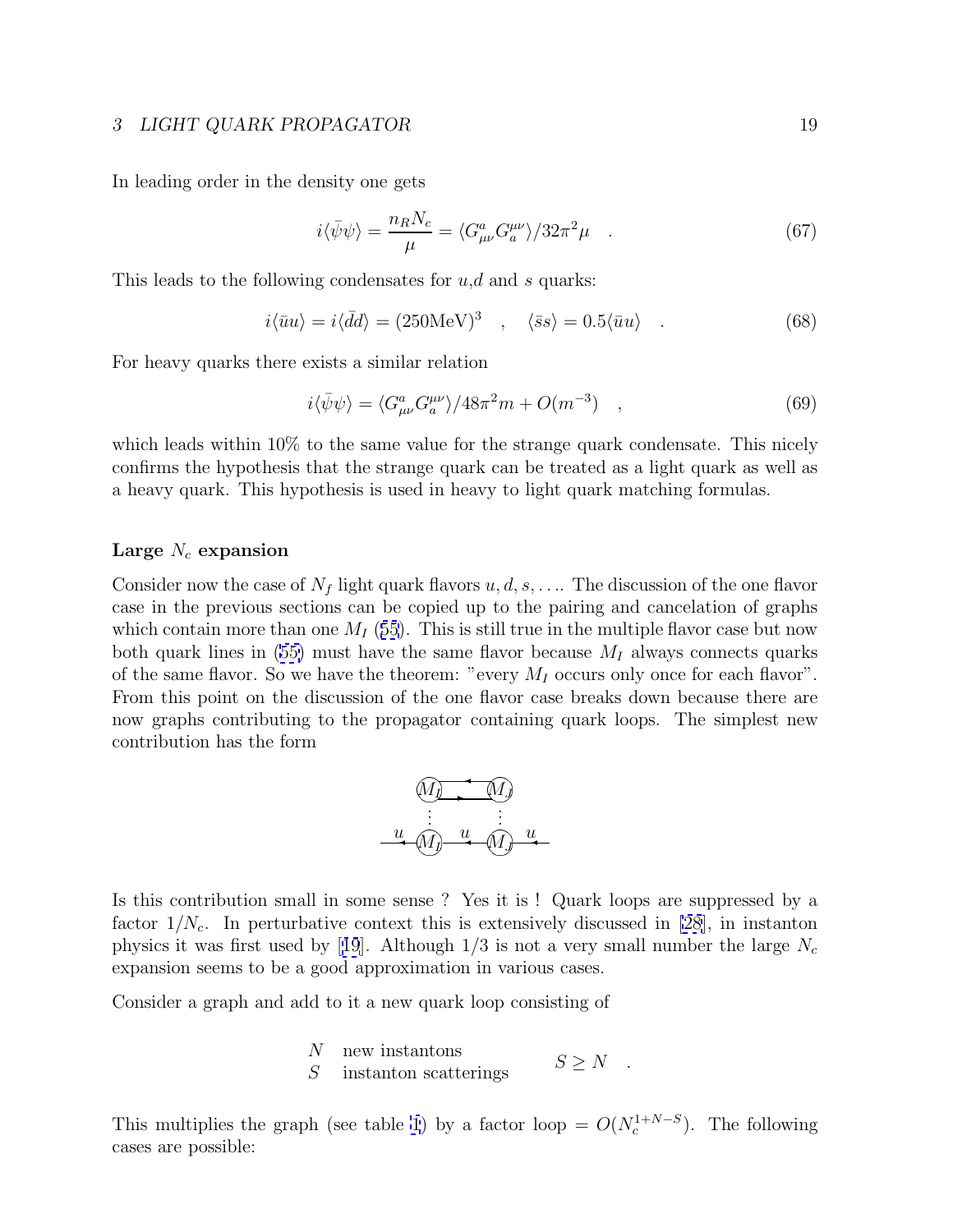In leading order in the density one gets

$$i\langle\bar{\psi}\psi\rangle = \frac{n_R N_c}{\mu} = \langle G^a_{\mu\nu} G^{\mu\nu}_a\rangle / 32\pi^2\mu \quad . \tag{67}$$

This leads to the following condensates for $u$,$d$ and $s$ quarks:

$$i\langle\bar{u}u\rangle = i\langle\bar{d}d\rangle = (250\text{MeV})^3 \quad , \quad \langle\bar{s}s\rangle = 0.5\langle\bar{u}u\rangle \quad . \tag{68}$$

For heavy quarks there exists a similar relation

$$i\langle\bar{\psi}\psi\rangle = \langle G^a_{\mu\nu} G^{\mu\nu}_a\rangle / 48\pi^2 m + O(m^{-3}) \quad , \tag{69}$$

which leads within 10% to the same value for the strange quark condensate. This nicely confirms the hypothesis that the strange quark can be treated as a light quark as well as a heavy quark. This hypothesis is used in heavy to light quark matching formulas.

### Large $N_c$ expansion

Consider now the case of $N_f$ light quark flavors $u, d, s, \ldots$. The discussion of the one flavor case in the previous sections can be copied up to the pairing and cancelation of graphs which contain more than one $M_I$ (55). This is still true in the multiple flavor case but now both quark lines in (55) must have the same flavor because $M_I$ always connects quarks of the same flavor. So we have the theorem: "every $M_I$ occurs only once for each flavor". From this point on the discussion of the one flavor case breaks down because there are now graphs contributing to the propagator containing quark loops. The simplest new contribution has the form

Is this contribution small in some sense ? Yes it is ! Quark loops are suppressed by a factor $1/N_c$. In perturbative context this is extensively discussed in [28], in instanton physics it was first used by [19]. Although 1/3 is not a very small number the large $N_c$ expansion seems to be a good approximation in various cases.

Consider a graph and add to it a new quark loop consisting of

$$\begin{array}{ll} N & \text{new instantons} \\ S & \text{instanton scatterings} \end{array} \qquad S \geq N \quad .$$

This multiplies the graph (see table 1) by a factor loop $= O(N_c^{1+N-S})$. The following cases are possible: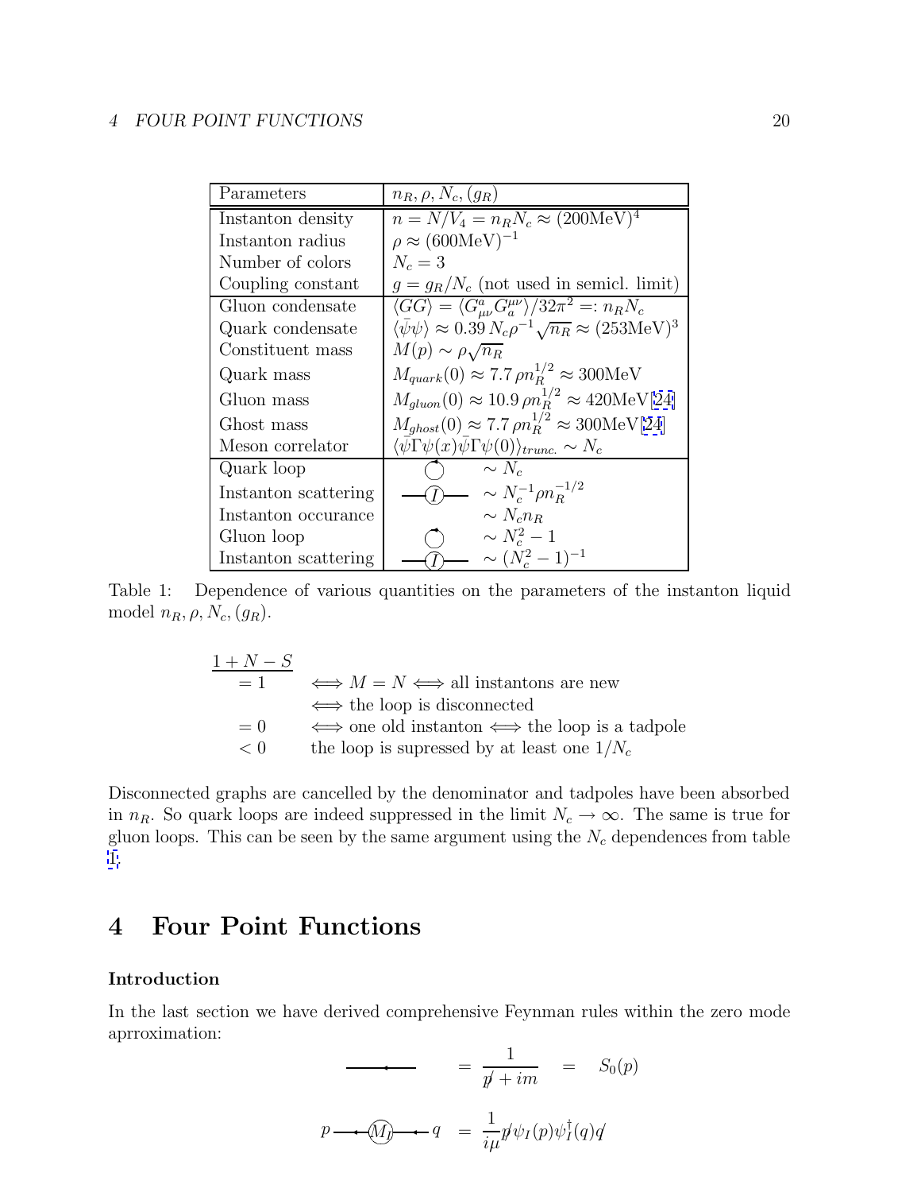| Parameters | $n_R, \rho, N_c, (g_R)$ |
|---|---|
| Instanton density | $n = N/V_4 = n_R N_c \approx (200\text{MeV})^4$ |
| Instanton radius | $\rho \approx (600\text{MeV})^{-1}$ |
| Number of colors | $N_c = 3$ |
| Coupling constant | $g = g_R/N_c$ (not used in semicl. limit) |
| Gluon condensate | $\langle GG \rangle = \langle G^a_{\mu\nu} G^{\mu\nu}_a \rangle / 32\pi^2 =: n_R N_c$ |
| Quark condensate | $\langle \bar{\psi}\psi \rangle \approx 0.39\, N_c \rho^{-1} \sqrt{n_R} \approx (253\text{MeV})^3$ |
| Constituent mass | $M(p) \sim \rho\sqrt{n_R}$ |
| Quark mass | $M_{quark}(0) \approx 7.7\, \rho n_R^{1/2} \approx 300\text{MeV}$ |
| Gluon mass | $M_{gluon}(0) \approx 10.9\, \rho n_R^{1/2} \approx 420\text{MeV}$[24] |
| Ghost mass | $M_{ghost}(0) \approx 7.7\, \rho n_R^{1/2} \approx 300\text{MeV}$[24] |
| Meson correlator | $\langle \bar{\psi}\Gamma\psi(x)\bar{\psi}\Gamma\psi(0)\rangle_{trunc.} \sim N_c$ |
| Quark loop | $\sim N_c$ |
| Instanton scattering | $\sim N_c^{-1} \rho n_R^{-1/2}$ |
| Instanton occurance | $\sim N_c n_R$ |
| Gluon loop | $\sim N_c^2 - 1$ |
| Instanton scattering | $\sim (N_c^2 - 1)^{-1}$ |

Table 1: Dependence of various quantities on the parameters of the instanton liquid model $n_R, \rho, N_c, (g_R)$.

$$
\begin{array}{ll}
\underline{1 + N - S} & \\
= 1 & \iff M = N \iff \text{all instantons are new} \\
 & \iff \text{the loop is disconnected} \\
= 0 & \iff \text{one old instanton} \iff \text{the loop is a tadpole} \\
< 0 & \text{the loop is supressed by at least one } 1/N_c
\end{array}
$$

Disconnected graphs are cancelled by the denominator and tadpoles have been absorbed in $n_R$. So quark loops are indeed suppressed in the limit $N_c \to \infty$. The same is true for gluon loops. This can be seen by the same argument using the $N_c$ dependences from table 1.

# 4 Four Point Functions

### Introduction

In the last section we have derived comprehensive Feynman rules within the zero mode aprroximation:

$$
\text{———} \quad = \frac{1}{\not{p} + im} = S_0(p)
$$

$$
p \text{ — } (M_I) \text{ — } q = \frac{1}{i\mu} \not{p}\, \psi_I(p) \psi_I^\dagger(q) \not{q}
$$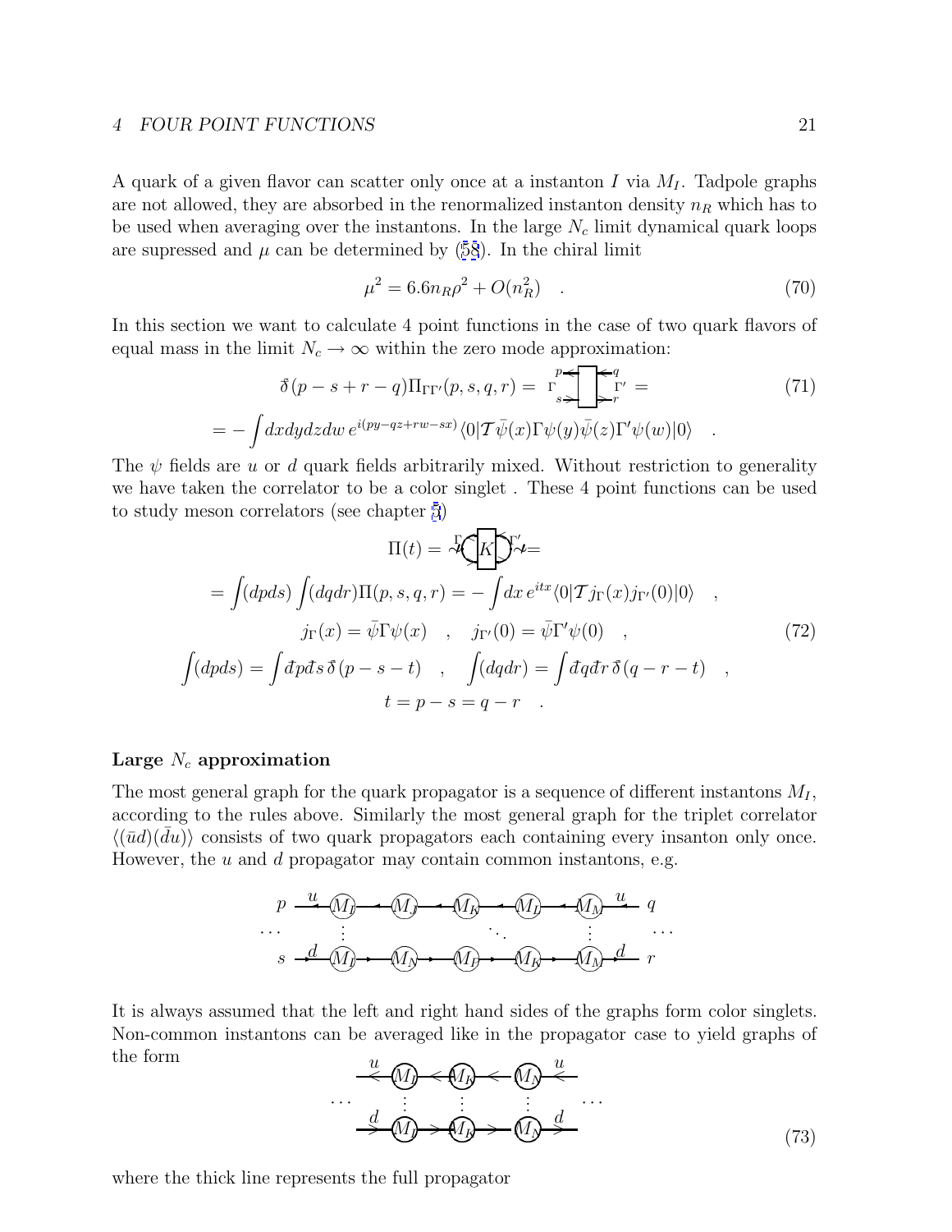A quark of a given flavor can scatter only once at a instanton $I$ via $M_I$. Tadpole graphs are not allowed, they are absorbed in the renormalized instanton density $n_R$ which has to be used when averaging over the instantons. In the large $N_c$ limit dynamical quark loops are supressed and $\mu$ can be determined by (58). In the chiral limit

$$\mu^2 = 6.6 n_R \rho^2 + O(n_R^2) \quad . \tag{70}$$

In this section we want to calculate 4 point functions in the case of two quark flavors of equal mass in the limit $N_c \to \infty$ within the zero mode approximation:

$$\begin{aligned} \bar\delta(p-s+r-q)\Pi_{\Gamma\Gamma'}(p,s,q,r) &= \text{[graph: box with legs } p, s \text{ (vertex } \Gamma\text{) and } q, r \text{ (vertex } \Gamma'\text{)]} = \\ = -\int dx dy dz dw \, e^{i(py-qz+rw-sx)} &\langle 0|\mathcal{T}\bar\psi(x)\Gamma\psi(y)\bar\psi(z)\Gamma'\psi(w)|0\rangle \quad . \end{aligned} \tag{71}$$

The $\psi$ fields are $u$ or $d$ quark fields arbitrarily mixed. Without restriction to generality we have taken the correlator to be a color singlet . These 4 point functions can be used to study meson correlators (see chapter 5)

$$\begin{aligned} \Pi(t) &= \text{[graph: loop with vertices } \Gamma, \Gamma' \text{ and kernel } K\text{]} = \\ = \int(dpds)\int(dqdr)\Pi(p,s,q,r) &= -\int dx\, e^{itx}\langle 0|\mathcal{T} j_\Gamma(x) j_{\Gamma'}(0)|0\rangle \quad , \\ j_\Gamma(x) = \bar\psi\Gamma\psi(x) \quad &, \quad j_{\Gamma'}(0) = \bar\psi\Gamma'\psi(0) \quad , \\ \int(dpds) = \int \bar{d}p\bar{d}s\,\bar\delta(p-s-t) \quad &, \quad \int(dqdr) = \int \bar{d}q\bar{d}r\,\bar\delta(q-r-t) \quad , \\ t = p-s &= q-r \quad . \end{aligned} \tag{72}$$

### Large $N_c$ approximation

The most general graph for the quark propagator is a sequence of different instantons $M_I$, according to the rules above. Similarly the most general graph for the triplet correlator $\langle(\bar ud)(\bar du)\rangle$ consists of two quark propagators each containing every insanton only once. However, the $u$ and $d$ propagator may contain common instantons, e.g.

[graph: upper line $p \xleftarrow{u} M_I - M_J - M_K - M_L - M_N \xleftarrow{u} q$; lower line $s \xrightarrow{d} M_I - M_N - M_P - M_K - M_M \xrightarrow{d} r$, with common instantons connected by dotted lines]

It is always assumed that the left and right hand sides of the graphs form color singlets. Non-common instantons can be averaged like in the propagator case to yield graphs of the form

$$\text{[graph: upper line } \xleftarrow{u} M_I \leftarrow M_K \leftarrow M_N \xleftarrow{u}\text{; lower line } \xrightarrow{d} M_I \to M_K \to M_N \xrightarrow{d}\text{, connected by dotted lines, thick lines]} \tag{73}$$

where the thick line represents the full propagator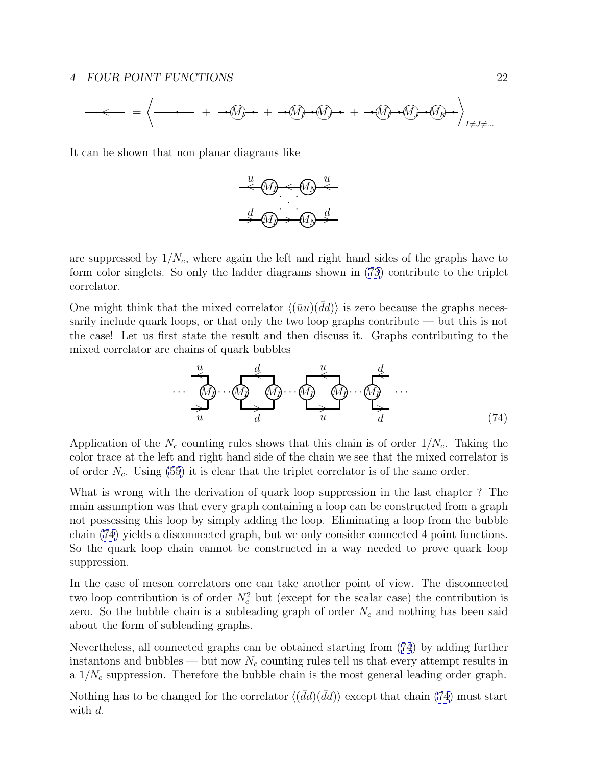$$\longleftarrow \; = \left\langle \longleftarrow \; + \; \leftarrow\!\!(M_I)\!\!\leftarrow \; + \; \leftarrow\!\!(M_I)\!\!\leftarrow\!\!(M_J)\!\!\leftarrow \; + \; \leftarrow\!\!(M_I)\!\!\leftarrow\!\!(M_J)\!\!\leftarrow\!\!(M_K)\!\!\leftarrow \right\rangle_{I \neq J \neq \ldots}$$

It can be shown that non planar diagrams like

$$\begin{array}{c} \overset{u}{\longleftarrow}(M_I)\longleftarrow(M_N)\overset{u}{\longleftarrow} \\ \cdots \\ \underset{d}{\longrightarrow}(M_I)\longrightarrow(M_N)\underset{d}{\longrightarrow} \end{array}$$

are suppressed by $1/N_c$, where again the left and right hand sides of the graphs have to form color singlets. So only the ladder diagrams shown in (73) contribute to the triplet correlator.

One might think that the mixed correlator $\langle(\bar{u}u)(\bar{d}d)\rangle$ is zero because the graphs necessarily include quark loops, or that only the two loop graphs contribute — but this is not the case! Let us first state the result and then discuss it. Graphs contributing to the mixed correlator are chains of quark bubbles

$$\cdots \; \overset{u}{\underset{u}{\rfloor}}(M_I)\cdots(M_I)\overset{d}{\underset{d}{\square}}(M_I)\cdots(M_I)\overset{u}{\underset{u}{\square}}(M_I)\cdots(M_I)\overset{d}{\underset{d}{\lfloor}} \; \cdots \qquad (74)$$

Application of the $N_c$ counting rules shows that this chain is of order $1/N_c$. Taking the color trace at the left and right hand side of the chain we see that the mixed correlator is of order $N_c$. Using (55) it is clear that the triplet correlator is of the same order.

What is wrong with the derivation of quark loop suppression in the last chapter ? The main assumption was that every graph containing a loop can be constructed from a graph not possessing this loop by simply adding the loop. Eliminating a loop from the bubble chain (74) yields a disconnected graph, but we only consider connected 4 point functions. So the quark loop chain cannot be constructed in a way needed to prove quark loop suppression.

In the case of meson correlators one can take another point of view. The disconnected two loop contribution is of order $N_c^2$ but (except for the scalar case) the contribution is zero. So the bubble chain is a subleading graph of order $N_c$ and nothing has been said about the form of subleading graphs.

Nevertheless, all connected graphs can be obtained starting from (74) by adding further instantons and bubbles — but now $N_c$ counting rules tell us that every attempt results in a $1/N_c$ suppression. Therefore the bubble chain is the most general leading order graph.

Nothing has to be changed for the correlator $\langle(\bar{d}d)(\bar{d}d)\rangle$ except that chain (74) must start with $d$.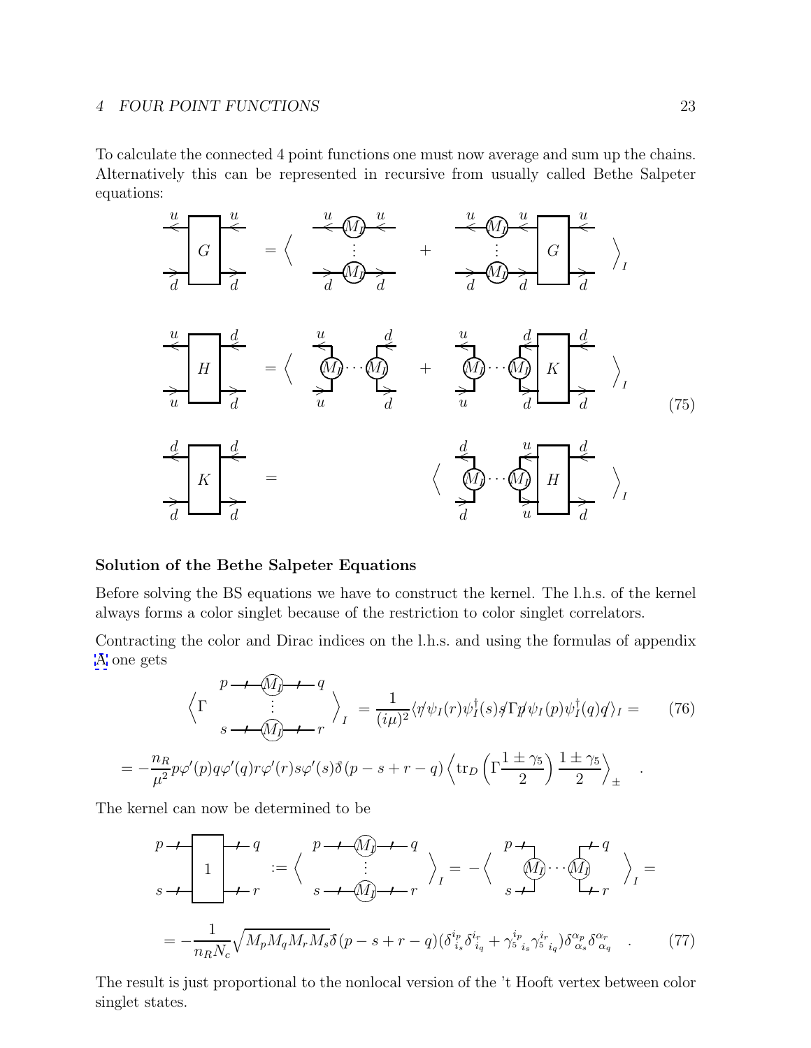To calculate the connected 4 point functions one must now average and sum up the chains. Alternatively this can be represented in recursive from usually called Bethe Salpeter equations:

$$
\begin{aligned}
&[G]_{ud}^{ud} = \Big\langle \; (M_I)\cdots(M_I) \;+\; (M_I)\cdots(M_I)\,[G] \;\Big\rangle_I \\
&[H]_{ud}^{ud} = \Big\langle \; (M_I)\cdots(M_I) \;+\; (M_I)\cdots(M_I)\,[K] \;\Big\rangle_I \\
&[K]_{dd}^{dd} = \Big\langle \; (M_I)\cdots(M_I)\,[H] \;\Big\rangle_I
\end{aligned}
\tag{75}
$$

### Solution of the Bethe Salpeter Equations

Before solving the BS equations we have to construct the kernel. The l.h.s. of the kernel always forms a color singlet because of the restriction to color singlet correlators.

Contracting the color and Dirac indices on the l.h.s. and using the formulas of appendix A one gets

$$
\left\langle \Gamma \;\; {}^{p\,-(M_I)-\,q}_{s\,-(M_I)-\,r} \right\rangle_I = \frac{1}{(i\mu)^2}\langle \not{r}\psi_I(r)\psi_I^\dagger(s)\not{s}\Gamma\not{p}\psi_I(p)\psi_I^\dagger(q)\not{q}\rangle_I = \tag{76}
$$

$$
= -\frac{n_R}{\mu^2}p\varphi'(p)q\varphi'(q)r\varphi'(r)s\varphi'(s)\bar{\delta}(p-s+r-q)\left\langle \mathrm{tr}_D\left(\Gamma\frac{1\pm\gamma_5}{2}\right)\frac{1\pm\gamma_5}{2}\right\rangle_\pm \quad .
$$

The kernel can now be determined to be

$$
[1]_{s\,r}^{p\,q} := \left\langle {}^{p\,-(M_I)-\,q}_{s\,-(M_I)-\,r} \right\rangle_I = -\left\langle (M_I)\cdots(M_I) \right\rangle_I =
$$

$$
= -\frac{1}{n_R N_c}\sqrt{M_pM_qM_rM_s}\,\bar{\delta}(p-s+r-q)(\delta^{i_p}_{\;i_s}\delta^{i_r}_{\;i_q} + \gamma_5{}^{i_p}_{\;i_s}\gamma_5{}^{i_r}_{\;i_q})\delta^{\alpha_p}_{\alpha_s}\delta^{\alpha_r}_{\alpha_q} \quad . \tag{77}
$$

The result is just proportional to the nonlocal version of the 't Hooft vertex between color singlet states.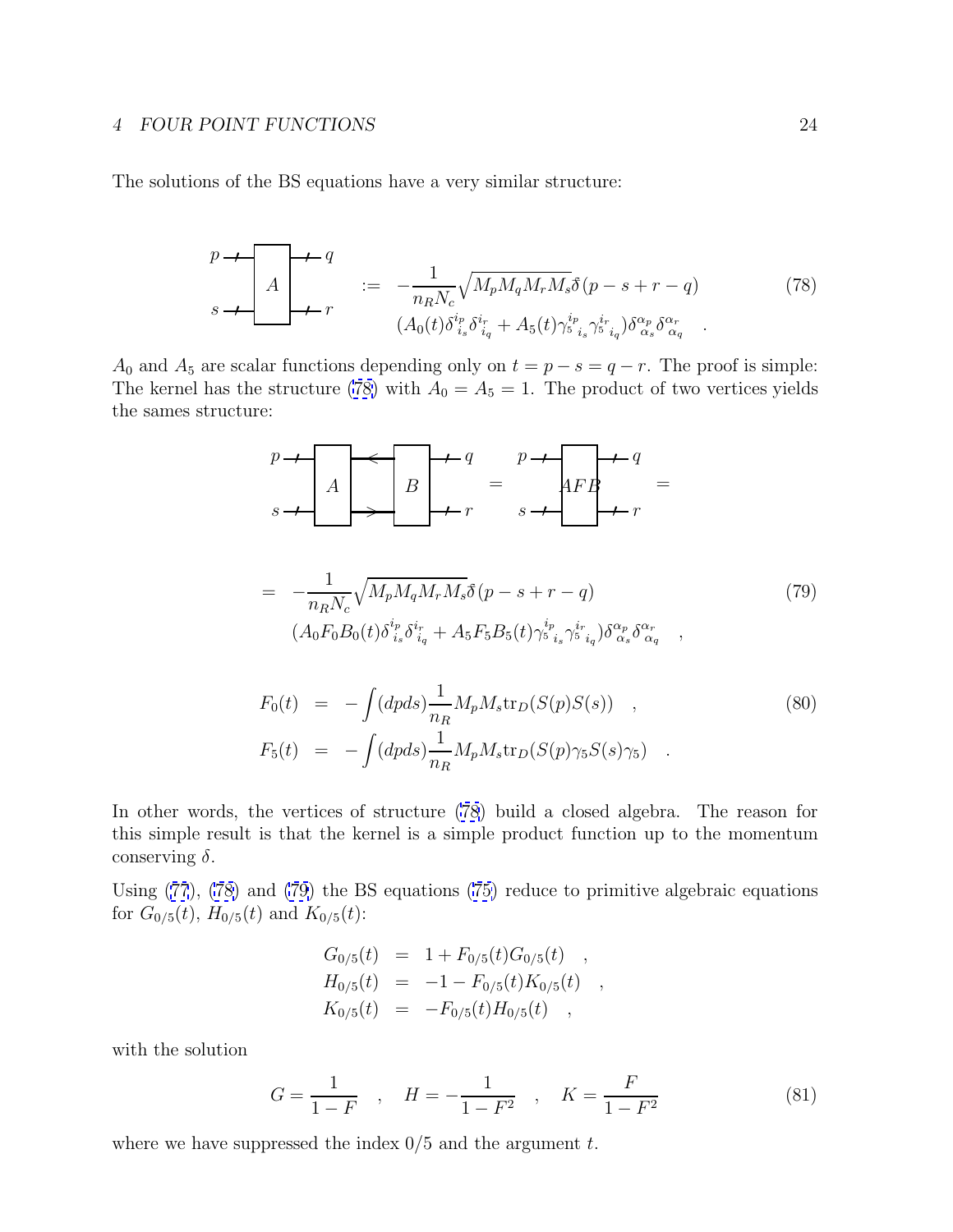The solutions of the BS equations have a very similar structure:

$$
\text{[diagram: box } A \text{ with legs } p, s \text{ (left) and } q, r \text{ (right)]} \quad := \quad -\frac{1}{n_R N_c}\sqrt{M_p M_q M_r M_s}\,\delta(p-s+r-q)
$$
$$
(A_0(t)\delta^{i_p}_{\ i_s}\delta^{i_r}_{\ i_q} + A_5(t)\gamma_5{}^{i_p}{}_{i_s}\gamma_5{}^{i_r}{}_{i_q})\delta^{\alpha_p}_{\alpha_s}\delta^{\alpha_r}_{\alpha_q} \quad . \tag{78}
$$

$A_0$ and $A_5$ are scalar functions depending only on $t = p - s = q - r$. The proof is simple: The kernel has the structure (78) with $A_0 = A_5 = 1$. The product of two vertices yields the sames structure:

$$
\text{[diagram: boxes } A \text{ and } B \text{ connected by two internal lines, external legs } p, s, q, r] = \text{[diagram: box } AFB \text{ with legs } p, s, q, r] =
$$

$$
= -\frac{1}{n_R N_c}\sqrt{M_p M_q M_r M_s}\,\delta(p-s+r-q)
$$
$$
(A_0 F_0 B_0(t)\delta^{i_p}_{\ i_s}\delta^{i_r}_{\ i_q} + A_5 F_5 B_5(t)\gamma_5{}^{i_p}{}_{i_s}\gamma_5{}^{i_r}{}_{i_q})\delta^{\alpha_p}_{\alpha_s}\delta^{\alpha_r}_{\alpha_q} \quad , \tag{79}
$$

$$
\begin{aligned}
F_0(t) &= -\int (dp ds)\frac{1}{n_R} M_p M_s \mathrm{tr}_D(S(p)S(s)) \quad , \\
F_5(t) &= -\int (dp ds)\frac{1}{n_R} M_p M_s \mathrm{tr}_D(S(p)\gamma_5 S(s)\gamma_5) \quad .
\end{aligned} \tag{80}
$$

In other words, the vertices of structure (78) build a closed algebra. The reason for this simple result is that the kernel is a simple product function up to the momentum conserving $\delta$.

Using (77), (78) and (79) the BS equations (75) reduce to primitive algebraic equations for $G_{0/5}(t)$, $H_{0/5}(t)$ and $K_{0/5}(t)$:

$$
\begin{aligned}
G_{0/5}(t) &= 1 + F_{0/5}(t)G_{0/5}(t) \quad , \\
H_{0/5}(t) &= -1 - F_{0/5}(t)K_{0/5}(t) \quad , \\
K_{0/5}(t) &= -F_{0/5}(t)H_{0/5}(t) \quad ,
\end{aligned}
$$

with the solution

$$
G = \frac{1}{1-F} \quad , \quad H = -\frac{1}{1-F^2} \quad , \quad K = \frac{F}{1-F^2} \tag{81}
$$

where we have suppressed the index $0/5$ and the argument $t$.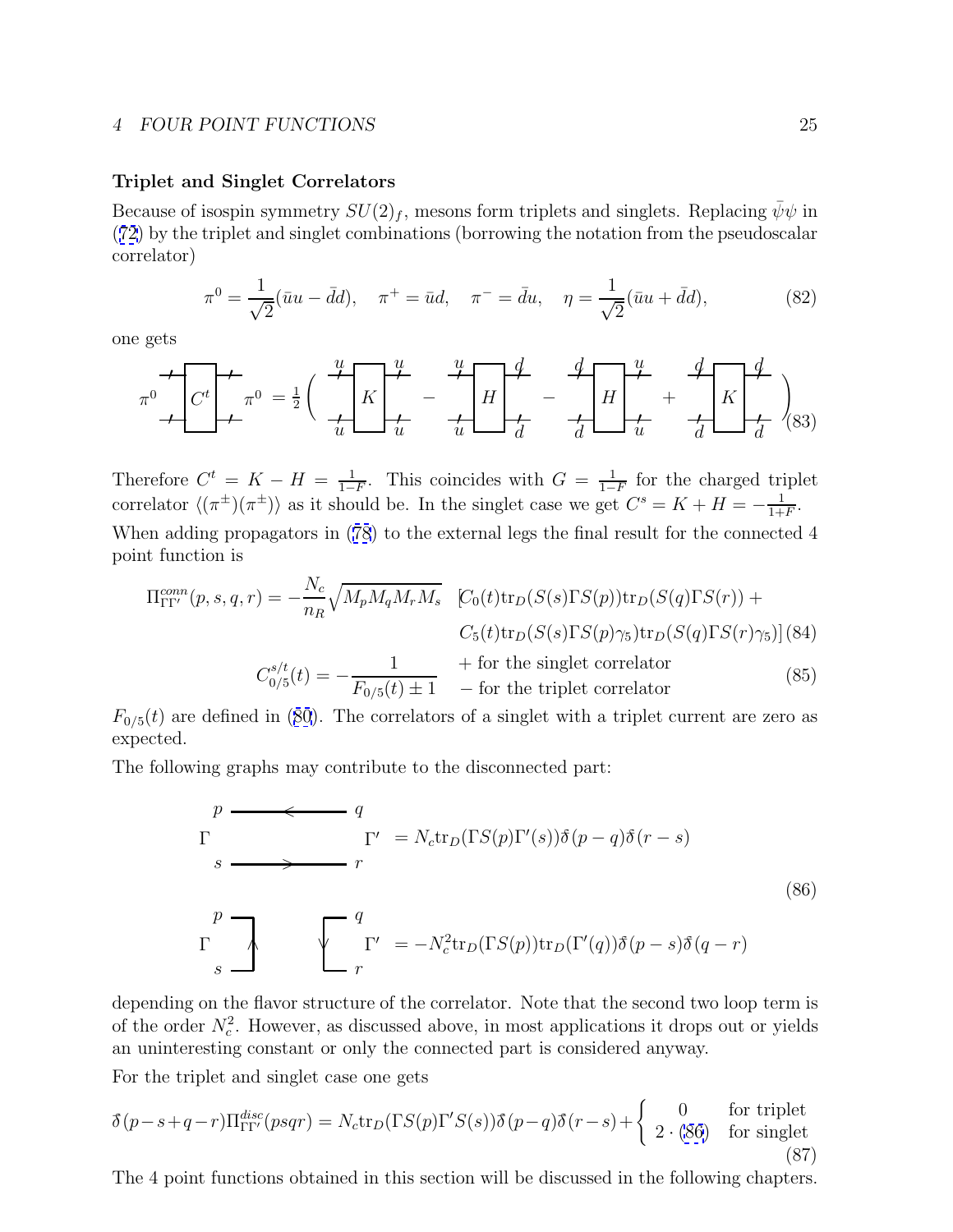### Triplet and Singlet Correlators

Because of isospin symmetry $SU(2)_f$, mesons form triplets and singlets. Replacing $\bar{\psi}\psi$ in (72) by the triplet and singlet combinations (borrowing the notation from the pseudoscalar correlator)

$$\pi^0 = \frac{1}{\sqrt{2}}(\bar{u}u - \bar{d}d), \quad \pi^+ = \bar{u}d, \quad \pi^- = \bar{d}u, \quad \eta = \frac{1}{\sqrt{2}}(\bar{u}u + \bar{d}d), \tag{82}$$

one gets

$$\pi^0 \; \boxed{C^t} \; \pi^0 = \frac{1}{2}\left( \boxed{K}_{uu}^{uu} - \boxed{H}_{ud}^{ud} - \boxed{H}_{du}^{du} + \boxed{K}_{dd}^{dd} \right) \tag{83}$$

Therefore $C^t = K - H = \frac{1}{1-F}$. This coincides with $G = \frac{1}{1-F}$ for the charged triplet correlator $\langle(\pi^\pm)(\pi^\pm)\rangle$ as it should be. In the singlet case we get $C^s = K + H = -\frac{1}{1+F}$.

When adding propagators in (78) to the external legs the final result for the connected 4 point function is

$$\Pi^{conn}_{\Gamma\Gamma'}(p,s,q,r) = -\frac{N_c}{n_R}\sqrt{M_p M_q M_r M_s} \quad [C_0(t)\mathrm{tr}_D(S(s)\Gamma S(p))\mathrm{tr}_D(S(q)\Gamma S(r)) + C_5(t)\mathrm{tr}_D(S(s)\Gamma S(p)\gamma_5)\mathrm{tr}_D(S(q)\Gamma S(r)\gamma_5)] \tag{84}$$

$$C^{s/t}_{0/5}(t) = -\frac{1}{F_{0/5}(t) \pm 1} \quad \begin{array}{l} + \text{ for the singlet correlator} \\ - \text{ for the triplet correlator} \end{array} \tag{85}$$

$F_{0/5}(t)$ are defined in (80). The correlators of a singlet with a triplet current are zero as expected.

The following graphs may contribute to the disconnected part:

$$\Gamma \; \begin{array}{l} p \longleftarrow q \\ s \longrightarrow r \end{array} \; \Gamma' = N_c \mathrm{tr}_D(\Gamma S(p)\Gamma'(s))\bar{\delta}(p-q)\bar{\delta}(r-s)$$

$$\Gamma \; \begin{array}{l} p \\ s \end{array}\!\!\big]\uparrow \quad \downarrow\!\big[\!\!\begin{array}{l} q \\ r \end{array} \; \Gamma' = -N_c^2 \mathrm{tr}_D(\Gamma S(p))\mathrm{tr}_D(\Gamma'(q))\bar{\delta}(p-s)\bar{\delta}(q-r) \tag{86}$$

depending on the flavor structure of the correlator. Note that the second two loop term is of the order $N_c^2$. However, as discussed above, in most applications it drops out or yields an uninteresting constant or only the connected part is considered anyway.

For the triplet and singlet case one gets

$$\bar{\delta}(p-s+q-r)\Pi^{disc}_{\Gamma\Gamma'}(psqr) = N_c \mathrm{tr}_D(\Gamma S(p)\Gamma' S(s))\bar{\delta}(p-q)\bar{\delta}(r-s) + \begin{cases} 0 & \text{for triplet} \\ 2 \cdot (86) & \text{for singlet} \end{cases} \tag{87}$$

The 4 point functions obtained in this section will be discussed in the following chapters.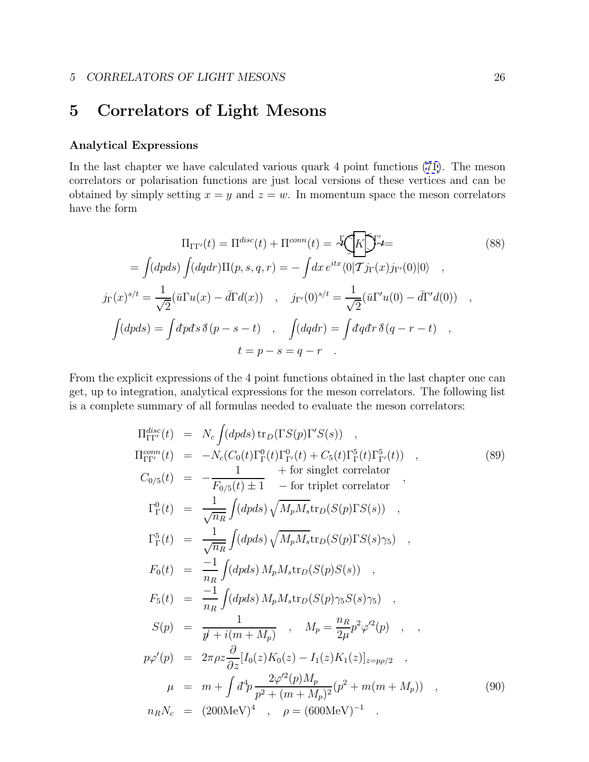# 5 Correlators of Light Mesons

**Analytical Expressions**

In the last chapter we have calculated various quark 4 point functions (71). The meson correlators or polarisation functions are just local versions of these vertices and can be obtained by simply setting $x = y$ and $z = w$. In momentum space the meson correlators have the form

$$
\begin{aligned}
&\Pi_{\Gamma\Gamma'}(t) = \Pi^{disc}(t) + \Pi^{conn}(t) = \text{(diagram)} = \qquad (88)\\
&= \int (dpds) \int (dqdr) \Pi(p,s,q,r) = -\int dx\, e^{itx} \langle 0| \mathcal{T} j_\Gamma(x) j_{\Gamma'}(0)|0\rangle \quad ,\\
&j_\Gamma(x)^{s/t} = \frac{1}{\sqrt{2}}(\bar{u}\Gamma u(x) - \bar{d}\Gamma d(x)) \quad , \quad j_{\Gamma'}(0)^{s/t} = \frac{1}{\sqrt{2}}(\bar{u}\Gamma' u(0) - \bar{d}\Gamma' d(0)) \quad ,\\
&\int (dpds) = \int \bar{d}p \bar{d}s\, \bar{\delta}(p-s-t) \quad , \quad \int (dqdr) = \int \bar{d}q \bar{d}r\, \bar{\delta}(q-r-t) \quad ,\\
&t = p - s = q - r \quad .
\end{aligned}
$$

From the explicit expressions of the 4 point functions obtained in the last chapter one can get, up to integration, analytical expressions for the meson correlators. The following list is a complete summary of all formulas needed to evaluate the meson correlators:

$$
\begin{aligned}
\Pi^{disc}_{\Gamma\Gamma'}(t) &= N_c \int (dpds)\, \mathrm{tr}_D(\Gamma S(p) \Gamma' S(s)) \quad ,\\
\Pi^{conn}_{\Gamma\Gamma'}(t) &= -N_c (C_0(t) \Gamma^0_\Gamma(t) \Gamma^0_{\Gamma'}(t) + C_5(t) \Gamma^5_\Gamma(t) \Gamma^5_{\Gamma'}(t)) \quad , \qquad (89)\\
C_{0/5}(t) &= -\frac{1}{F_{0/5}(t) \pm 1} \quad \begin{array}{l} + \text{ for singlet correlator} \\ - \text{ for triplet correlator} \end{array} \quad ,\\
\Gamma^0_\Gamma(t) &= \frac{1}{\sqrt{n_R}} \int (dpds) \sqrt{M_p M_s}\, \mathrm{tr}_D(S(p) \Gamma S(s)) \quad ,\\
\Gamma^5_\Gamma(t) &= \frac{1}{\sqrt{n_R}} \int (dpds) \sqrt{M_p M_s}\, \mathrm{tr}_D(S(p) \Gamma S(s) \gamma_5) \quad ,\\
F_0(t) &= \frac{-1}{n_R} \int (dpds)\, M_p M_s \mathrm{tr}_D(S(p) S(s)) \quad ,\\
F_5(t) &= \frac{-1}{n_R} \int (dpds)\, M_p M_s \mathrm{tr}_D(S(p) \gamma_5 S(s) \gamma_5) \quad ,\\
S(p) &= \frac{1}{\not{p} + i(m + M_p)} \quad , \quad M_p = \frac{n_R}{2\mu} p^2 \varphi'^2(p) \quad , \quad ,\\
p\varphi'(p) &= 2\pi\rho z \frac{\partial}{\partial z} [I_0(z) K_0(z) - I_1(z) K_1(z)]_{z = p\rho/2} \quad ,\\
\mu &= m + \int \bar{d}^4 p \frac{2\varphi'^2(p) M_p}{p^2 + (m + M_p)^2} (p^2 + m(m + M_p)) \quad , \qquad (90)\\
n_R N_c &= (200\mathrm{MeV})^4 \quad , \quad \rho = (600\mathrm{MeV})^{-1} \quad .
\end{aligned}
$$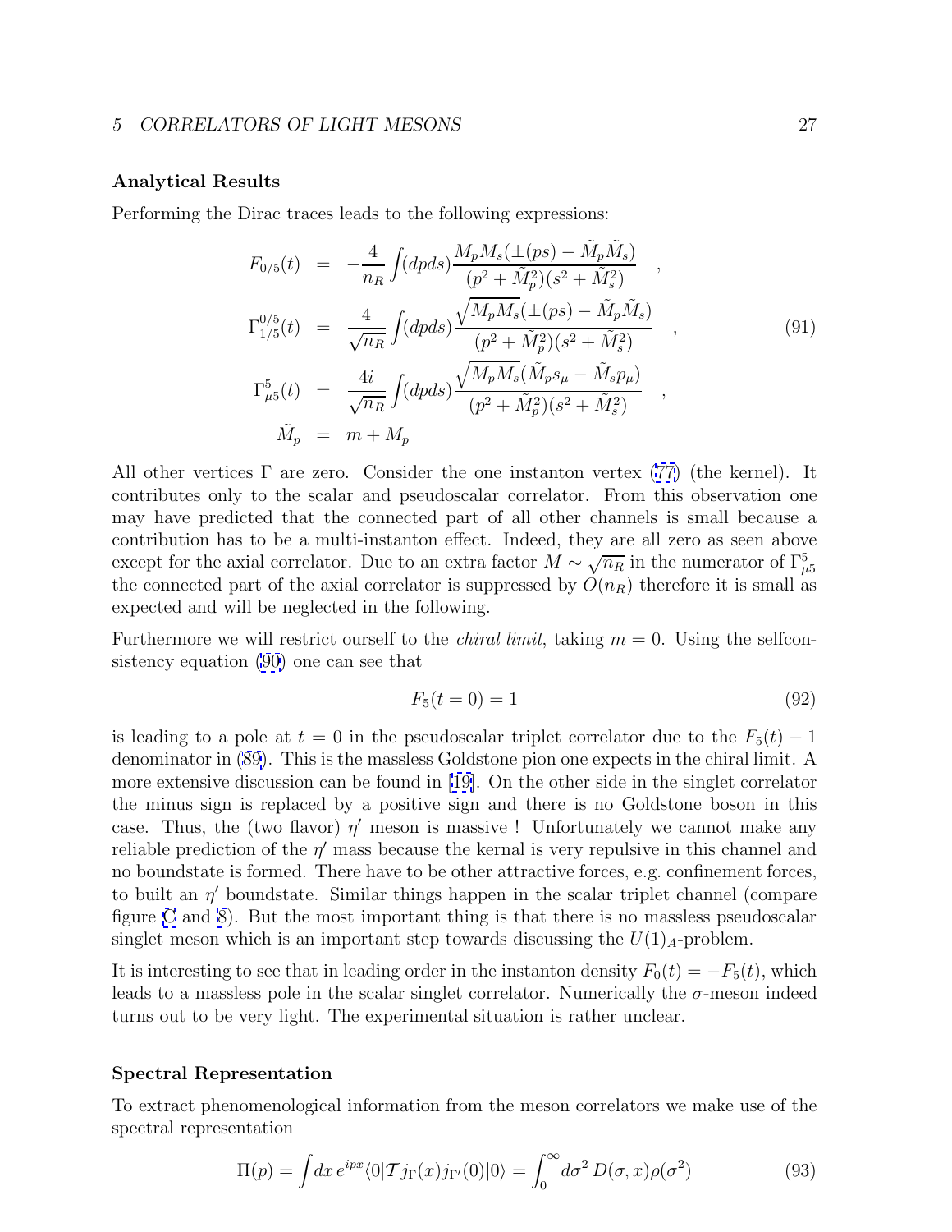### Analytical Results

Performing the Dirac traces leads to the following expressions:

$$
\begin{aligned}
F_{0/5}(t) &= -\frac{4}{n_R}\int (dpds) \frac{M_p M_s (\pm(ps) - \tilde{M}_p \tilde{M}_s)}{(p^2+\tilde{M}_p^2)(s^2+\tilde{M}_s^2)} \quad , \\
\Gamma^{0/5}_{1/5}(t) &= \frac{4}{\sqrt{n_R}}\int (dpds) \frac{\sqrt{M_p M_s}(\pm(ps) - \tilde{M}_p \tilde{M}_s)}{(p^2+\tilde{M}_p^2)(s^2+\tilde{M}_s^2)} \quad , \\
\Gamma^{5}_{\mu 5}(t) &= \frac{4i}{\sqrt{n_R}}\int (dpds) \frac{\sqrt{M_p M_s}(\tilde{M}_p s_\mu - \tilde{M}_s p_\mu)}{(p^2+\tilde{M}_p^2)(s^2+\tilde{M}_s^2)} \quad , \\
\tilde{M}_p &= m + M_p
\end{aligned}
\tag{91}
$$

All other vertices $\Gamma$ are zero. Consider the one instanton vertex (77) (the kernel). It contributes only to the scalar and pseudoscalar correlator. From this observation one may have predicted that the connected part of all other channels is small because a contribution has to be a multi-instanton effect. Indeed, they are all zero as seen above except for the axial correlator. Due to an extra factor $M \sim \sqrt{n_R}$ in the numerator of $\Gamma^5_{\mu 5}$ the connected part of the axial correlator is suppressed by $O(n_R)$ therefore it is small as expected and will be neglected in the following.

Furthermore we will restrict ourself to the *chiral limit*, taking $m = 0$. Using the selfconsistency equation (90) one can see that

$$
F_5(t=0) = 1 \tag{92}
$$

is leading to a pole at $t = 0$ in the pseudoscalar triplet correlator due to the $F_5(t) - 1$ denominator in (89). This is the massless Goldstone pion one expects in the chiral limit. A more extensive discussion can be found in [19]. On the other side in the singlet correlator the minus sign is replaced by a positive sign and there is no Goldstone boson in this case. Thus, the (two flavor) $\eta'$ meson is massive ! Unfortunately we cannot make any reliable prediction of the $\eta'$ mass because the kernal is very repulsive in this channel and no boundstate is formed. There have to be other attractive forces, e.g. confinement forces, to built an $\eta'$ boundstate. Similar things happen in the scalar triplet channel (compare figure C and 8). But the most important thing is that there is no massless pseudoscalar singlet meson which is an important step towards discussing the $U(1)_A$-problem.

It is interesting to see that in leading order in the instanton density $F_0(t) = -F_5(t)$, which leads to a massless pole in the scalar singlet correlator. Numerically the $\sigma$-meson indeed turns out to be very light. The experimental situation is rather unclear.

### Spectral Representation

To extract phenomenological information from the meson correlators we make use of the spectral representation

$$
\Pi(p) = \int dx\, e^{ipx} \langle 0|\mathcal{T} j_\Gamma(x) j_{\Gamma'}(0)|0\rangle = \int_0^\infty d\sigma^2\, D(\sigma, x)\rho(\sigma^2) \tag{93}
$$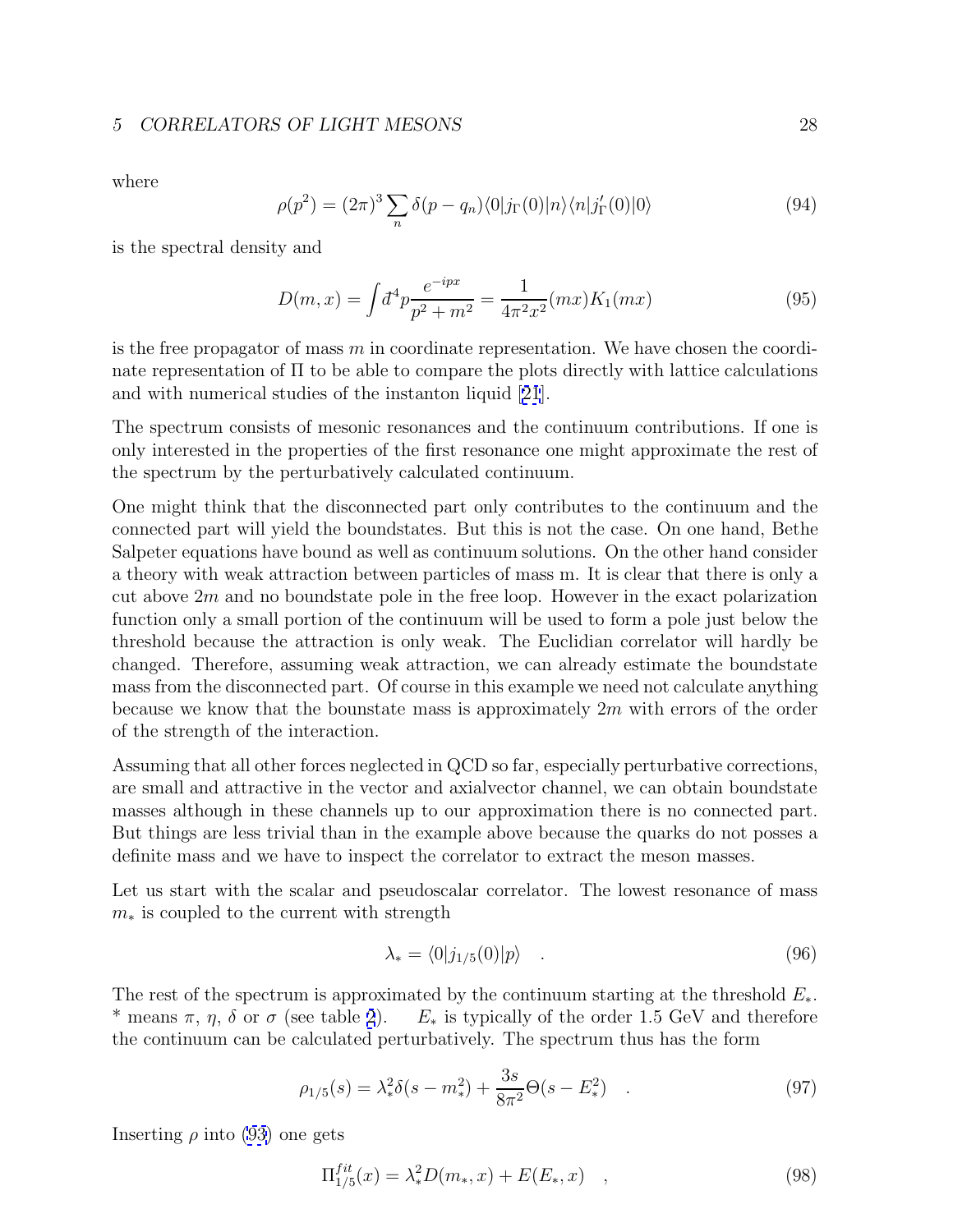where

$$\rho(p^2) = (2\pi)^3 \sum_n \delta(p - q_n) \langle 0 | j_\Gamma(0) | n \rangle \langle n | j'_\Gamma(0) | 0 \rangle \tag{94}$$

is the spectral density and

$$D(m, x) = \int đ^4 p \frac{e^{-ipx}}{p^2 + m^2} = \frac{1}{4\pi^2 x^2}(mx) K_1(mx) \tag{95}$$

is the free propagator of mass $m$ in coordinate representation. We have chosen the coordinate representation of $\Pi$ to be able to compare the plots directly with lattice calculations and with numerical studies of the instanton liquid [21].

The spectrum consists of mesonic resonances and the continuum contributions. If one is only interested in the properties of the first resonance one might approximate the rest of the spectrum by the perturbatively calculated continuum.

One might think that the disconnected part only contributes to the continuum and the connected part will yield the boundstates. But this is not the case. On one hand, Bethe Salpeter equations have bound as well as continuum solutions. On the other hand consider a theory with weak attraction between particles of mass m. It is clear that there is only a cut above $2m$ and no boundstate pole in the free loop. However in the exact polarization function only a small portion of the continuum will be used to form a pole just below the threshold because the attraction is only weak. The Euclidian correlator will hardly be changed. Therefore, assuming weak attraction, we can already estimate the boundstate mass from the disconnected part. Of course in this example we need not calculate anything because we know that the bounstate mass is approximately $2m$ with errors of the order of the strength of the interaction.

Assuming that all other forces neglected in QCD so far, especially perturbative corrections, are small and attractive in the vector and axialvector channel, we can obtain boundstate masses although in these channels up to our approximation there is no connected part. But things are less trivial than in the example above because the quarks do not posses a definite mass and we have to inspect the correlator to extract the meson masses.

Let us start with the scalar and pseudoscalar correlator. The lowest resonance of mass $m_*$ is coupled to the current with strength

$$\lambda_* = \langle 0 | j_{1/5}(0) | p \rangle \quad . \tag{96}$$

The rest of the spectrum is approximated by the continuum starting at the threshold $E_*$. * means $\pi$, $\eta$, $\delta$ or $\sigma$ (see table 2). $E_*$ is typically of the order 1.5 GeV and therefore the continuum can be calculated perturbatively. The spectrum thus has the form

$$\rho_{1/5}(s) = \lambda_*^2 \delta(s - m_*^2) + \frac{3s}{8\pi^2} \Theta(s - E_*^2) \quad . \tag{97}$$

Inserting $\rho$ into (93) one gets

$$\Pi^{fit}_{1/5}(x) = \lambda_*^2 D(m_*, x) + E(E_*, x) \quad , \tag{98}$$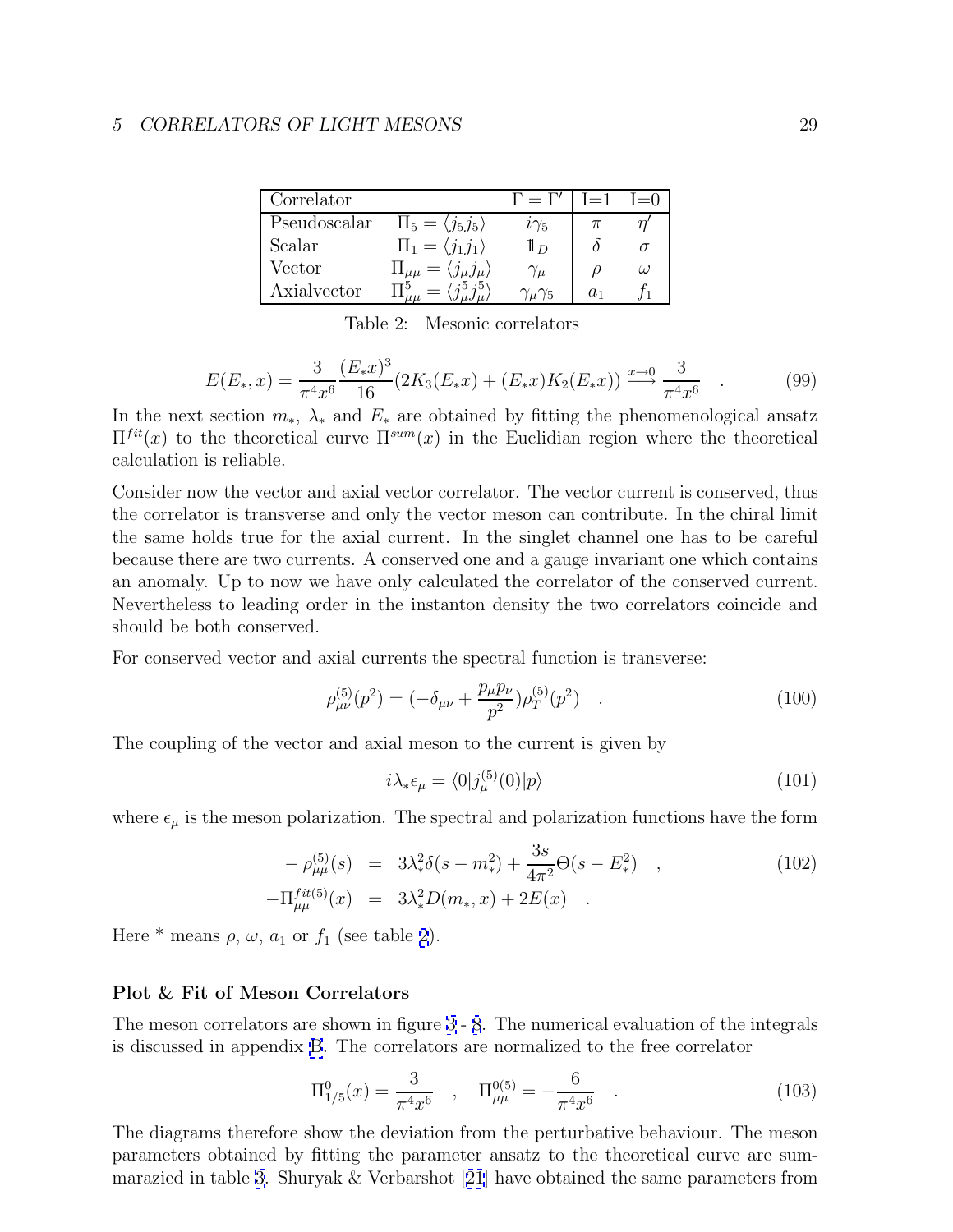| Correlator | | $\Gamma = \Gamma'$ | I=1 | I=0 |
|---|---|---|---|---|
| Pseudoscalar | $\Pi_5 = \langle j_5 j_5 \rangle$ | $i\gamma_5$ | $\pi$ | $\eta'$ |
| Scalar | $\Pi_1 = \langle j_1 j_1 \rangle$ | $\mathbb{1}_D$ | $\delta$ | $\sigma$ |
| Vector | $\Pi_{\mu\mu} = \langle j_\mu j_\mu \rangle$ | $\gamma_\mu$ | $\rho$ | $\omega$ |
| Axialvector | $\Pi^5_{\mu\mu} = \langle j^5_\mu j^5_\mu \rangle$ | $\gamma_\mu \gamma_5$ | $a_1$ | $f_1$ |

Table 2: Mesonic correlators

$$E(E_*, x) = \frac{3}{\pi^4 x^6} \frac{(E_* x)^3}{16} (2K_3(E_* x) + (E_* x) K_2(E_* x)) \xrightarrow{x \to 0} \frac{3}{\pi^4 x^6} \quad . \tag{99}$$

In the next section $m_*$, $\lambda_*$ and $E_*$ are obtained by fitting the phenomenological ansatz $\Pi^{fit}(x)$ to the theoretical curve $\Pi^{sum}(x)$ in the Euclidian region where the theoretical calculation is reliable.

Consider now the vector and axial vector correlator. The vector current is conserved, thus the correlator is transverse and only the vector meson can contribute. In the chiral limit the same holds true for the axial current. In the singlet channel one has to be careful because there are two currents. A conserved one and a gauge invariant one which contains an anomaly. Up to now we have only calculated the correlator of the conserved current. Nevertheless to leading order in the instanton density the two correlators coincide and should be both conserved.

For conserved vector and axial currents the spectral function is transverse:

$$\rho^{(5)}_{\mu\nu}(p^2) = (-\delta_{\mu\nu} + \frac{p_\mu p_\nu}{p^2}) \rho^{(5)}_T(p^2) \quad . \tag{100}$$

The coupling of the vector and axial meson to the current is given by

$$i\lambda_* \epsilon_\mu = \langle 0 | j^{(5)}_\mu(0) | p \rangle \tag{101}$$

where $\epsilon_\mu$ is the meson polarization. The spectral and polarization functions have the form

$$\begin{aligned} -\rho^{(5)}_{\mu\mu}(s) &= 3\lambda_*^2 \delta(s - m_*^2) + \frac{3s}{4\pi^2} \Theta(s - E_*^2) \quad , \\ -\Pi^{fit(5)}_{\mu\mu}(x) &= 3\lambda_*^2 D(m_*, x) + 2E(x) \quad . \end{aligned} \tag{102}$$

Here * means $\rho$, $\omega$, $a_1$ or $f_1$ (see table 2).

### Plot & Fit of Meson Correlators

The meson correlators are shown in figure 3 - 8. The numerical evaluation of the integrals is discussed in appendix B. The correlators are normalized to the free correlator

$$\Pi^0_{1/5}(x) = \frac{3}{\pi^4 x^6} \quad , \quad \Pi^{0(5)}_{\mu\mu} = -\frac{6}{\pi^4 x^6} \quad . \tag{103}$$

The diagrams therefore show the deviation from the perturbative behaviour. The meson parameters obtained by fitting the parameter ansatz to the theoretical curve are summarazied in table 3. Shuryak & Verbarshot [21] have obtained the same parameters from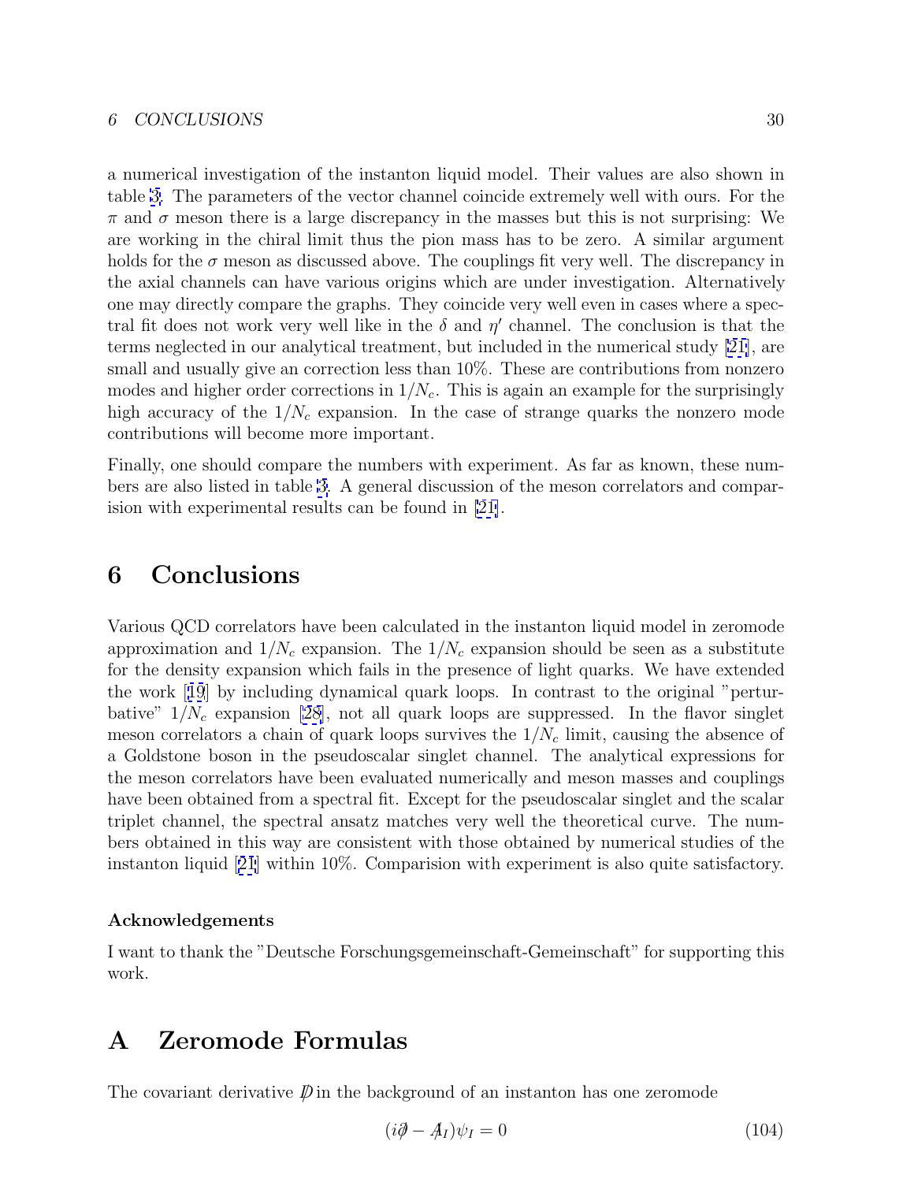a numerical investigation of the instanton liquid model. Their values are also shown in table 3. The parameters of the vector channel coincide extremely well with ours. For the $\pi$ and $\sigma$ meson there is a large discrepancy in the masses but this is not surprising: We are working in the chiral limit thus the pion mass has to be zero. A similar argument holds for the $\sigma$ meson as discussed above. The couplings fit very well. The discrepancy in the axial channels can have various origins which are under investigation. Alternatively one may directly compare the graphs. They coincide very well even in cases where a spectral fit does not work very well like in the $\delta$ and $\eta'$ channel. The conclusion is that the terms neglected in our analytical treatment, but included in the numerical study [21], are small and usually give an correction less than 10%. These are contributions from nonzero modes and higher order corrections in $1/N_c$. This is again an example for the surprisingly high accuracy of the $1/N_c$ expansion. In the case of strange quarks the nonzero mode contributions will become more important.

Finally, one should compare the numbers with experiment. As far as known, these numbers are also listed in table 3. A general discussion of the meson correlators and comparision with experimental results can be found in [21].

# 6 Conclusions

Various QCD correlators have been calculated in the instanton liquid model in zeromode approximation and $1/N_c$ expansion. The $1/N_c$ expansion should be seen as a substitute for the density expansion which fails in the presence of light quarks. We have extended the work [19] by including dynamical quark loops. In contrast to the original "perturbative" $1/N_c$ expansion [28], not all quark loops are suppressed. In the flavor singlet meson correlators a chain of quark loops survives the $1/N_c$ limit, causing the absence of a Goldstone boson in the pseudoscalar singlet channel. The analytical expressions for the meson correlators have been evaluated numerically and meson masses and couplings have been obtained from a spectral fit. Except for the pseudoscalar singlet and the scalar triplet channel, the spectral ansatz matches very well the theoretical curve. The numbers obtained in this way are consistent with those obtained by numerical studies of the instanton liquid [21] within 10%. Comparision with experiment is also quite satisfactory.

### Acknowledgements

I want to thank the "Deutsche Forschungsgemeinschaft-Gemeinschaft" for supporting this work.

# A Zeromode Formulas

The covariant derivative $\not{D}$ in the background of an instanton has one zeromode

$$(i\not{\partial} - \not{A}_I)\psi_I = 0 \tag{104}$$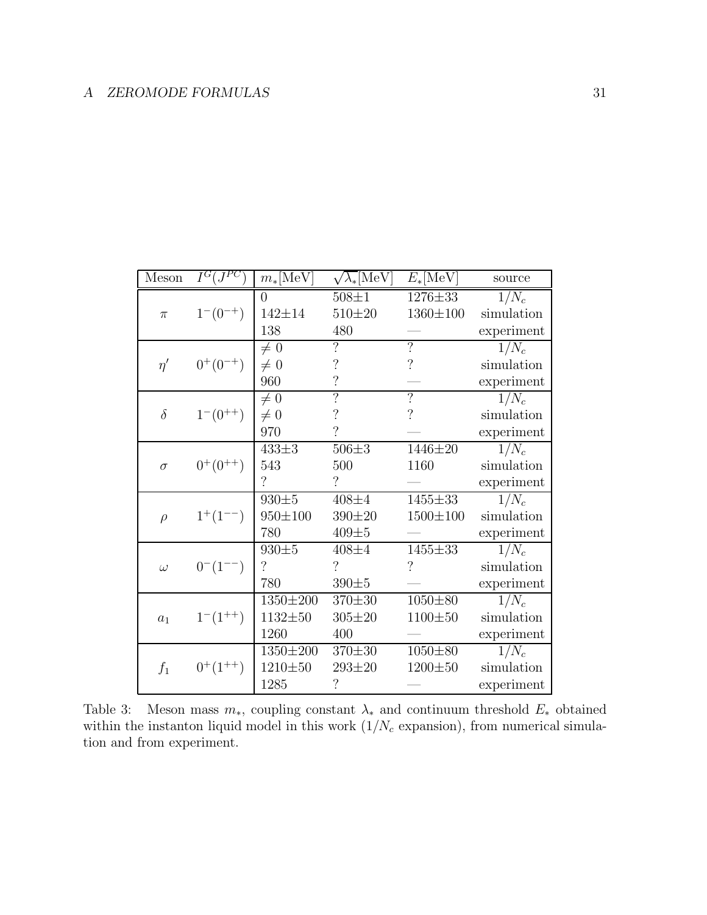| Meson | $I^G(J^{PC})$ | $m_*$[MeV] | $\sqrt{\lambda_*}$[MeV] | $E_*$[MeV] | source |
|---|---|---|---|---|---|
| | | 0 | 508±1 | 1276±33 | $1/N_c$ |
| $\pi$ | $1^-(0^{-+})$ | 142±14 | 510±20 | 1360±100 | simulation |
| | | 138 | 480 | — | experiment |
| | | $\neq 0$ | ? | ? | $1/N_c$ |
| $\eta'$ | $0^+(0^{-+})$ | $\neq 0$ | ? | ? | simulation |
| | | 960 | ? | — | experiment |
| | | $\neq 0$ | ? | ? | $1/N_c$ |
| $\delta$ | $1^-(0^{++})$ | $\neq 0$ | ? | ? | simulation |
| | | 970 | ? | — | experiment |
| | | 433±3 | 506±3 | 1446±20 | $1/N_c$ |
| $\sigma$ | $0^+(0^{++})$ | 543 | 500 | 1160 | simulation |
| | | ? | ? | — | experiment |
| | | 930±5 | 408±4 | 1455±33 | $1/N_c$ |
| $\rho$ | $1^+(1^{--})$ | 950±100 | 390±20 | 1500±100 | simulation |
| | | 780 | 409±5 | — | experiment |
| | | 930±5 | 408±4 | 1455±33 | $1/N_c$ |
| $\omega$ | $0^-(1^{--})$ | ? | ? | ? | simulation |
| | | 780 | 390±5 | — | experiment |
| | | 1350±200 | 370±30 | 1050±80 | $1/N_c$ |
| $a_1$ | $1^-(1^{++})$ | 1132±50 | 305±20 | 1100±50 | simulation |
| | | 1260 | 400 | — | experiment |
| | | 1350±200 | 370±30 | 1050±80 | $1/N_c$ |
| $f_1$ | $0^+(1^{++})$ | 1210±50 | 293±20 | 1200±50 | simulation |
| | | 1285 | ? | — | experiment |

Table 3: Meson mass $m_*$, coupling constant $\lambda_*$ and continuum threshold $E_*$ obtained within the instanton liquid model in this work ($1/N_c$ expansion), from numerical simulation and from experiment.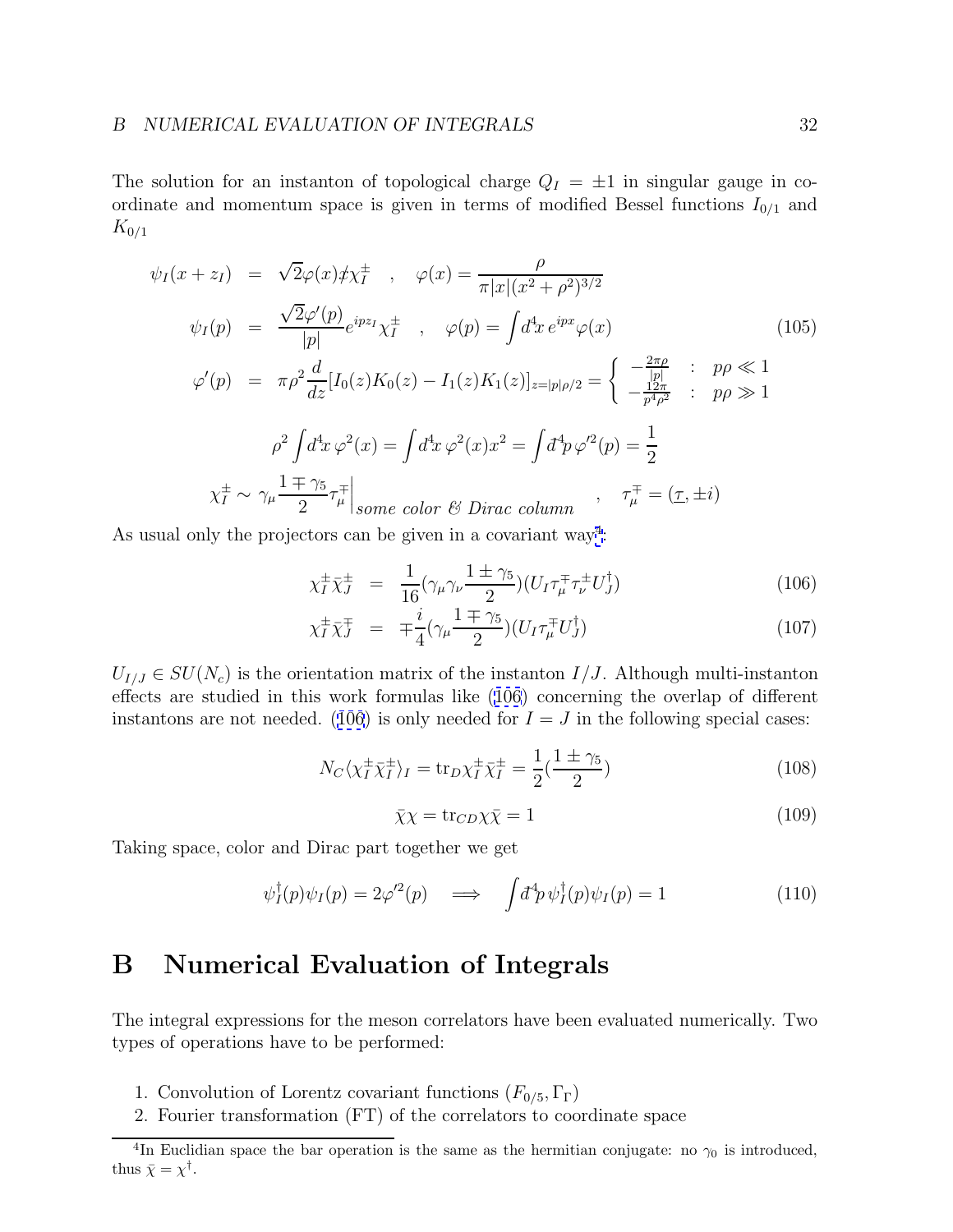The solution for an instanton of topological charge $Q_I = \pm 1$ in singular gauge in coordinate and momentum space is given in terms of modified Bessel functions $I_{0/1}$ and $K_{0/1}$

$$
\begin{aligned}
\psi_I(x+z_I) &= \sqrt{2}\varphi(x)\not{x}\chi_I^\pm \quad , \quad \varphi(x) = \frac{\rho}{\pi|x|(x^2+\rho^2)^{3/2}} \\
\psi_I(p) &= \frac{\sqrt{2}\varphi'(p)}{|p|} e^{ipz_I}\chi_I^\pm \quad , \quad \varphi(p) = \int d^4x\, e^{ipx}\varphi(x) \\
\varphi'(p) &= \pi\rho^2 \frac{d}{dz}[I_0(z)K_0(z) - I_1(z)K_1(z)]_{z=|p|\rho/2} = \begin{cases} -\frac{2\pi\rho}{|p|} & : \quad p\rho \ll 1 \\ -\frac{12\pi}{p^4\rho^2} & : \quad p\rho \gg 1 \end{cases}
\end{aligned}
\tag{105}
$$

$$
\rho^2 \int d^4x\, \varphi^2(x) = \int d^4x\, \varphi^2(x) x^2 = \int d^4p\, \varphi'^2(p) = \frac{1}{2}
$$

$$
\chi_I^\pm \sim \gamma_\mu \frac{1\mp\gamma_5}{2}\tau_\mu^\mp \Big|_{\textit{some color \& Dirac column}} \quad , \quad \tau_\mu^\mp = (\underline{\tau}, \pm i)
$$

As usual only the projectors can be given in a covariant way[4]:

$$
\chi_I^\pm \bar{\chi}_J^\pm = \frac{1}{16}(\gamma_\mu\gamma_\nu \frac{1\pm\gamma_5}{2})(U_I \tau_\mu^\mp \tau_\nu^\pm U_J^\dagger) \tag{106}
$$

$$
\chi_I^\pm \bar{\chi}_J^\mp = \mp\frac{i}{4}(\gamma_\mu \frac{1\mp\gamma_5}{2})(U_I \tau_\mu^\mp U_J^\dagger) \tag{107}
$$

$U_{I/J} \in SU(N_c)$ is the orientation matrix of the instanton $I/J$. Although multi-instanton effects are studied in this work formulas like (106) concerning the overlap of different instantons are not needed. (106) is only needed for $I = J$ in the following special cases:

$$
N_C \langle \chi_I^\pm \bar{\chi}_I^\pm \rangle_I = \mathrm{tr}_D \chi_I^\pm \bar{\chi}_I^\pm = \frac{1}{2}(\frac{1\pm\gamma_5}{2}) \tag{108}
$$

$$
\bar{\chi}\chi = \mathrm{tr}_{CD}\chi\bar{\chi} = 1 \tag{109}
$$

Taking space, color and Dirac part together we get

$$
\psi_I^\dagger(p)\psi_I(p) = 2\varphi'^2(p) \quad \Longrightarrow \quad \int d^4p\, \psi_I^\dagger(p)\psi_I(p) = 1 \tag{110}
$$

# B Numerical Evaluation of Integrals

The integral expressions for the meson correlators have been evaluated numerically. Two types of operations have to be performed:

1. Convolution of Lorentz covariant functions ($F_{0/5}, \Gamma_\Gamma$)
2. Fourier transformation (FT) of the correlators to coordinate space

---

[4] In Euclidian space the bar operation is the same as the hermitian conjugate: no $\gamma_0$ is introduced, thus $\bar{\chi} = \chi^\dagger$.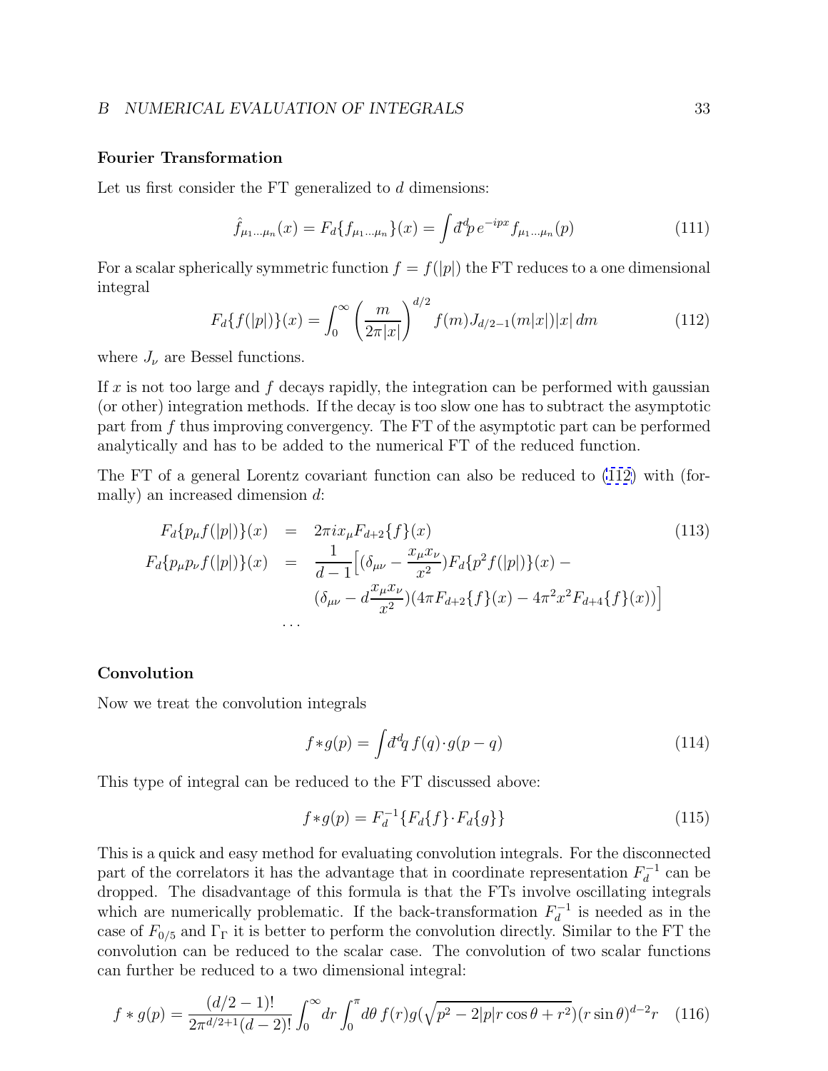### Fourier Transformation

Let us first consider the FT generalized to $d$ dimensions:

$$\hat{f}_{\mu_1\ldots\mu_n}(x) = F_d\{f_{\mu_1\ldots\mu_n}\}(x) = \int \bar{d}^d p \, e^{-ipx} f_{\mu_1\ldots\mu_n}(p) \tag{111}$$

For a scalar spherically symmetric function $f = f(|p|)$ the FT reduces to a one dimensional integral

$$F_d\{f(|p|)\}(x) = \int_0^\infty \left(\frac{m}{2\pi|x|}\right)^{d/2} f(m) J_{d/2-1}(m|x|)|x| \, dm \tag{112}$$

where $J_\nu$ are Bessel functions.

If $x$ is not too large and $f$ decays rapidly, the integration can be performed with gaussian (or other) integration methods. If the decay is too slow one has to subtract the asymptotic part from $f$ thus improving convergency. The FT of the asymptotic part can be performed analytically and has to be added to the numerical FT of the reduced function.

The FT of a general Lorentz covariant function can also be reduced to (112) with (formally) an increased dimension $d$:

$$\begin{aligned}
F_d\{p_\mu f(|p|)\}(x) &= 2\pi i x_\mu F_{d+2}\{f\}(x) \\
F_d\{p_\mu p_\nu f(|p|)\}(x) &= \frac{1}{d-1}\Big[(\delta_{\mu\nu} - \frac{x_\mu x_\nu}{x^2}) F_d\{p^2 f(|p|)\}(x) - \\
&\qquad (\delta_{\mu\nu} - d\frac{x_\mu x_\nu}{x^2})(4\pi F_{d+2}\{f\}(x) - 4\pi^2 x^2 F_{d+4}\{f\}(x))\Big] \\
&\ldots
\end{aligned} \tag{113}$$

### Convolution

Now we treat the convolution integrals

$$f * g(p) = \int \bar{d}^d q \, f(q) \cdot g(p-q) \tag{114}$$

This type of integral can be reduced to the FT discussed above:

$$f * g(p) = F_d^{-1}\{F_d\{f\} \cdot F_d\{g\}\} \tag{115}$$

This is a quick and easy method for evaluating convolution integrals. For the disconnected part of the correlators it has the advantage that in coordinate representation $F_d^{-1}$ can be dropped. The disadvantage of this formula is that the FTs involve oscillating integrals which are numerically problematic. If the back-transformation $F_d^{-1}$ is needed as in the case of $F_{0/5}$ and $\Gamma_\Gamma$ it is better to perform the convolution directly. Similar to the FT the convolution can be reduced to the scalar case. The convolution of two scalar functions can further be reduced to a two dimensional integral:

$$f * g(p) = \frac{(d/2-1)!}{2\pi^{d/2+1}(d-2)!} \int_0^\infty dr \int_0^\pi d\theta \, f(r) g(\sqrt{p^2 - 2|p| r \cos\theta + r^2}) (r \sin\theta)^{d-2} r \tag{116}$$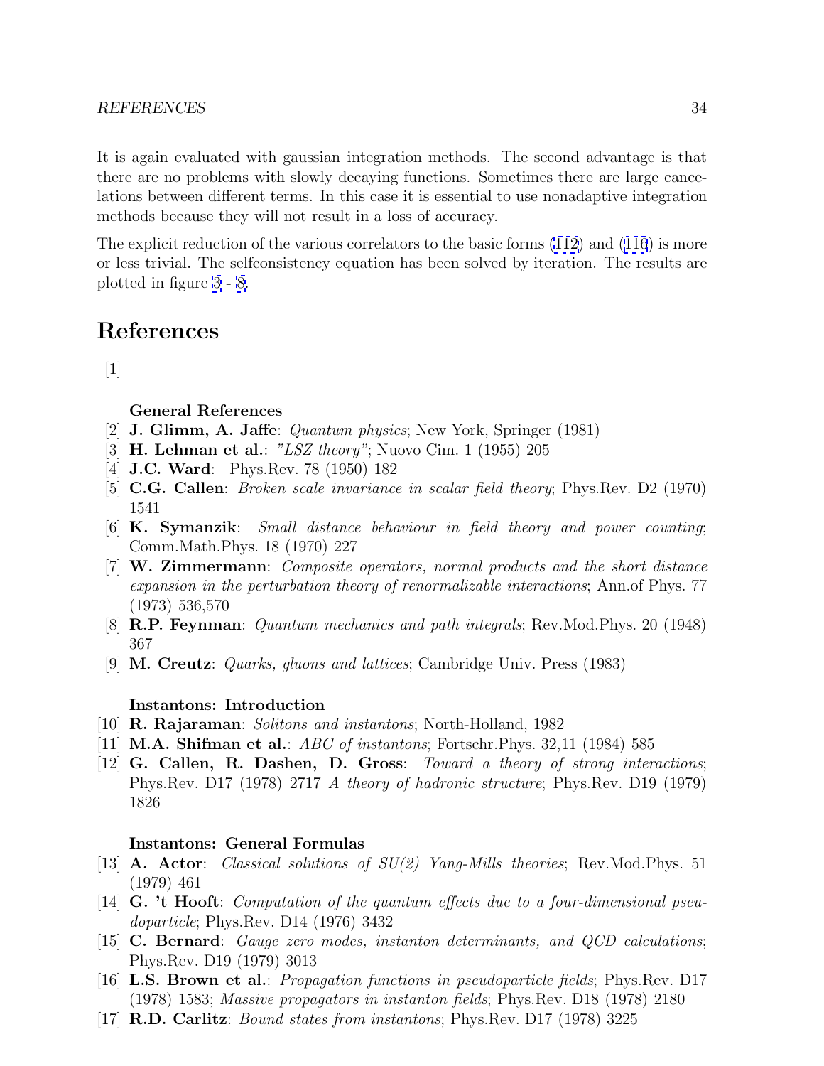It is again evaluated with gaussian integration methods. The second advantage is that there are no problems with slowly decaying functions. Sometimes there are large cancelations between different terms. In this case it is essential to use nonadaptive integration methods because they will not result in a loss of accuracy.

The explicit reduction of the various correlators to the basic forms (112) and (116) is more or less trivial. The selfconsistency equation has been solved by iteration. The results are plotted in figure 3 - 8.

# References

[1]

**General References**

[2] **J. Glimm, A. Jaffe**: *Quantum physics*; New York, Springer (1981)

[3] **H. Lehman et al.**: *"LSZ theory"*; Nuovo Cim. 1 (1955) 205

[4] **J.C. Ward**: Phys.Rev. 78 (1950) 182

[5] **C.G. Callen**: *Broken scale invariance in scalar field theory*; Phys.Rev. D2 (1970) 1541

[6] **K. Symanzik**: *Small distance behaviour in field theory and power counting*; Comm.Math.Phys. 18 (1970) 227

[7] **W. Zimmermann**: *Composite operators, normal products and the short distance expansion in the perturbation theory of renormalizable interactions*; Ann.of Phys. 77 (1973) 536,570

[8] **R.P. Feynman**: *Quantum mechanics and path integrals*; Rev.Mod.Phys. 20 (1948) 367

[9] **M. Creutz**: *Quarks, gluons and lattices*; Cambridge Univ. Press (1983)

**Instantons: Introduction**

[10] **R. Rajaraman**: *Solitons and instantons*; North-Holland, 1982

[11] **M.A. Shifman et al.**: *ABC of instantons*; Fortschr.Phys. 32,11 (1984) 585

[12] **G. Callen, R. Dashen, D. Gross**: *Toward a theory of strong interactions*; Phys.Rev. D17 (1978) 2717 *A theory of hadronic structure*; Phys.Rev. D19 (1979) 1826

**Instantons: General Formulas**

[13] **A. Actor**: *Classical solutions of SU(2) Yang-Mills theories*; Rev.Mod.Phys. 51 (1979) 461

[14] **G. 't Hooft**: *Computation of the quantum effects due to a four-dimensional pseudoparticle*; Phys.Rev. D14 (1976) 3432

[15] **C. Bernard**: *Gauge zero modes, instanton determinants, and QCD calculations*; Phys.Rev. D19 (1979) 3013

[16] **L.S. Brown et al.**: *Propagation functions in pseudoparticle fields*; Phys.Rev. D17 (1978) 1583; *Massive propagators in instanton fields*; Phys.Rev. D18 (1978) 2180

[17] **R.D. Carlitz**: *Bound states from instantons*; Phys.Rev. D17 (1978) 3225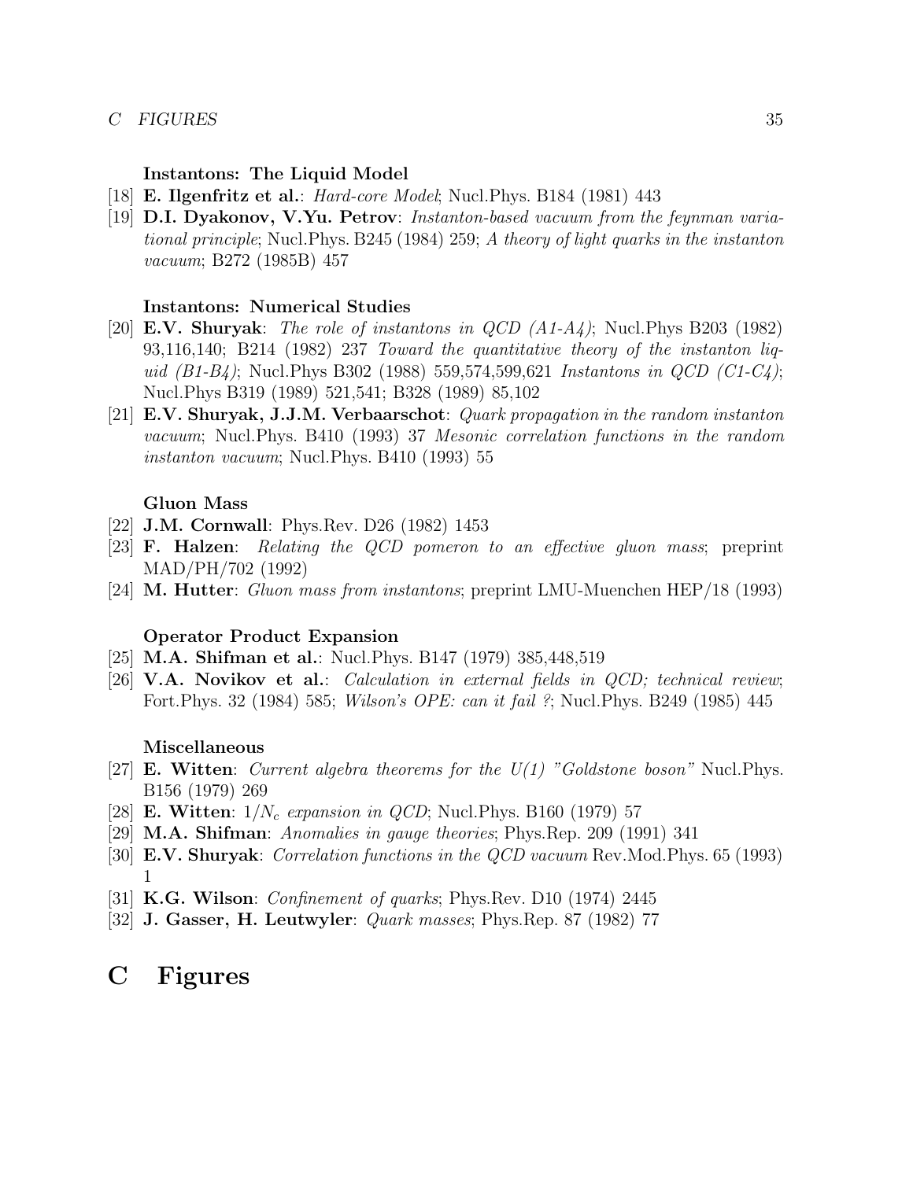**Instantons: The Liquid Model**

[18] **E. Ilgenfritz et al.**: *Hard-core Model*; Nucl.Phys. B184 (1981) 443

[19] **D.I. Dyakonov, V.Yu. Petrov**: *Instanton-based vacuum from the feynman variational principle*; Nucl.Phys. B245 (1984) 259; *A theory of light quarks in the instanton vacuum*; B272 (1985B) 457

**Instantons: Numerical Studies**

[20] **E.V. Shuryak**: *The role of instantons in QCD (A1-A4)*; Nucl.Phys B203 (1982) 93,116,140; B214 (1982) 237 *Toward the quantitative theory of the instanton liquid (B1-B4)*; Nucl.Phys B302 (1988) 559,574,599,621 *Instantons in QCD (C1-C4)*; Nucl.Phys B319 (1989) 521,541; B328 (1989) 85,102

[21] **E.V. Shuryak, J.J.M. Verbaarschot**: *Quark propagation in the random instanton vacuum*; Nucl.Phys. B410 (1993) 37 *Mesonic correlation functions in the random instanton vacuum*; Nucl.Phys. B410 (1993) 55

**Gluon Mass**

[22] **J.M. Cornwall**: Phys.Rev. D26 (1982) 1453

[23] **F. Halzen**: *Relating the QCD pomeron to an effective gluon mass*; preprint MAD/PH/702 (1992)

[24] **M. Hutter**: *Gluon mass from instantons*; preprint LMU-Muenchen HEP/18 (1993)

**Operator Product Expansion**

[25] **M.A. Shifman et al.**: Nucl.Phys. B147 (1979) 385,448,519

[26] **V.A. Novikov et al.**: *Calculation in external fields in QCD; technical review*; Fort.Phys. 32 (1984) 585; *Wilson's OPE: can it fail ?*; Nucl.Phys. B249 (1985) 445

**Miscellaneous**

[27] **E. Witten**: *Current algebra theorems for the U(1) "Goldstone boson"* Nucl.Phys. B156 (1979) 269

[28] **E. Witten**: *$1/N_c$ expansion in QCD*; Nucl.Phys. B160 (1979) 57

[29] **M.A. Shifman**: *Anomalies in gauge theories*; Phys.Rep. 209 (1991) 341

[30] **E.V. Shuryak**: *Correlation functions in the QCD vacuum* Rev.Mod.Phys. 65 (1993) 1

[31] **K.G. Wilson**: *Confinement of quarks*; Phys.Rev. D10 (1974) 2445

[32] **J. Gasser, H. Leutwyler**: *Quark masses*; Phys.Rep. 87 (1982) 77

# C Figures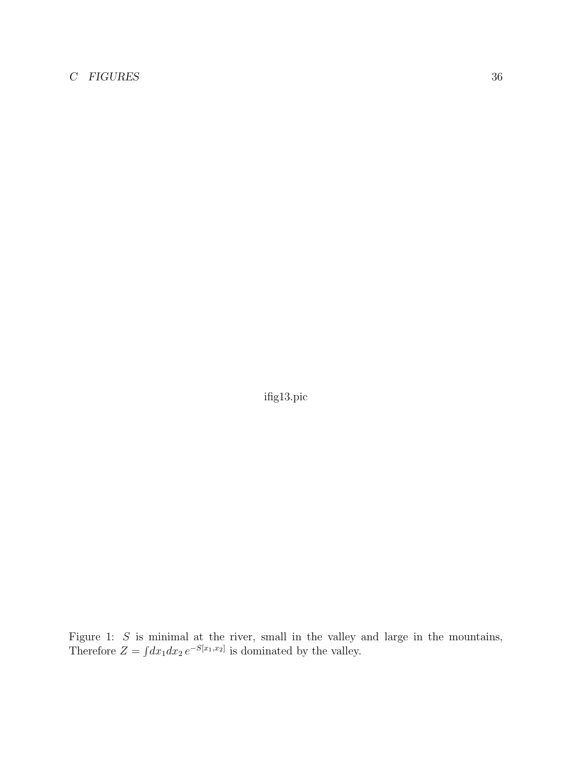ifig13.pic

Figure 1: $S$ is minimal at the river, small in the valley and large in the mountains, Therefore $Z = \int dx_1 dx_2 \, e^{-S[x_1,x_2]}$ is dominated by the valley.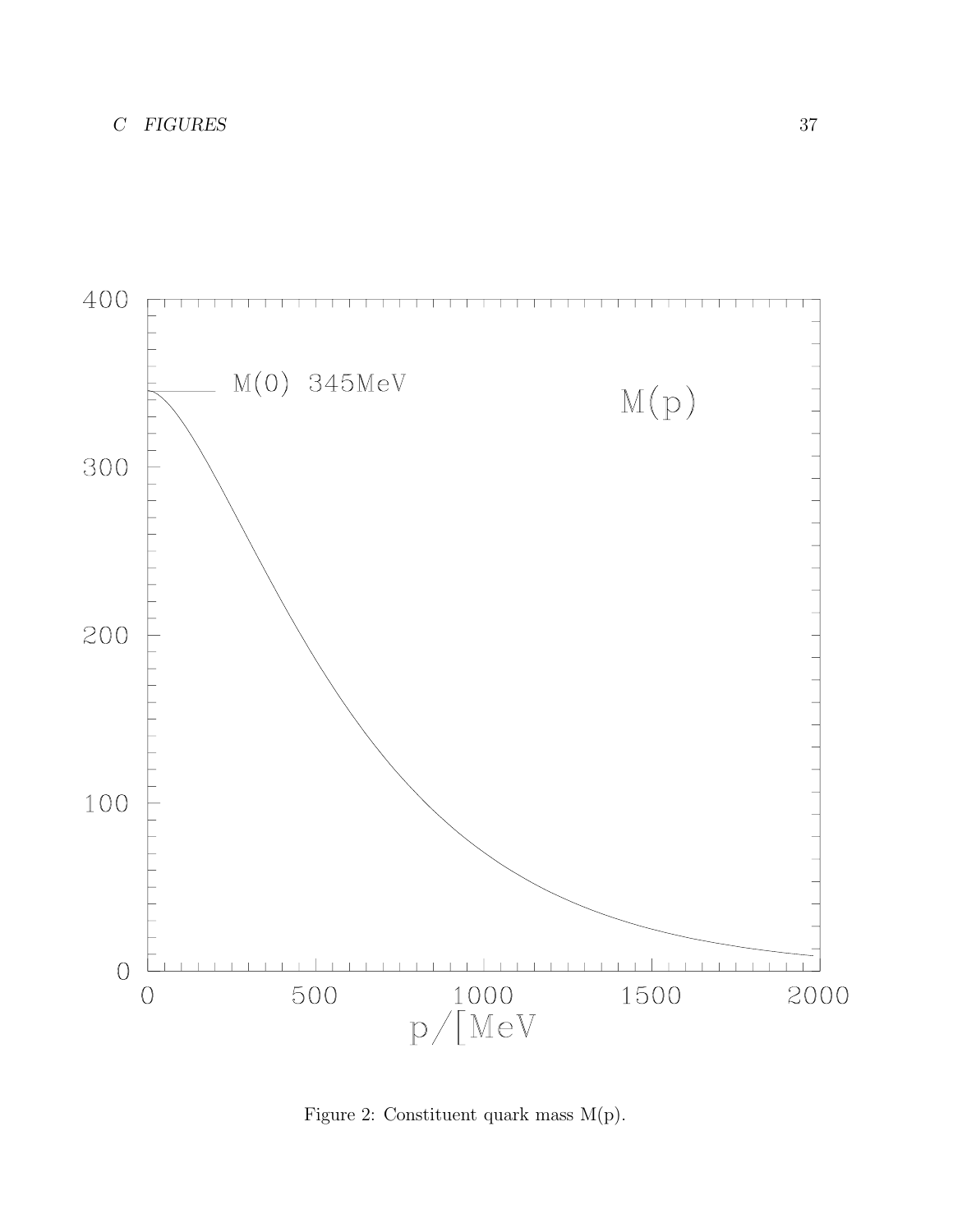Figure 2: Constituent quark mass M(p).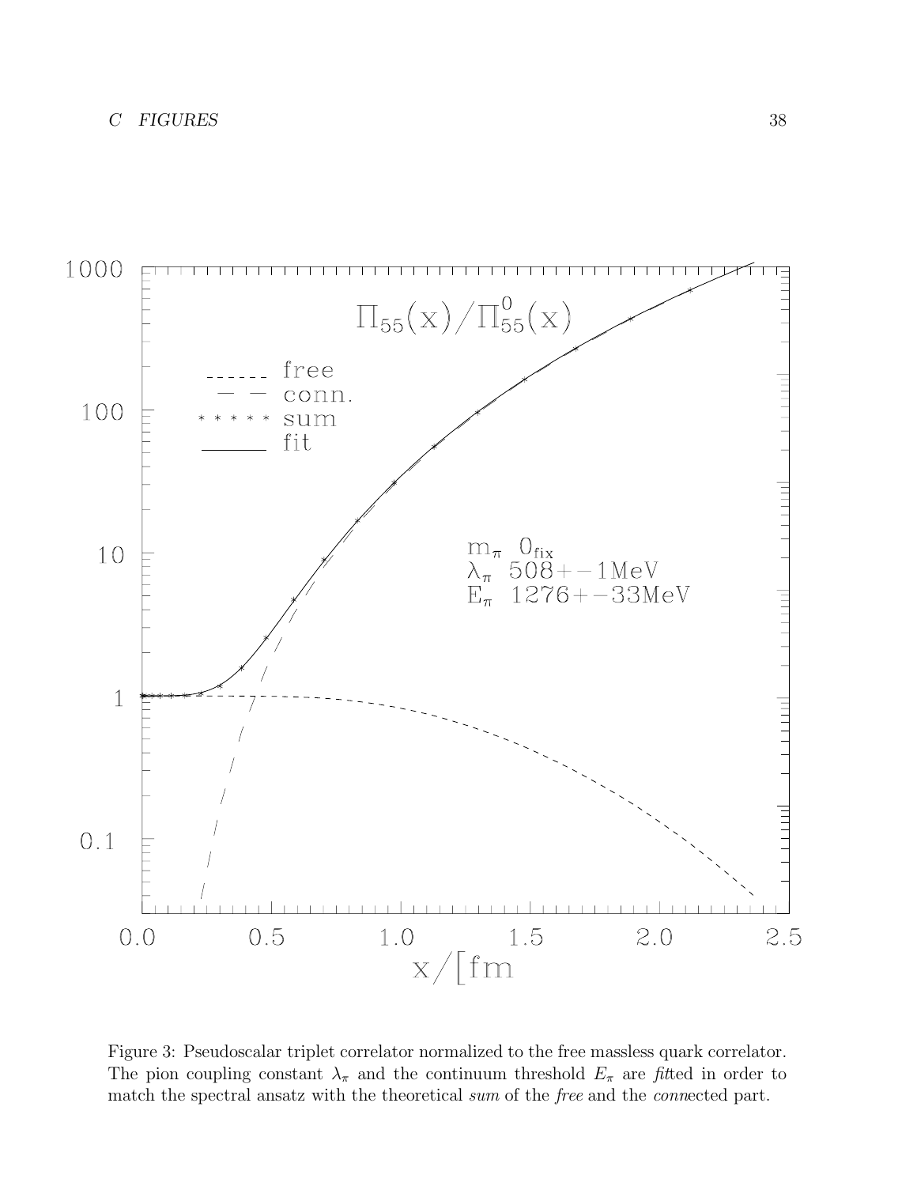Figure 3: Pseudoscalar triplet correlator normalized to the free massless quark correlator. The pion coupling constant $\lambda_\pi$ and the continuum threshold $E_\pi$ are *fit*ted in order to match the spectral ansatz with the theoretical *sum* of the *free* and the *conn*ected part.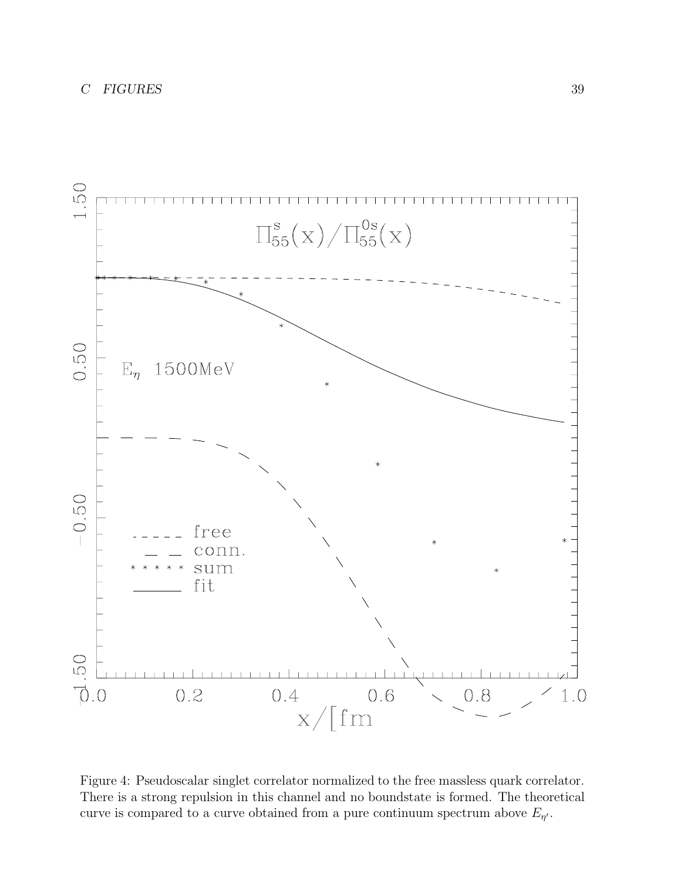Figure 4: Pseudoscalar singlet correlator normalized to the free massless quark correlator. There is a strong repulsion in this channel and no boundstate is formed. The theoretical curve is compared to a curve obtained from a pure continuum spectrum above $E_{\eta'}$.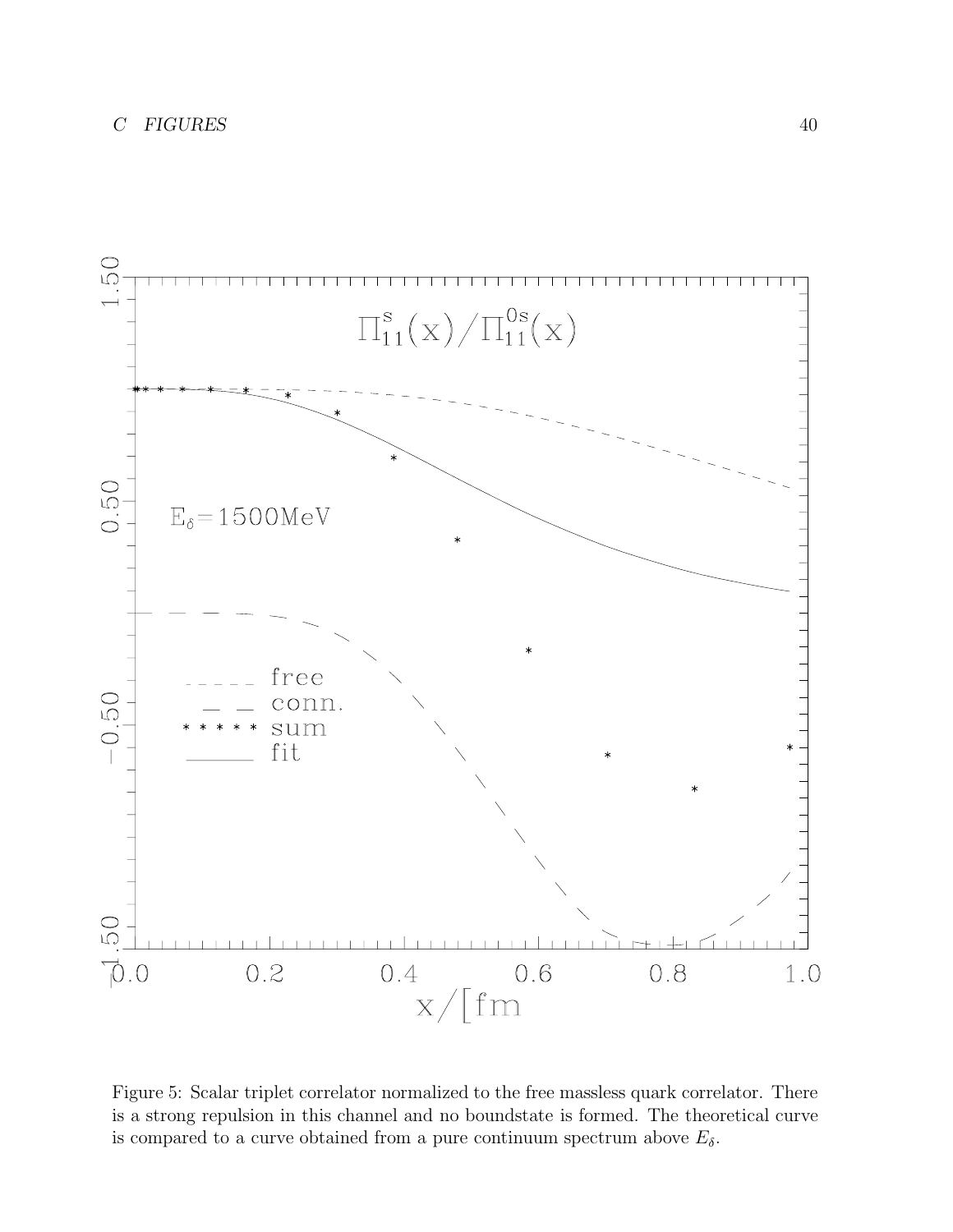Figure 5: Scalar triplet correlator normalized to the free massless quark correlator. There is a strong repulsion in this channel and no boundstate is formed. The theoretical curve is compared to a curve obtained from a pure continuum spectrum above $E_\delta$.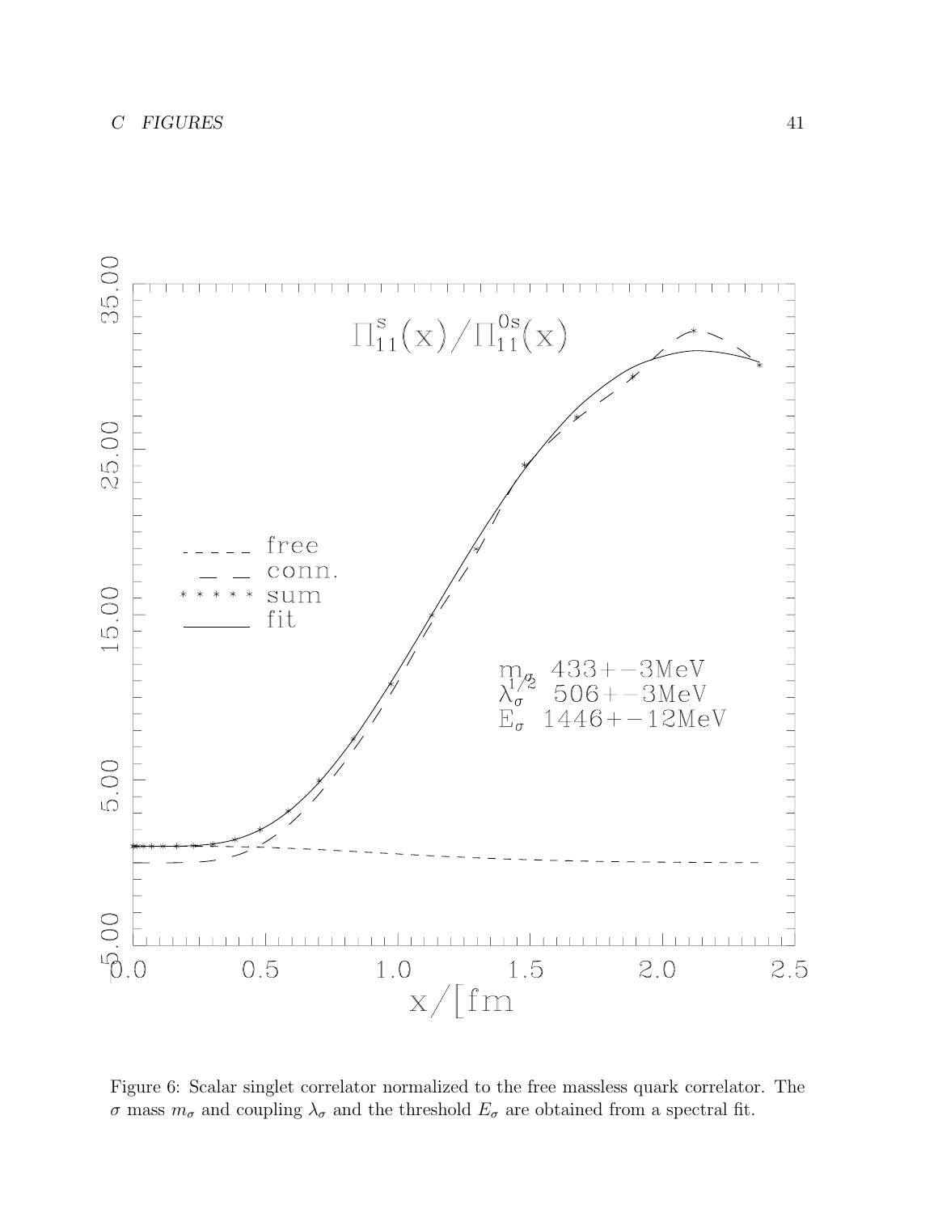Figure 6: Scalar singlet correlator normalized to the free massless quark correlator. The $\sigma$ mass $m_\sigma$ and coupling $\lambda_\sigma$ and the threshold $E_\sigma$ are obtained from a spectral fit.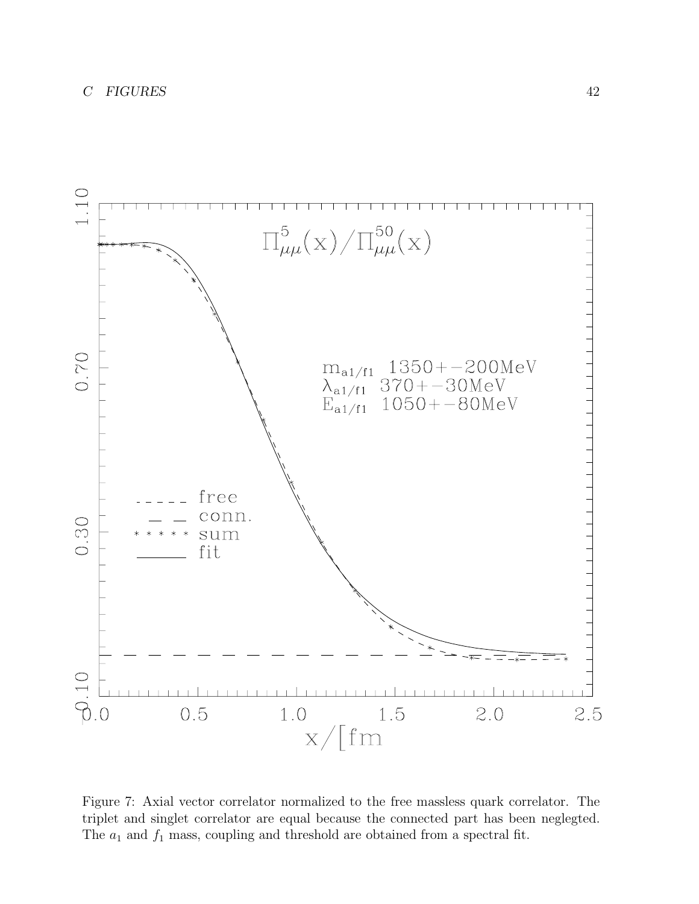Figure 7: Axial vector correlator normalized to the free massless quark correlator. The triplet and singlet correlator are equal because the connected part has been neglegted. The $a_1$ and $f_1$ mass, coupling and threshold are obtained from a spectral fit.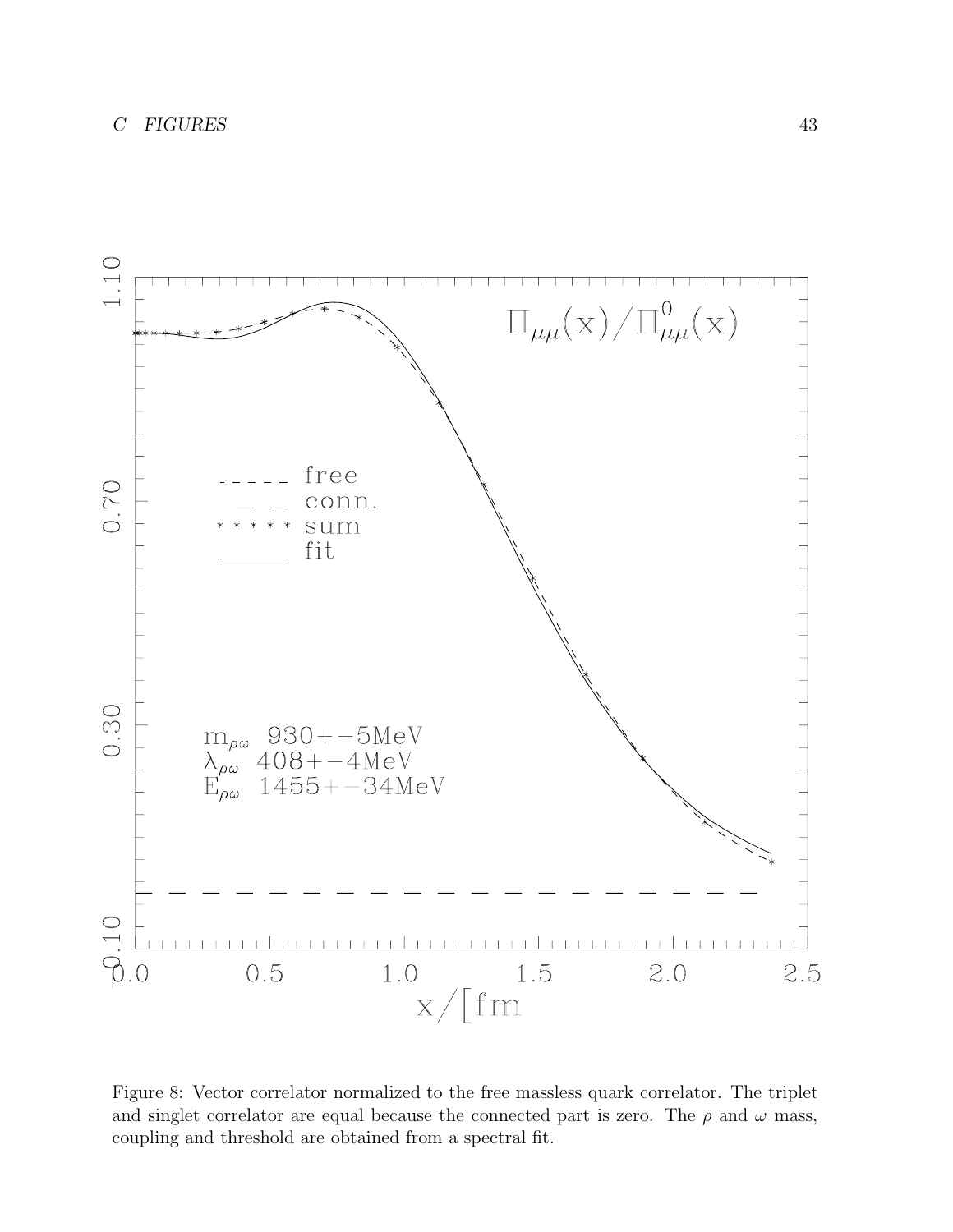$\Pi_{\mu\mu}(x)/\Pi^0_{\mu\mu}(x)$

free
conn.
sum
fit

$m_{\rho\omega}$ 930+−5MeV
$\lambda_{\rho\omega}$ 408+−4MeV
$E_{\rho\omega}$ 1455+−34MeV

1.10
0.70
0.30
0.10

0.0 0.5 1.0 1.5 2.0 2.5

x/[fm

Figure 8: Vector correlator normalized to the free massless quark correlator. The triplet and singlet correlator are equal because the connected part is zero. The $\rho$ and $\omega$ mass, coupling and threshold are obtained from a spectral fit.